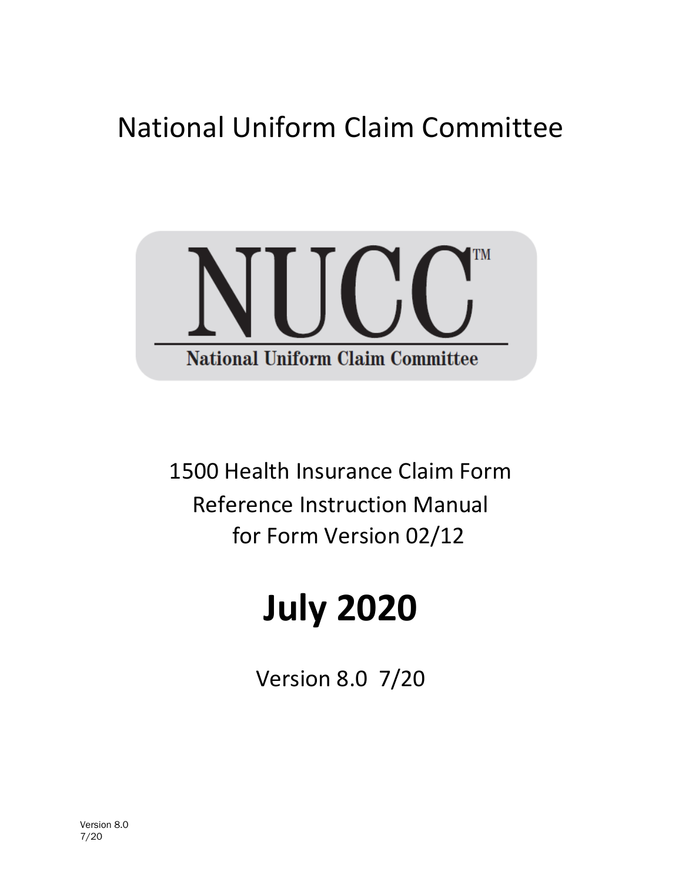# National Uniform Claim Committee

NUCC™

National Uniform Claim Committee

1500 Health Insurance Claim Form
Reference Instruction Manual
for Form Version 02/12

# July 2020

Version 8.0 7/20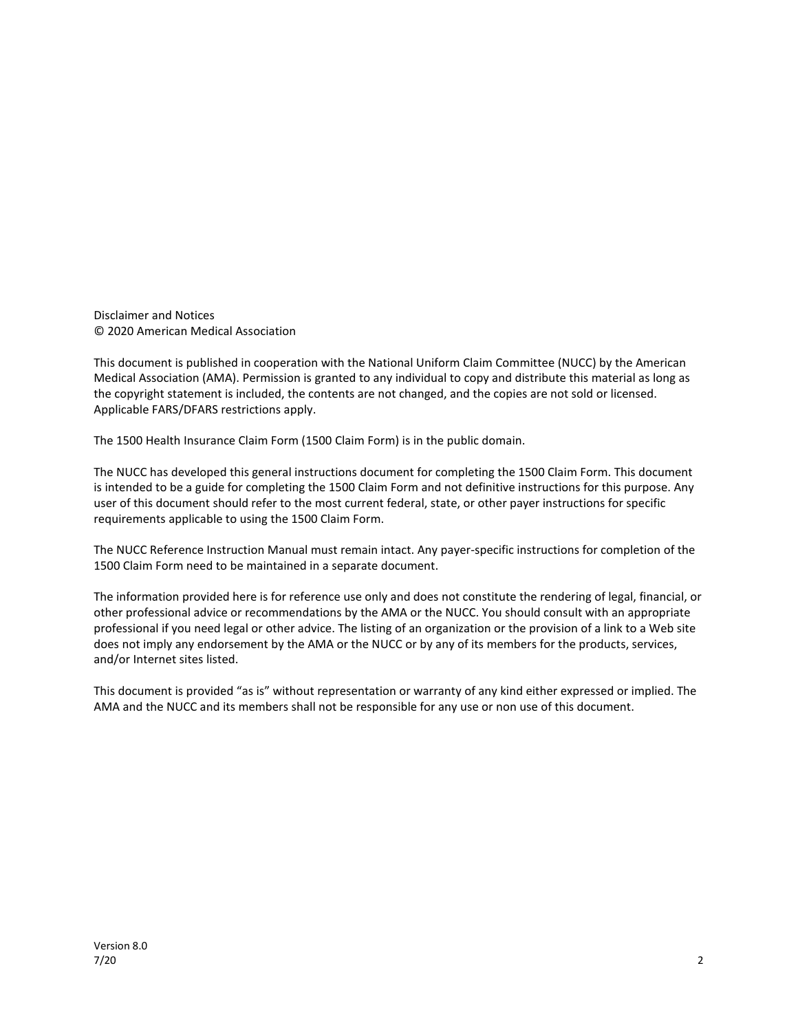Disclaimer and Notices
© 2020 American Medical Association

This document is published in cooperation with the National Uniform Claim Committee (NUCC) by the American Medical Association (AMA). Permission is granted to any individual to copy and distribute this material as long as the copyright statement is included, the contents are not changed, and the copies are not sold or licensed. Applicable FARS/DFARS restrictions apply.

The 1500 Health Insurance Claim Form (1500 Claim Form) is in the public domain.

The NUCC has developed this general instructions document for completing the 1500 Claim Form. This document is intended to be a guide for completing the 1500 Claim Form and not definitive instructions for this purpose. Any user of this document should refer to the most current federal, state, or other payer instructions for specific requirements applicable to using the 1500 Claim Form.

The NUCC Reference Instruction Manual must remain intact. Any payer-specific instructions for completion of the 1500 Claim Form need to be maintained in a separate document.

The information provided here is for reference use only and does not constitute the rendering of legal, financial, or other professional advice or recommendations by the AMA or the NUCC. You should consult with an appropriate professional if you need legal or other advice. The listing of an organization or the provision of a link to a Web site does not imply any endorsement by the AMA or the NUCC or by any of its members for the products, services, and/or Internet sites listed.

This document is provided "as is" without representation or warranty of any kind either expressed or implied. The AMA and the NUCC and its members shall not be responsible for any use or non use of this document.

Version 8.0
7/20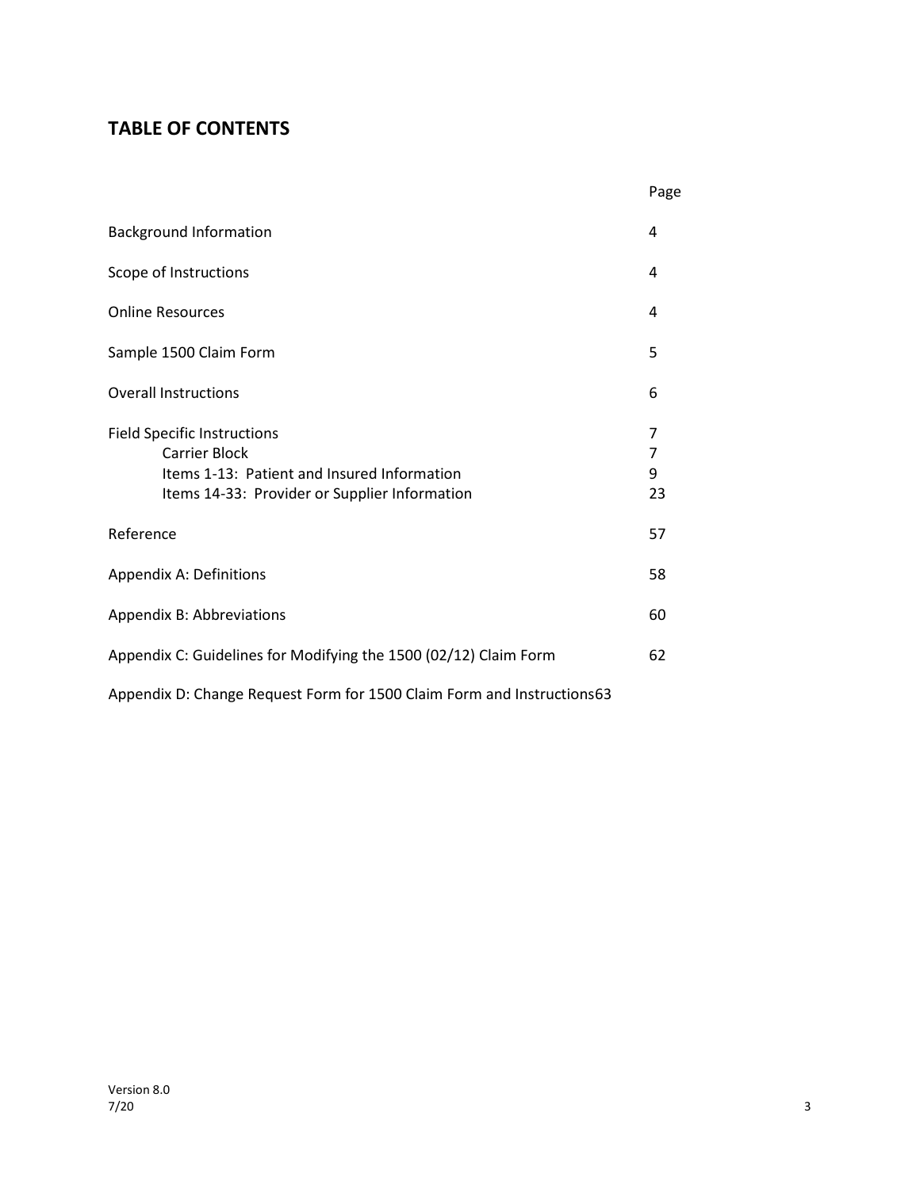## TABLE OF CONTENTS

| | Page |
|---|---|
| Background Information | 4 |
| Scope of Instructions | 4 |
| Online Resources | 4 |
| Sample 1500 Claim Form | 5 |
| Overall Instructions | 6 |
| Field Specific Instructions | 7 |
| Carrier Block | 7 |
| Items 1-13: Patient and Insured Information | 9 |
| Items 14-33: Provider or Supplier Information | 23 |
| Reference | 57 |
| Appendix A: Definitions | 58 |
| Appendix B: Abbreviations | 60 |
| Appendix C: Guidelines for Modifying the 1500 (02/12) Claim Form | 62 |
| Appendix D: Change Request Form for 1500 Claim Form and Instructions | 63 |

Version 8.0
7/20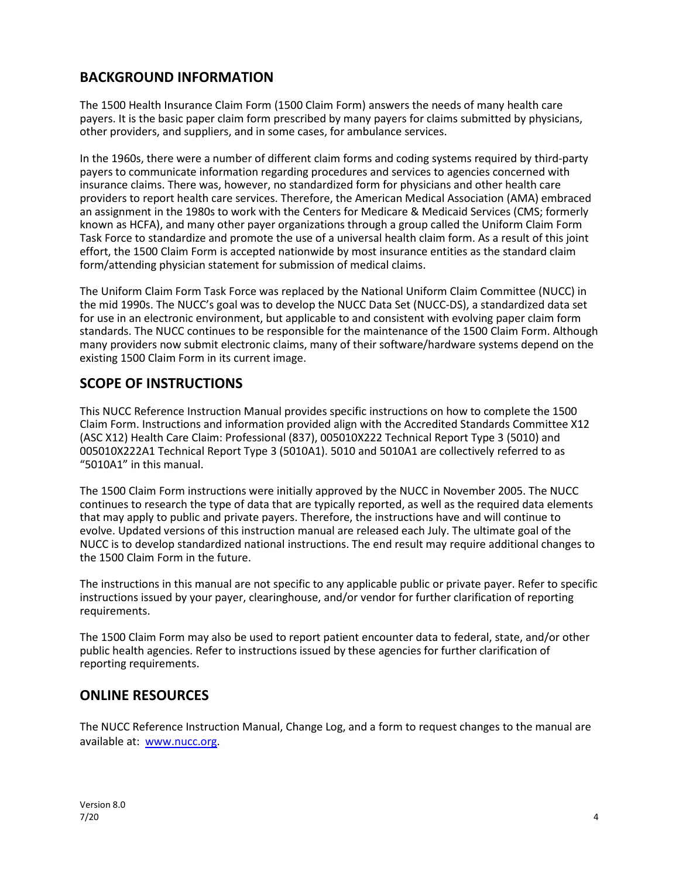## BACKGROUND INFORMATION

The 1500 Health Insurance Claim Form (1500 Claim Form) answers the needs of many health care payers. It is the basic paper claim form prescribed by many payers for claims submitted by physicians, other providers, and suppliers, and in some cases, for ambulance services.

In the 1960s, there were a number of different claim forms and coding systems required by third-party payers to communicate information regarding procedures and services to agencies concerned with insurance claims. There was, however, no standardized form for physicians and other health care providers to report health care services. Therefore, the American Medical Association (AMA) embraced an assignment in the 1980s to work with the Centers for Medicare & Medicaid Services (CMS; formerly known as HCFA), and many other payer organizations through a group called the Uniform Claim Form Task Force to standardize and promote the use of a universal health claim form. As a result of this joint effort, the 1500 Claim Form is accepted nationwide by most insurance entities as the standard claim form/attending physician statement for submission of medical claims.

The Uniform Claim Form Task Force was replaced by the National Uniform Claim Committee (NUCC) in the mid 1990s. The NUCC's goal was to develop the NUCC Data Set (NUCC-DS), a standardized data set for use in an electronic environment, but applicable to and consistent with evolving paper claim form standards. The NUCC continues to be responsible for the maintenance of the 1500 Claim Form. Although many providers now submit electronic claims, many of their software/hardware systems depend on the existing 1500 Claim Form in its current image.

## SCOPE OF INSTRUCTIONS

This NUCC Reference Instruction Manual provides specific instructions on how to complete the 1500 Claim Form. Instructions and information provided align with the Accredited Standards Committee X12 (ASC X12) Health Care Claim: Professional (837), 005010X222 Technical Report Type 3 (5010) and 005010X222A1 Technical Report Type 3 (5010A1). 5010 and 5010A1 are collectively referred to as "5010A1" in this manual.

The 1500 Claim Form instructions were initially approved by the NUCC in November 2005. The NUCC continues to research the type of data that are typically reported, as well as the required data elements that may apply to public and private payers. Therefore, the instructions have and will continue to evolve. Updated versions of this instruction manual are released each July. The ultimate goal of the NUCC is to develop standardized national instructions. The end result may require additional changes to the 1500 Claim Form in the future.

The instructions in this manual are not specific to any applicable public or private payer. Refer to specific instructions issued by your payer, clearinghouse, and/or vendor for further clarification of reporting requirements.

The 1500 Claim Form may also be used to report patient encounter data to federal, state, and/or other public health agencies. Refer to instructions issued by these agencies for further clarification of reporting requirements.

## ONLINE RESOURCES

The NUCC Reference Instruction Manual, Change Log, and a form to request changes to the manual are available at: [www.nucc.org](http://www.nucc.org).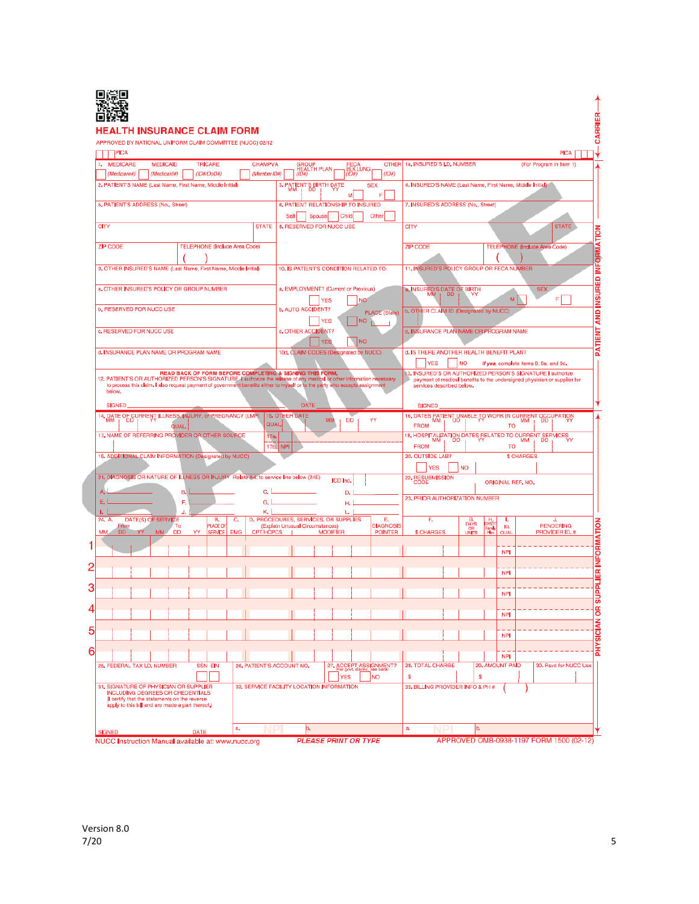# HEALTH INSURANCE CLAIM FORM

APPROVED BY NATIONAL UNIFORM CLAIM COMMITTEE (NUCC) 02/12

PICA | PICA

CARRIER

1. MEDICARE (Medicare#) | MEDICAID (Medicaid#) | TRICARE (ID#/DoD#) | CHAMPVA (Member ID#) | GROUP HEALTH PLAN (ID#) | FECA BLK LUNG (ID#) | OTHER (ID#)

1a. INSURED'S I.D. NUMBER (For Program in Item 1)

2. PATIENT'S NAME (Last Name, First Name, Middle Initial)

3. PATIENT'S BIRTH DATE MM DD YY SEX M F

4. INSURED'S NAME (Last Name, First Name, Middle Initial)

5. PATIENT'S ADDRESS (No., Street)

6. PATIENT RELATIONSHIP TO INSURED Self Spouse Child Other

7. INSURED'S ADDRESS (No., Street)

CITY STATE

8. RESERVED FOR NUCC USE

CITY STATE

ZIP CODE TELEPHONE (Include Area Code) ( )

ZIP CODE TELEPHONE (Include Area Code) ( )

9. OTHER INSURED'S NAME (Last Name, First Name, Middle Initial)

10. IS PATIENT'S CONDITION RELATED TO:

11. INSURED'S POLICY GROUP OR FECA NUMBER

a. OTHER INSURED'S POLICY OR GROUP NUMBER

a. EMPLOYMENT? (Current or Previous) YES NO

a. INSURED'S DATE OF BIRTH MM DD YY SEX M F

b. RESERVED FOR NUCC USE

b. AUTO ACCIDENT? YES NO PLACE (State)

b. OTHER CLAIM ID (Designated by NUCC)

c. RESERVED FOR NUCC USE

c. OTHER ACCIDENT? YES NO

c. INSURANCE PLAN NAME OR PROGRAM NAME

d. INSURANCE PLAN NAME OR PROGRAM NAME

10d. CLAIM CODES (Designated by NUCC)

d. IS THERE ANOTHER HEALTH BENEFIT PLAN? YES NO *If yes, complete items 9, 9a, and 9d.*

READ BACK OF FORM BEFORE COMPLETING & SIGNING THIS FORM.

12. PATIENT'S OR AUTHORIZED PERSON'S SIGNATURE I authorize the release of any medical or other information necessary to process this claim. I also request payment of government benefits either to myself or to the party who accepts assignment below.

SIGNED DATE

13. INSURED'S OR AUTHORIZED PERSON'S SIGNATURE I authorize payment of medical benefits to the undersigned physician or supplier for services described below.

SIGNED

PATIENT AND INSURED INFORMATION

14. DATE OF CURRENT ILLNESS, INJURY, or PREGNANCY (LMP) MM DD YY QUAL.

15. OTHER DATE QUAL. MM DD YY

16. DATES PATIENT UNABLE TO WORK IN CURRENT OCCUPATION FROM MM DD YY TO MM DD YY

17. NAME OF REFERRING PROVIDER OR OTHER SOURCE | 17a. | 17b. NPI

18. HOSPITALIZATION DATES RELATED TO CURRENT SERVICES FROM MM DD YY TO MM DD YY

19. ADDITIONAL CLAIM INFORMATION (Designated by NUCC)

20. OUTSIDE LAB? YES NO $ CHARGES

21. DIAGNOSIS OR NATURE OF ILLNESS OR INJURY Relate A-L to service line below (24E) ICD Ind.

A. B. C. D.
E. F. G. H.
I. J. K. L.

22. RESUBMISSION CODE ORIGINAL REF. NO.

23. PRIOR AUTHORIZATION NUMBER

| 24. A. DATE(S) OF SERVICE From MM DD YY To MM DD YY | B. PLACE OF SERVICE | C. EMG | D. PROCEDURES, SERVICES, OR SUPPLIES (Explain Unusual Circumstances) CPT/HCPCS MODIFIER | E. DIAGNOSIS POINTER | F. $ CHARGES | G. DAYS OR UNITS | H. EPSDT Family Plan | I. ID. QUAL. | J. RENDERING PROVIDER ID. # |
|---|---|---|---|---|---|---|---|---|---|
| 1 | | | | | | | | NPI | |
| 2 | | | | | | | | NPI | |
| 3 | | | | | | | | NPI | |
| 4 | | | | | | | | NPI | |
| 5 | | | | | | | | NPI | |
| 6 | | | | | | | | NPI | |

PHYSICIAN OR SUPPLIER INFORMATION

25. FEDERAL TAX I.D. NUMBER SSN EIN

26. PATIENT'S ACCOUNT NO.

27. ACCEPT ASSIGNMENT? (For govt. claims, see back) YES NO

28. TOTAL CHARGE $

29. AMOUNT PAID $

30. Rsvd for NUCC Use

31. SIGNATURE OF PHYSICIAN OR SUPPLIER INCLUDING DEGREES OR CREDENTIALS (I certify that the statements on the reverse apply to this bill and are made a part thereof.)

SIGNED DATE

32. SERVICE FACILITY LOCATION INFORMATION

a. NPI b.

33. BILLING PROVIDER INFO & PH # ( )

a. NPI b.

NUCC Instruction Manual available at: www.nucc.org *PLEASE PRINT OR TYPE* APPROVED OMB-0938-1197 FORM 1500 (02-12)

SAMPLE

Version 8.0
7/20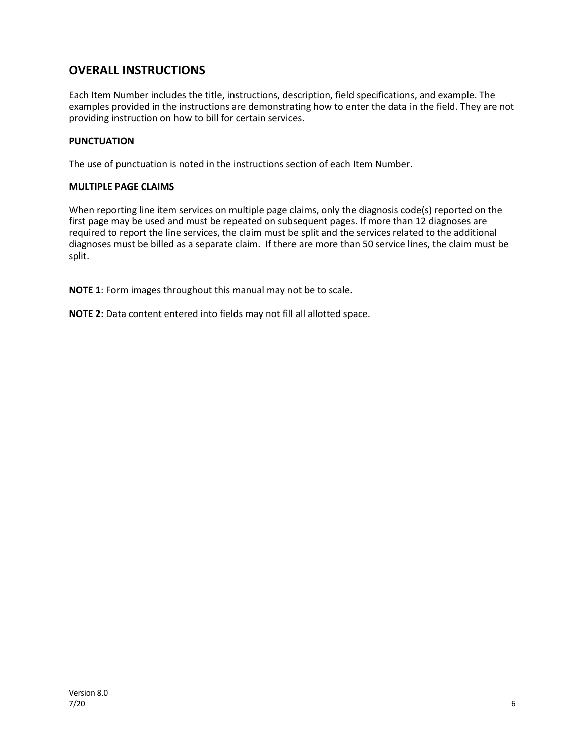## OVERALL INSTRUCTIONS

Each Item Number includes the title, instructions, description, field specifications, and example. The examples provided in the instructions are demonstrating how to enter the data in the field. They are not providing instruction on how to bill for certain services.

### PUNCTUATION

The use of punctuation is noted in the instructions section of each Item Number.

### MULTIPLE PAGE CLAIMS

When reporting line item services on multiple page claims, only the diagnosis code(s) reported on the first page may be used and must be repeated on subsequent pages. If more than 12 diagnoses are required to report the line services, the claim must be split and the services related to the additional diagnoses must be billed as a separate claim. If there are more than 50 service lines, the claim must be split.

**NOTE 1**: Form images throughout this manual may not be to scale.

**NOTE 2:** Data content entered into fields may not fill all allotted space.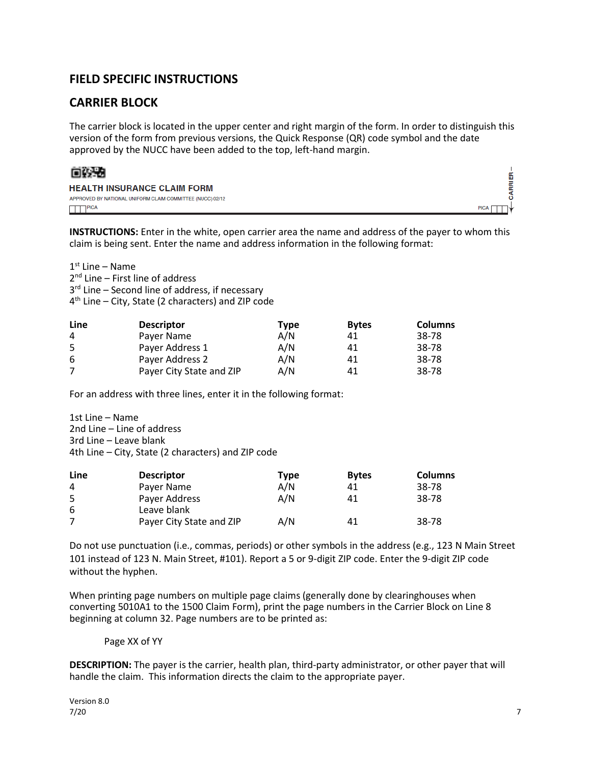## FIELD SPECIFIC INSTRUCTIONS

## CARRIER BLOCK

The carrier block is located in the upper center and right margin of the form. In order to distinguish this version of the form from previous versions, the Quick Response (QR) code symbol and the date approved by the NUCC have been added to the top, left-hand margin.

HEALTH INSURANCE CLAIM FORM

APPROVED BY NATIONAL UNIFORM CLAIM COMMITTEE (NUCC) 02/12

PICA PICA

CARRIER

**INSTRUCTIONS:** Enter in the white, open carrier area the name and address of the payer to whom this claim is being sent. Enter the name and address information in the following format:

1st Line – Name
2nd Line – First line of address
3rd Line – Second line of address, if necessary
4th Line – City, State (2 characters) and ZIP code

| Line | Descriptor | Type | Bytes | Columns |
|---|---|---|---|---|
| 4 | Payer Name | A/N | 41 | 38-78 |
| 5 | Payer Address 1 | A/N | 41 | 38-78 |
| 6 | Payer Address 2 | A/N | 41 | 38-78 |
| 7 | Payer City State and ZIP | A/N | 41 | 38-78 |

For an address with three lines, enter it in the following format:

1st Line – Name
2nd Line – Line of address
3rd Line – Leave blank
4th Line – City, State (2 characters) and ZIP code

| Line | Descriptor | Type | Bytes | Columns |
|---|---|---|---|---|
| 4 | Payer Name | A/N | 41 | 38-78 |
| 5 | Payer Address | A/N | 41 | 38-78 |
| 6 | Leave blank | | | |
| 7 | Payer City State and ZIP | A/N | 41 | 38-78 |

Do not use punctuation (i.e., commas, periods) or other symbols in the address (e.g., 123 N Main Street 101 instead of 123 N. Main Street, #101). Report a 5 or 9-digit ZIP code. Enter the 9-digit ZIP code without the hyphen.

When printing page numbers on multiple page claims (generally done by clearinghouses when converting 5010A1 to the 1500 Claim Form), print the page numbers in the Carrier Block on Line 8 beginning at column 32. Page numbers are to be printed as:

Page XX of YY

**DESCRIPTION:** The payer is the carrier, health plan, third-party administrator, or other payer that will handle the claim. This information directs the claim to the appropriate payer.

Version 8.0
7/20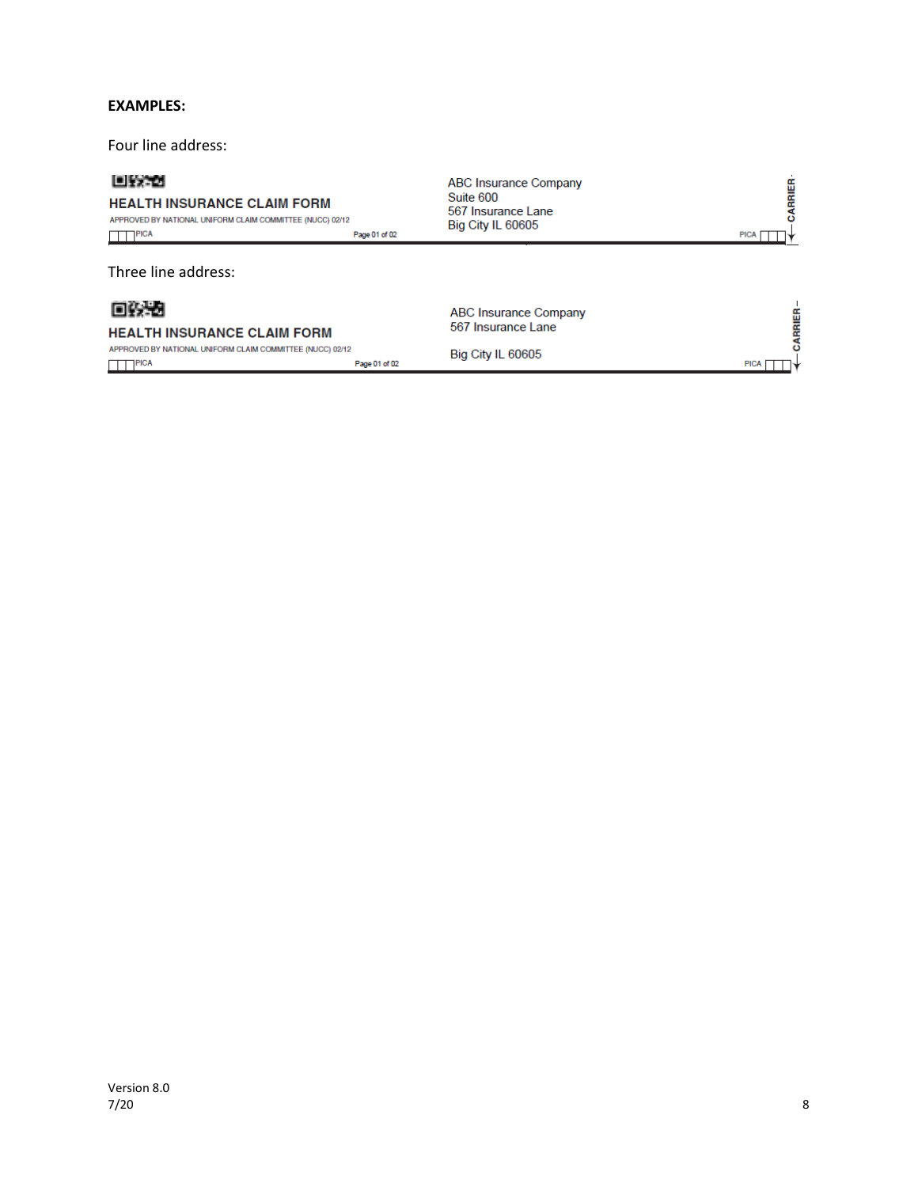**EXAMPLES:**

Four line address:

HEALTH INSURANCE CLAIM FORM

APPROVED BY NATIONAL UNIFORM CLAIM COMMITTEE (NUCC) 02/12

PICA Page 01 of 02

ABC Insurance Company
Suite 600
567 Insurance Lane
Big City IL 60605

PICA

CARRIER

Three line address:

HEALTH INSURANCE CLAIM FORM

APPROVED BY NATIONAL UNIFORM CLAIM COMMITTEE (NUCC) 02/12

PICA Page 01 of 02

ABC Insurance Company
567 Insurance Lane

Big City IL 60605

PICA

CARRIER

Version 8.0
7/20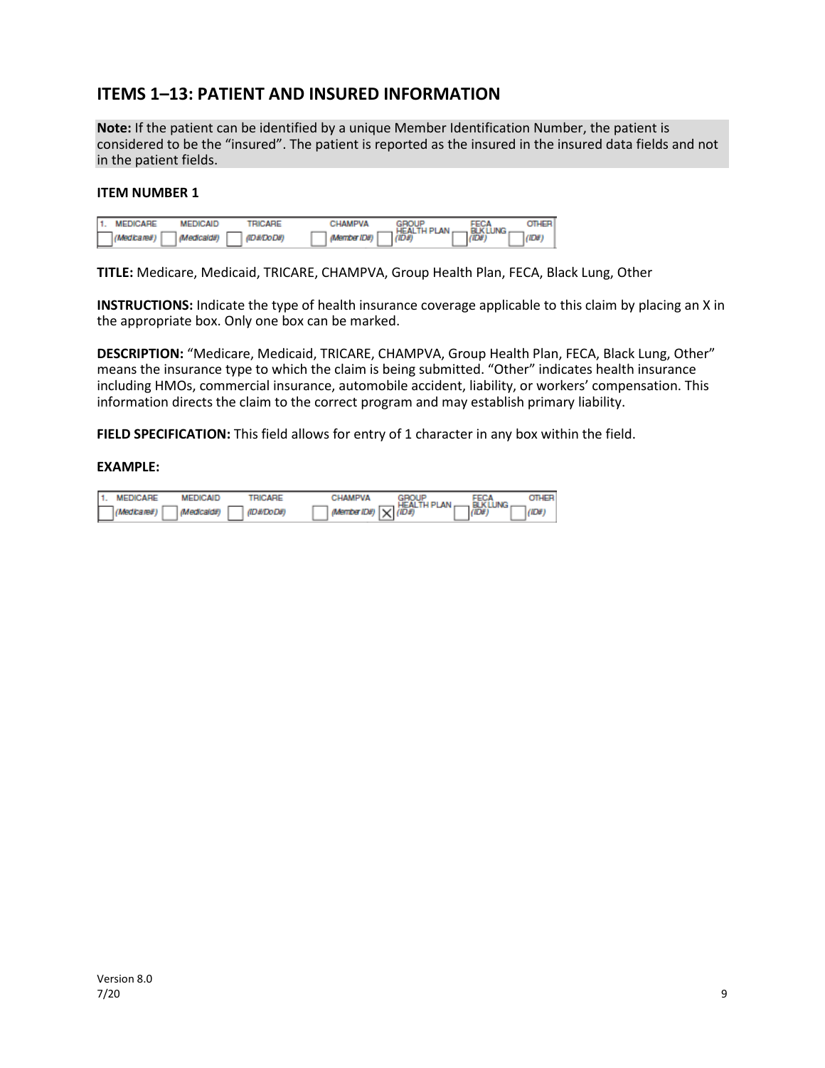## ITEMS 1–13: PATIENT AND INSURED INFORMATION

**Note:** If the patient can be identified by a unique Member Identification Number, the patient is considered to be the "insured". The patient is reported as the insured in the insured data fields and not in the patient fields.

### ITEM NUMBER 1

| 1. MEDICARE | MEDICAID | TRICARE | CHAMPVA | GROUP HEALTH PLAN | FECA BLK LUNG | OTHER |
|---|---|---|---|---|---|---|
| ☐ (Medicare#) | ☐ (Medicaid#) | ☐ (ID#/DoD#) | ☐ (Member ID#) | ☐ (ID#) | ☐ (ID#) | ☐ (ID#) |

**TITLE:** Medicare, Medicaid, TRICARE, CHAMPVA, Group Health Plan, FECA, Black Lung, Other

**INSTRUCTIONS:** Indicate the type of health insurance coverage applicable to this claim by placing an X in the appropriate box. Only one box can be marked.

**DESCRIPTION:** "Medicare, Medicaid, TRICARE, CHAMPVA, Group Health Plan, FECA, Black Lung, Other" means the insurance type to which the claim is being submitted. "Other" indicates health insurance including HMOs, commercial insurance, automobile accident, liability, or workers' compensation. This information directs the claim to the correct program and may establish primary liability.

**FIELD SPECIFICATION:** This field allows for entry of 1 character in any box within the field.

**EXAMPLE:**

| 1. MEDICARE | MEDICAID | TRICARE | CHAMPVA | GROUP HEALTH PLAN | FECA BLK LUNG | OTHER |
|---|---|---|---|---|---|---|
| ☐ (Medicare#) | ☐ (Medicaid#) | ☐ (ID#/DoD#) | ☐ (Member ID#) | ☒ (ID#) | ☐ (ID#) | ☐ (ID#) |

Version 8.0
7/20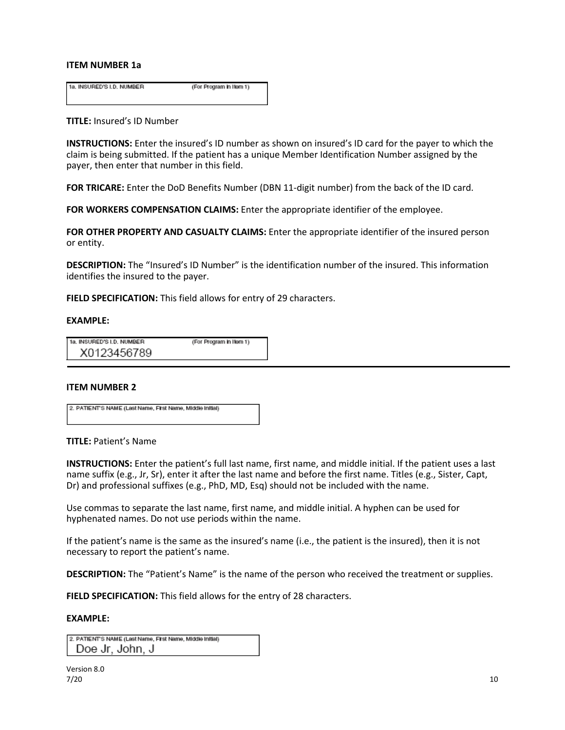**ITEM NUMBER 1a**

1a. INSURED'S I.D. NUMBER (For Program in Item 1)

**TITLE:** Insured's ID Number

**INSTRUCTIONS:** Enter the insured's ID number as shown on insured's ID card for the payer to which the claim is being submitted. If the patient has a unique Member Identification Number assigned by the payer, then enter that number in this field.

**FOR TRICARE:** Enter the DoD Benefits Number (DBN 11-digit number) from the back of the ID card.

**FOR WORKERS COMPENSATION CLAIMS:** Enter the appropriate identifier of the employee.

**FOR OTHER PROPERTY AND CASUALTY CLAIMS:** Enter the appropriate identifier of the insured person or entity.

**DESCRIPTION:** The "Insured's ID Number" is the identification number of the insured. This information identifies the insured to the payer.

**FIELD SPECIFICATION:** This field allows for entry of 29 characters.

**EXAMPLE:**

1a. INSURED'S I.D. NUMBER (For Program in Item 1)
X0123456789

---

**ITEM NUMBER 2**

2. PATIENT'S NAME (Last Name, First Name, Middle Initial)

**TITLE:** Patient's Name

**INSTRUCTIONS:** Enter the patient's full last name, first name, and middle initial. If the patient uses a last name suffix (e.g., Jr, Sr), enter it after the last name and before the first name. Titles (e.g., Sister, Capt, Dr) and professional suffixes (e.g., PhD, MD, Esq) should not be included with the name.

Use commas to separate the last name, first name, and middle initial. A hyphen can be used for hyphenated names. Do not use periods within the name.

If the patient's name is the same as the insured's name (i.e., the patient is the insured), then it is not necessary to report the patient's name.

**DESCRIPTION:** The "Patient's Name" is the name of the person who received the treatment or supplies.

**FIELD SPECIFICATION:** This field allows for the entry of 28 characters.

**EXAMPLE:**

2. PATIENT'S NAME (Last Name, First Name, Middle Initial)
Doe Jr, John, J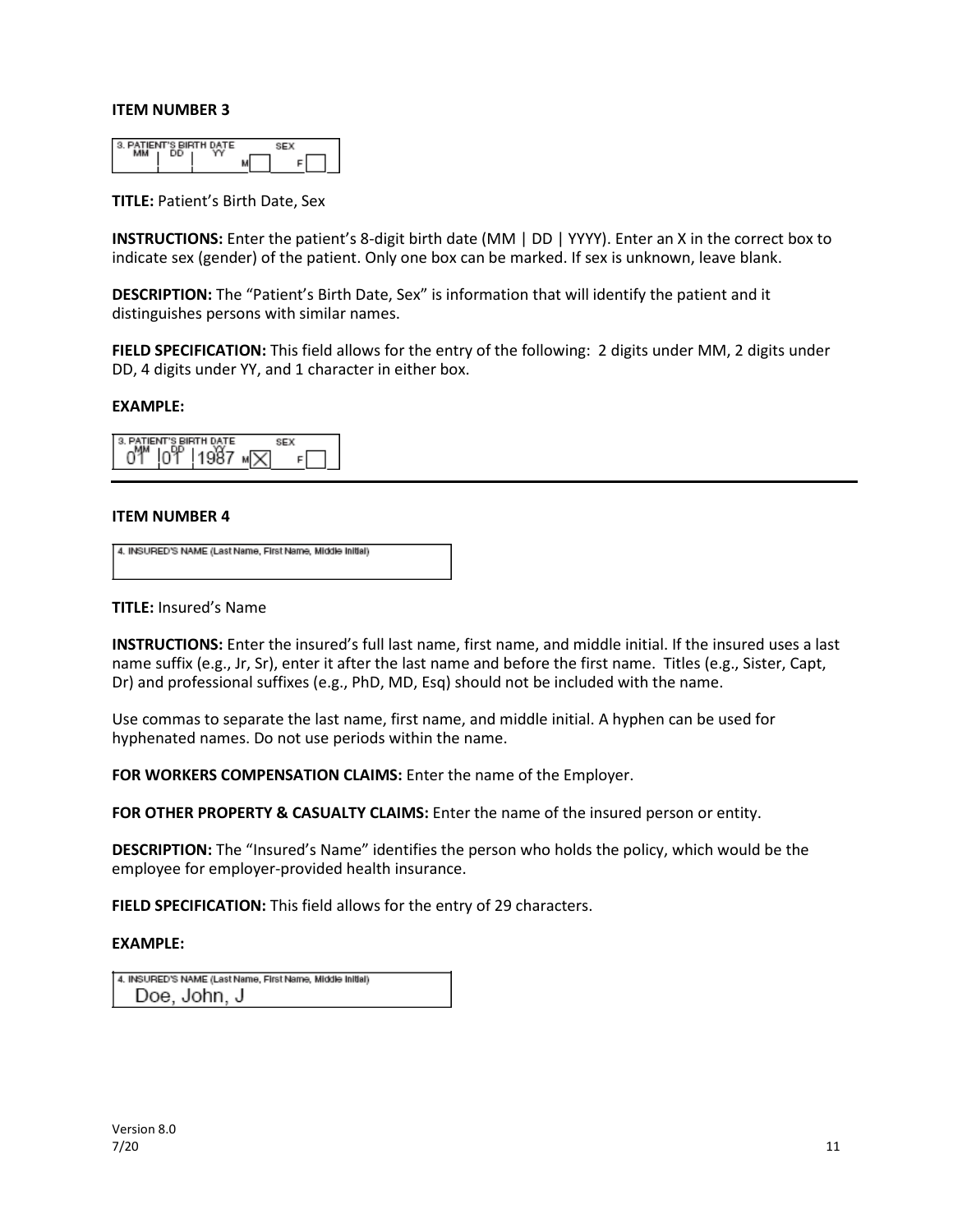**ITEM NUMBER 3**

**TITLE:** Patient's Birth Date, Sex

**INSTRUCTIONS:** Enter the patient's 8-digit birth date (MM | DD | YYYY). Enter an X in the correct box to indicate sex (gender) of the patient. Only one box can be marked. If sex is unknown, leave blank.

**DESCRIPTION:** The "Patient's Birth Date, Sex" is information that will identify the patient and it distinguishes persons with similar names.

**FIELD SPECIFICATION:** This field allows for the entry of the following: 2 digits under MM, 2 digits under DD, 4 digits under YY, and 1 character in either box.

**EXAMPLE:**

---

**ITEM NUMBER 4**

**TITLE:** Insured's Name

**INSTRUCTIONS:** Enter the insured's full last name, first name, and middle initial. If the insured uses a last name suffix (e.g., Jr, Sr), enter it after the last name and before the first name. Titles (e.g., Sister, Capt, Dr) and professional suffixes (e.g., PhD, MD, Esq) should not be included with the name.

Use commas to separate the last name, first name, and middle initial. A hyphen can be used for hyphenated names. Do not use periods within the name.

**FOR WORKERS COMPENSATION CLAIMS:** Enter the name of the Employer.

**FOR OTHER PROPERTY & CASUALTY CLAIMS:** Enter the name of the insured person or entity.

**DESCRIPTION:** The "Insured's Name" identifies the person who holds the policy, which would be the employee for employer-provided health insurance.

**FIELD SPECIFICATION:** This field allows for the entry of 29 characters.

**EXAMPLE:**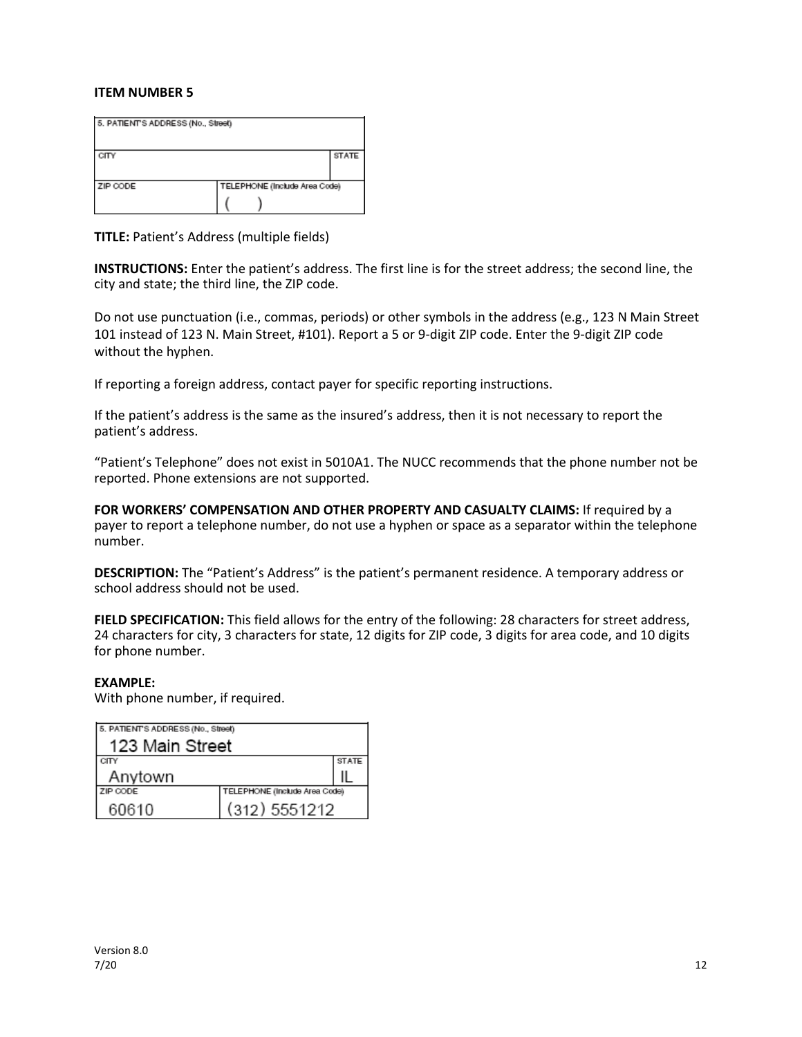**ITEM NUMBER 5**

| 5. PATIENT'S ADDRESS (No., Street) | | |
|---|---|---|
| CITY | | STATE |
| ZIP CODE | TELEPHONE (Include Area Code) ( ) | |

**TITLE:** Patient's Address (multiple fields)

**INSTRUCTIONS:** Enter the patient's address. The first line is for the street address; the second line, the city and state; the third line, the ZIP code.

Do not use punctuation (i.e., commas, periods) or other symbols in the address (e.g., 123 N Main Street 101 instead of 123 N. Main Street, #101). Report a 5 or 9-digit ZIP code. Enter the 9-digit ZIP code without the hyphen.

If reporting a foreign address, contact payer for specific reporting instructions.

If the patient's address is the same as the insured's address, then it is not necessary to report the patient's address.

"Patient's Telephone" does not exist in 5010A1. The NUCC recommends that the phone number not be reported. Phone extensions are not supported.

**FOR WORKERS' COMPENSATION AND OTHER PROPERTY AND CASUALTY CLAIMS:** If required by a payer to report a telephone number, do not use a hyphen or space as a separator within the telephone number.

**DESCRIPTION:** The "Patient's Address" is the patient's permanent residence. A temporary address or school address should not be used.

**FIELD SPECIFICATION:** This field allows for the entry of the following: 28 characters for street address, 24 characters for city, 3 characters for state, 12 digits for ZIP code, 3 digits for area code, and 10 digits for phone number.

**EXAMPLE:**
With phone number, if required.

| 5. PATIENT'S ADDRESS (No., Street) 123 Main Street | | |
|---|---|---|
| CITY Anytown | | STATE IL |
| ZIP CODE 60610 | TELEPHONE (Include Area Code) (312) 5551212 | |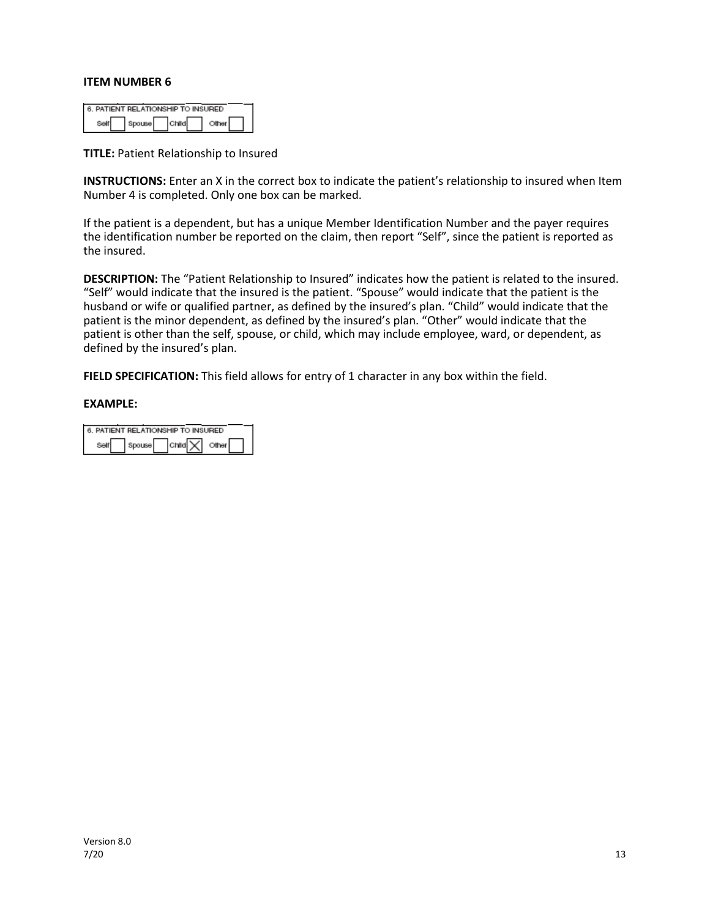**ITEM NUMBER 6**

6. PATIENT RELATIONSHIP TO INSURED
Self [ ] Spouse [ ] Child [ ] Other [ ]

**TITLE:** Patient Relationship to Insured

**INSTRUCTIONS:** Enter an X in the correct box to indicate the patient's relationship to insured when Item Number 4 is completed. Only one box can be marked.

If the patient is a dependent, but has a unique Member Identification Number and the payer requires the identification number be reported on the claim, then report "Self", since the patient is reported as the insured.

**DESCRIPTION:** The "Patient Relationship to Insured" indicates how the patient is related to the insured. "Self" would indicate that the insured is the patient. "Spouse" would indicate that the patient is the husband or wife or qualified partner, as defined by the insured's plan. "Child" would indicate that the patient is the minor dependent, as defined by the insured's plan. "Other" would indicate that the patient is other than the self, spouse, or child, which may include employee, ward, or dependent, as defined by the insured's plan.

**FIELD SPECIFICATION:** This field allows for entry of 1 character in any box within the field.

**EXAMPLE:**

6. PATIENT RELATIONSHIP TO INSURED
Self [ ] Spouse [ ] Child [X] Other [ ]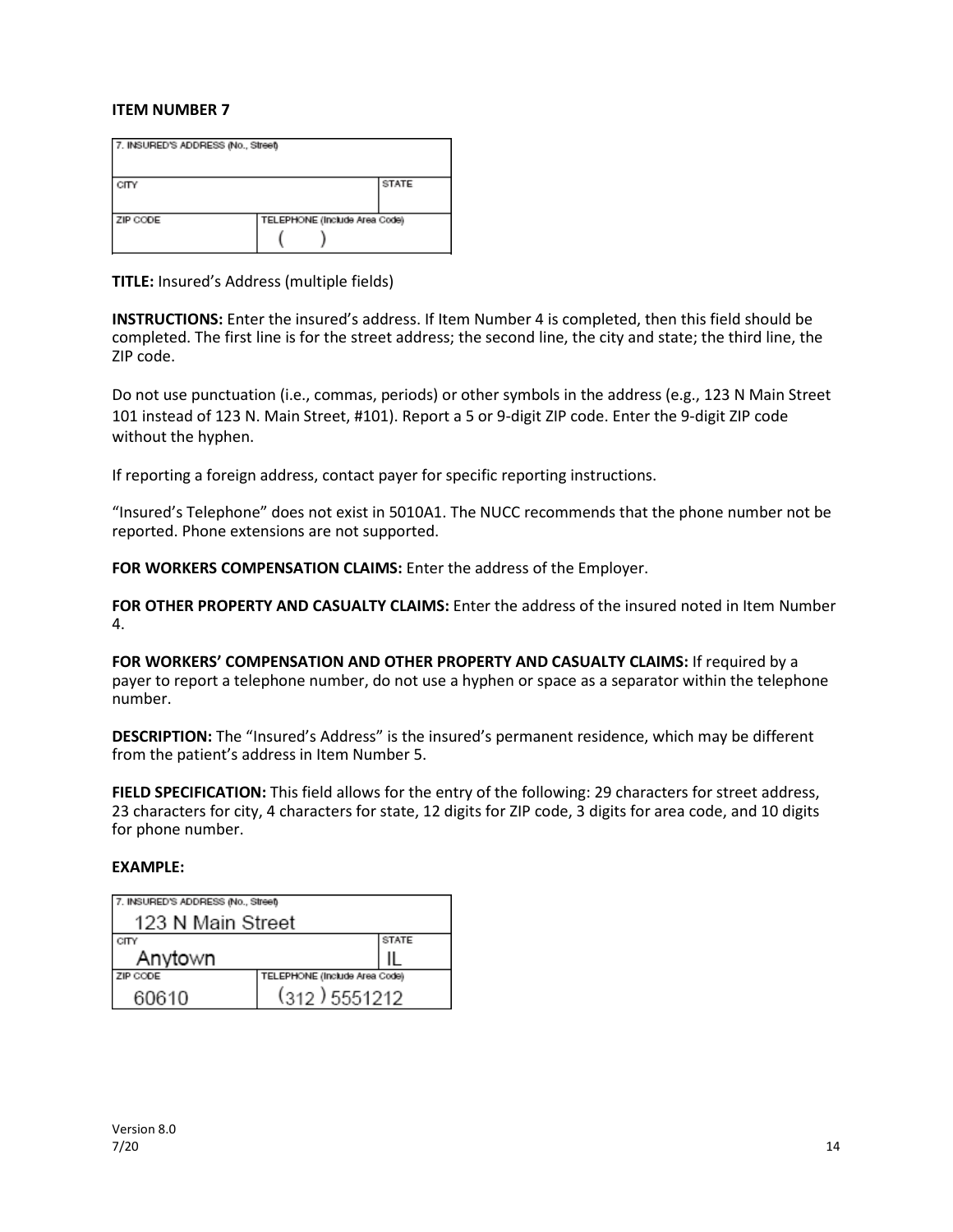**ITEM NUMBER 7**

| 7. INSURED'S ADDRESS (No., Street) | | |
|---|---|---|
| CITY | | STATE |
| ZIP CODE | TELEPHONE (Include Area Code) ( ) | |

**TITLE:** Insured's Address (multiple fields)

**INSTRUCTIONS:** Enter the insured's address. If Item Number 4 is completed, then this field should be completed. The first line is for the street address; the second line, the city and state; the third line, the ZIP code.

Do not use punctuation (i.e., commas, periods) or other symbols in the address (e.g., 123 N Main Street 101 instead of 123 N. Main Street, #101). Report a 5 or 9-digit ZIP code. Enter the 9-digit ZIP code without the hyphen.

If reporting a foreign address, contact payer for specific reporting instructions.

"Insured's Telephone" does not exist in 5010A1. The NUCC recommends that the phone number not be reported. Phone extensions are not supported.

**FOR WORKERS COMPENSATION CLAIMS:** Enter the address of the Employer.

**FOR OTHER PROPERTY AND CASUALTY CLAIMS:** Enter the address of the insured noted in Item Number 4.

**FOR WORKERS' COMPENSATION AND OTHER PROPERTY AND CASUALTY CLAIMS:** If required by a payer to report a telephone number, do not use a hyphen or space as a separator within the telephone number.

**DESCRIPTION:** The "Insured's Address" is the insured's permanent residence, which may be different from the patient's address in Item Number 5.

**FIELD SPECIFICATION:** This field allows for the entry of the following: 29 characters for street address, 23 characters for city, 4 characters for state, 12 digits for ZIP code, 3 digits for area code, and 10 digits for phone number.

**EXAMPLE:**

| 7. INSURED'S ADDRESS (No., Street) | | |
|---|---|---|
| 123 N Main Street | | |
| CITY | | STATE |
| Anytown | | IL |
| ZIP CODE | TELEPHONE (Include Area Code) | |
| 60610 | (312) 5551212 | |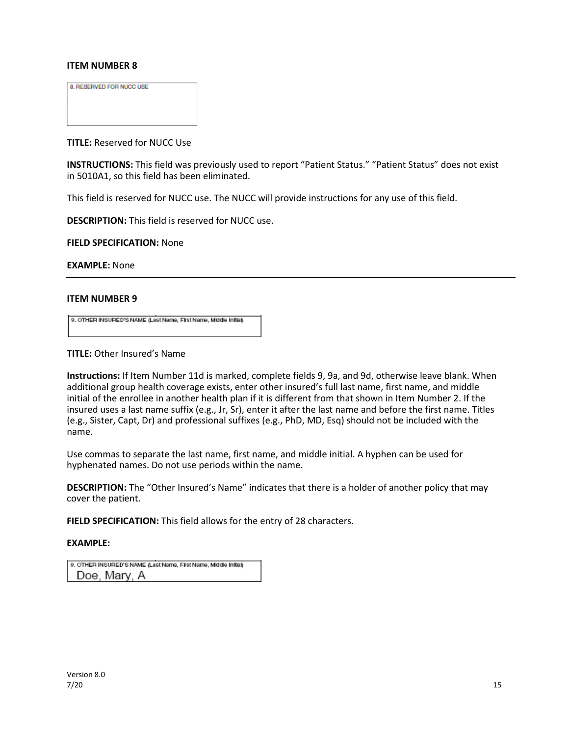**ITEM NUMBER 8**

8. RESERVED FOR NUCC USE

**TITLE:** Reserved for NUCC Use

**INSTRUCTIONS:** This field was previously used to report "Patient Status." "Patient Status" does not exist in 5010A1, so this field has been eliminated.

This field is reserved for NUCC use. The NUCC will provide instructions for any use of this field.

**DESCRIPTION:** This field is reserved for NUCC use.

**FIELD SPECIFICATION:** None

**EXAMPLE:** None

---

**ITEM NUMBER 9**

9. OTHER INSURED'S NAME (Last Name, First Name, Middle Initial)

**TITLE:** Other Insured's Name

**Instructions:** If Item Number 11d is marked, complete fields 9, 9a, and 9d, otherwise leave blank. When additional group health coverage exists, enter other insured's full last name, first name, and middle initial of the enrollee in another health plan if it is different from that shown in Item Number 2. If the insured uses a last name suffix (e.g., Jr, Sr), enter it after the last name and before the first name. Titles (e.g., Sister, Capt, Dr) and professional suffixes (e.g., PhD, MD, Esq) should not be included with the name.

Use commas to separate the last name, first name, and middle initial. A hyphen can be used for hyphenated names. Do not use periods within the name.

**DESCRIPTION:** The "Other Insured's Name" indicates that there is a holder of another policy that may cover the patient.

**FIELD SPECIFICATION:** This field allows for the entry of 28 characters.

**EXAMPLE:**

9. OTHER INSURED'S NAME (Last Name, First Name, Middle Initial)
Doe, Mary, A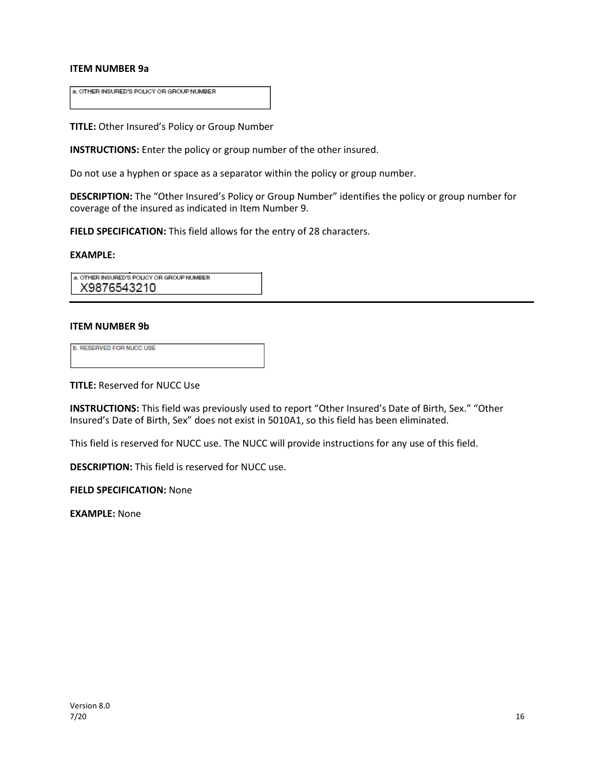**ITEM NUMBER 9a**

a. OTHER INSURED'S POLICY OR GROUP NUMBER

**TITLE:** Other Insured's Policy or Group Number

**INSTRUCTIONS:** Enter the policy or group number of the other insured.

Do not use a hyphen or space as a separator within the policy or group number.

**DESCRIPTION:** The "Other Insured's Policy or Group Number" identifies the policy or group number for coverage of the insured as indicated in Item Number 9.

**FIELD SPECIFICATION:** This field allows for the entry of 28 characters.

**EXAMPLE:**

a. OTHER INSURED'S POLICY OR GROUP NUMBER
X9876543210

---

**ITEM NUMBER 9b**

b. RESERVED FOR NUCC USE

**TITLE:** Reserved for NUCC Use

**INSTRUCTIONS:** This field was previously used to report "Other Insured's Date of Birth, Sex." "Other Insured's Date of Birth, Sex" does not exist in 5010A1, so this field has been eliminated.

This field is reserved for NUCC use. The NUCC will provide instructions for any use of this field.

**DESCRIPTION:** This field is reserved for NUCC use.

**FIELD SPECIFICATION:** None

**EXAMPLE:** None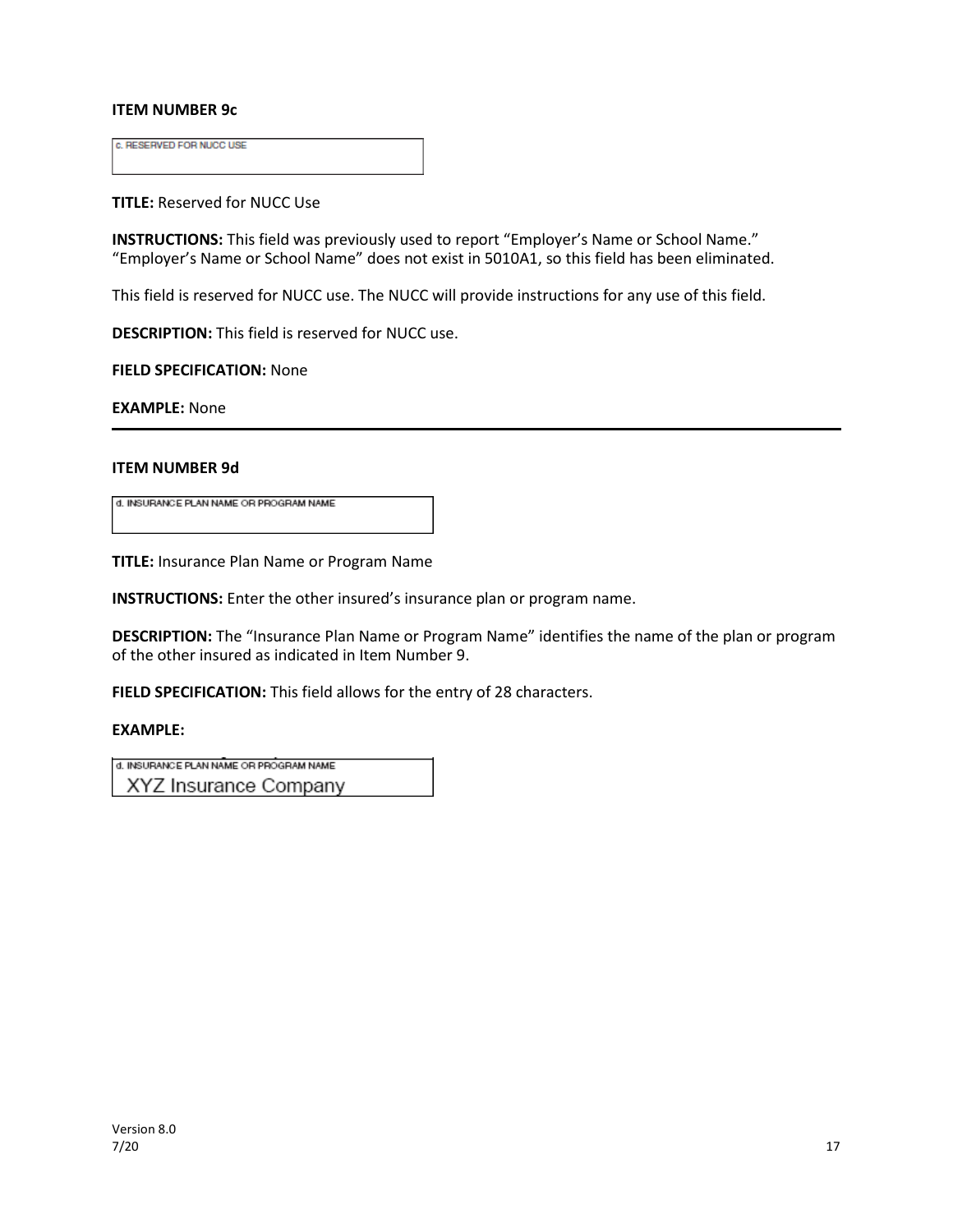**ITEM NUMBER 9c**

c. RESERVED FOR NUCC USE

**TITLE:** Reserved for NUCC Use

**INSTRUCTIONS:** This field was previously used to report "Employer's Name or School Name." "Employer's Name or School Name" does not exist in 5010A1, so this field has been eliminated.

This field is reserved for NUCC use. The NUCC will provide instructions for any use of this field.

**DESCRIPTION:** This field is reserved for NUCC use.

**FIELD SPECIFICATION:** None

**EXAMPLE:** None

---

**ITEM NUMBER 9d**

d. INSURANCE PLAN NAME OR PROGRAM NAME

**TITLE:** Insurance Plan Name or Program Name

**INSTRUCTIONS:** Enter the other insured's insurance plan or program name.

**DESCRIPTION:** The "Insurance Plan Name or Program Name" identifies the name of the plan or program of the other insured as indicated in Item Number 9.

**FIELD SPECIFICATION:** This field allows for the entry of 28 characters.

**EXAMPLE:**

d. INSURANCE PLAN NAME OR PROGRAM NAME
XYZ Insurance Company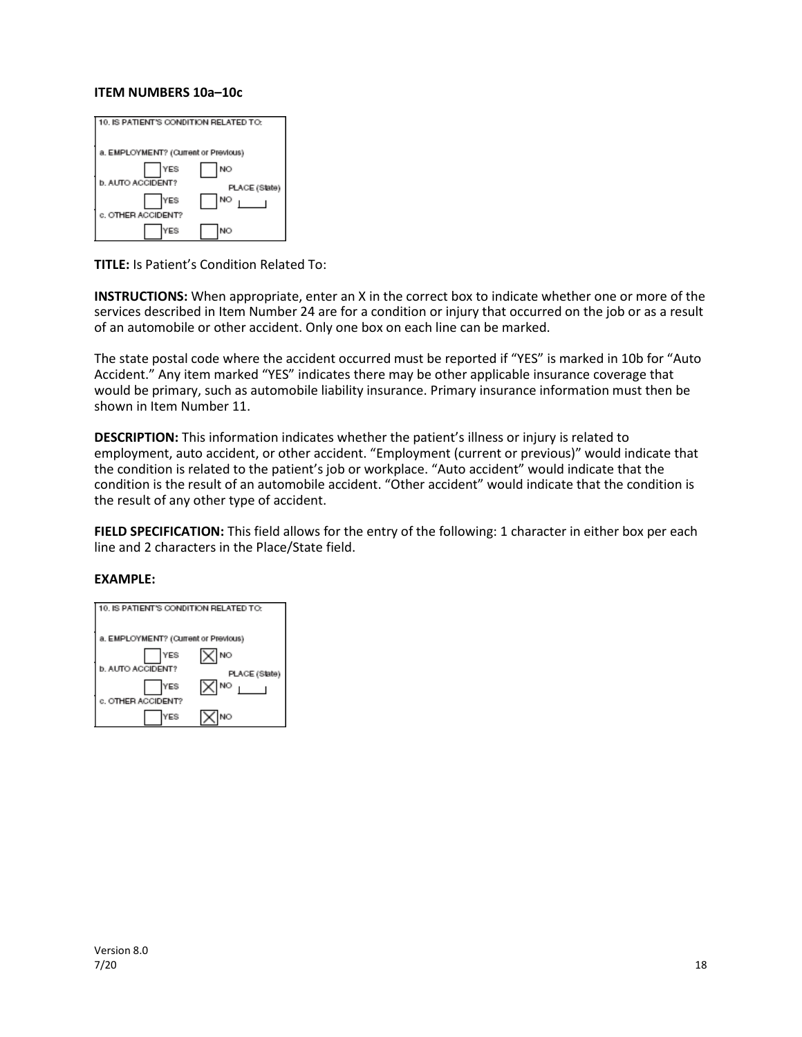**ITEM NUMBERS 10a–10c**

10. IS PATIENT'S CONDITION RELATED TO:

a. EMPLOYMENT? (Current or Previous)
☐ YES ☐ NO

b. AUTO ACCIDENT? PLACE (State)
☐ YES ☐ NO

c. OTHER ACCIDENT?
☐ YES ☐ NO

**TITLE:** Is Patient's Condition Related To:

**INSTRUCTIONS:** When appropriate, enter an X in the correct box to indicate whether one or more of the services described in Item Number 24 are for a condition or injury that occurred on the job or as a result of an automobile or other accident. Only one box on each line can be marked.

The state postal code where the accident occurred must be reported if "YES" is marked in 10b for "Auto Accident." Any item marked "YES" indicates there may be other applicable insurance coverage that would be primary, such as automobile liability insurance. Primary insurance information must then be shown in Item Number 11.

**DESCRIPTION:** This information indicates whether the patient's illness or injury is related to employment, auto accident, or other accident. "Employment (current or previous)" would indicate that the condition is related to the patient's job or workplace. "Auto accident" would indicate that the condition is the result of an automobile accident. "Other accident" would indicate that the condition is the result of any other type of accident.

**FIELD SPECIFICATION:** This field allows for the entry of the following: 1 character in either box per each line and 2 characters in the Place/State field.

**EXAMPLE:**

10. IS PATIENT'S CONDITION RELATED TO:

a. EMPLOYMENT? (Current or Previous)
☐ YES ☒ NO

b. AUTO ACCIDENT? PLACE (State)
☐ YES ☒ NO

c. OTHER ACCIDENT?
☐ YES ☒ NO

Version 8.0
7/20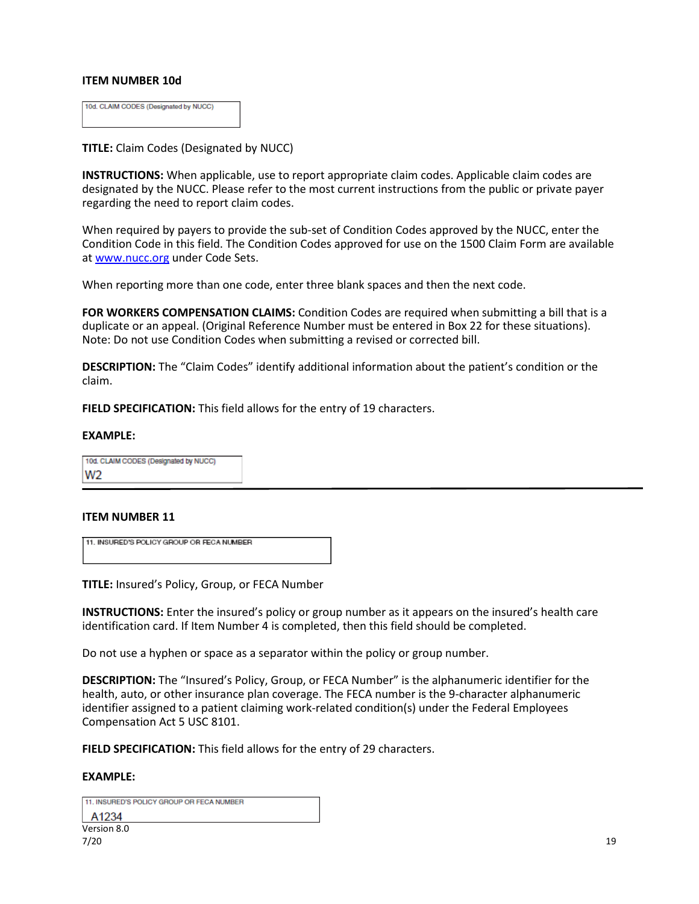### ITEM NUMBER 10d

10d. CLAIM CODES (Designated by NUCC)

**TITLE:** Claim Codes (Designated by NUCC)

**INSTRUCTIONS:** When applicable, use to report appropriate claim codes. Applicable claim codes are designated by the NUCC. Please refer to the most current instructions from the public or private payer regarding the need to report claim codes.

When required by payers to provide the sub-set of Condition Codes approved by the NUCC, enter the Condition Code in this field. The Condition Codes approved for use on the 1500 Claim Form are available at www.nucc.org under Code Sets.

When reporting more than one code, enter three blank spaces and then the next code.

**FOR WORKERS COMPENSATION CLAIMS:** Condition Codes are required when submitting a bill that is a duplicate or an appeal. (Original Reference Number must be entered in Box 22 for these situations). Note: Do not use Condition Codes when submitting a revised or corrected bill.

**DESCRIPTION:** The "Claim Codes" identify additional information about the patient's condition or the claim.

**FIELD SPECIFICATION:** This field allows for the entry of 19 characters.

**EXAMPLE:**

10d. CLAIM CODES (Designated by NUCC)
W2

---

### ITEM NUMBER 11

11. INSURED'S POLICY GROUP OR FECA NUMBER

**TITLE:** Insured's Policy, Group, or FECA Number

**INSTRUCTIONS:** Enter the insured's policy or group number as it appears on the insured's health care identification card. If Item Number 4 is completed, then this field should be completed.

Do not use a hyphen or space as a separator within the policy or group number.

**DESCRIPTION:** The "Insured's Policy, Group, or FECA Number" is the alphanumeric identifier for the health, auto, or other insurance plan coverage. The FECA number is the 9-character alphanumeric identifier assigned to a patient claiming work-related condition(s) under the Federal Employees Compensation Act 5 USC 8101.

**FIELD SPECIFICATION:** This field allows for the entry of 29 characters.

**EXAMPLE:**

11. INSURED'S POLICY GROUP OR FECA NUMBER
A1234

Version 8.0
7/20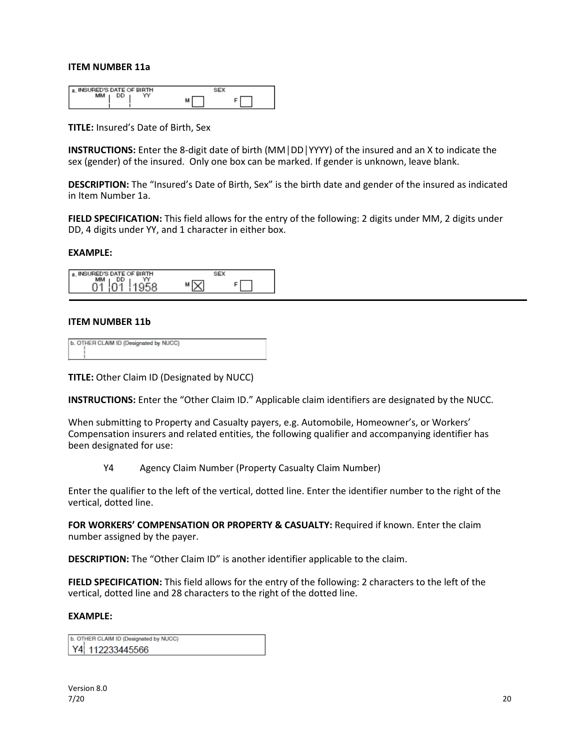**ITEM NUMBER 11a**

**TITLE:** Insured's Date of Birth, Sex

**INSTRUCTIONS:** Enter the 8-digit date of birth (MM|DD|YYYY) of the insured and an X to indicate the sex (gender) of the insured. Only one box can be marked. If gender is unknown, leave blank.

**DESCRIPTION:** The "Insured's Date of Birth, Sex" is the birth date and gender of the insured as indicated in Item Number 1a.

**FIELD SPECIFICATION:** This field allows for the entry of the following: 2 digits under MM, 2 digits under DD, 4 digits under YY, and 1 character in either box.

**EXAMPLE:**

---

**ITEM NUMBER 11b**

**TITLE:** Other Claim ID (Designated by NUCC)

**INSTRUCTIONS:** Enter the "Other Claim ID." Applicable claim identifiers are designated by the NUCC.

When submitting to Property and Casualty payers, e.g. Automobile, Homeowner's, or Workers' Compensation insurers and related entities, the following qualifier and accompanying identifier has been designated for use:

Y4 Agency Claim Number (Property Casualty Claim Number)

Enter the qualifier to the left of the vertical, dotted line. Enter the identifier number to the right of the vertical, dotted line.

**FOR WORKERS' COMPENSATION OR PROPERTY & CASUALTY:** Required if known. Enter the claim number assigned by the payer.

**DESCRIPTION:** The "Other Claim ID" is another identifier applicable to the claim.

**FIELD SPECIFICATION:** This field allows for the entry of the following: 2 characters to the left of the vertical, dotted line and 28 characters to the right of the dotted line.

**EXAMPLE:**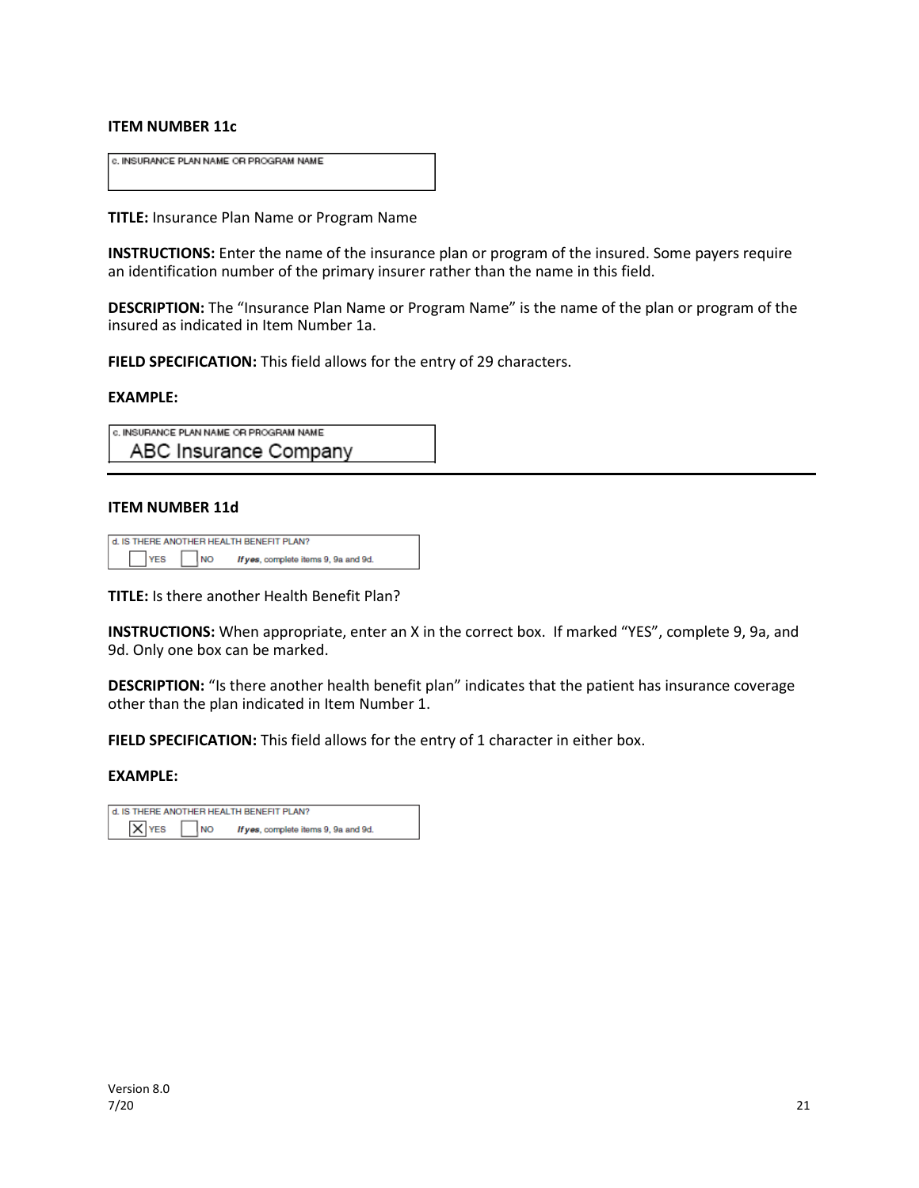**ITEM NUMBER 11c**

c. INSURANCE PLAN NAME OR PROGRAM NAME

**TITLE:** Insurance Plan Name or Program Name

**INSTRUCTIONS:** Enter the name of the insurance plan or program of the insured. Some payers require an identification number of the primary insurer rather than the name in this field.

**DESCRIPTION:** The "Insurance Plan Name or Program Name" is the name of the plan or program of the insured as indicated in Item Number 1a.

**FIELD SPECIFICATION:** This field allows for the entry of 29 characters.

**EXAMPLE:**

c. INSURANCE PLAN NAME OR PROGRAM NAME
ABC Insurance Company

---

**ITEM NUMBER 11d**

d. IS THERE ANOTHER HEALTH BENEFIT PLAN?
☐ YES ☐ NO *If yes*, complete items 9, 9a and 9d.

**TITLE:** Is there another Health Benefit Plan?

**INSTRUCTIONS:** When appropriate, enter an X in the correct box. If marked "YES", complete 9, 9a, and 9d. Only one box can be marked.

**DESCRIPTION:** "Is there another health benefit plan" indicates that the patient has insurance coverage other than the plan indicated in Item Number 1.

**FIELD SPECIFICATION:** This field allows for the entry of 1 character in either box.

**EXAMPLE:**

d. IS THERE ANOTHER HEALTH BENEFIT PLAN?
☒ YES ☐ NO *If yes*, complete items 9, 9a and 9d.

Version 8.0
7/20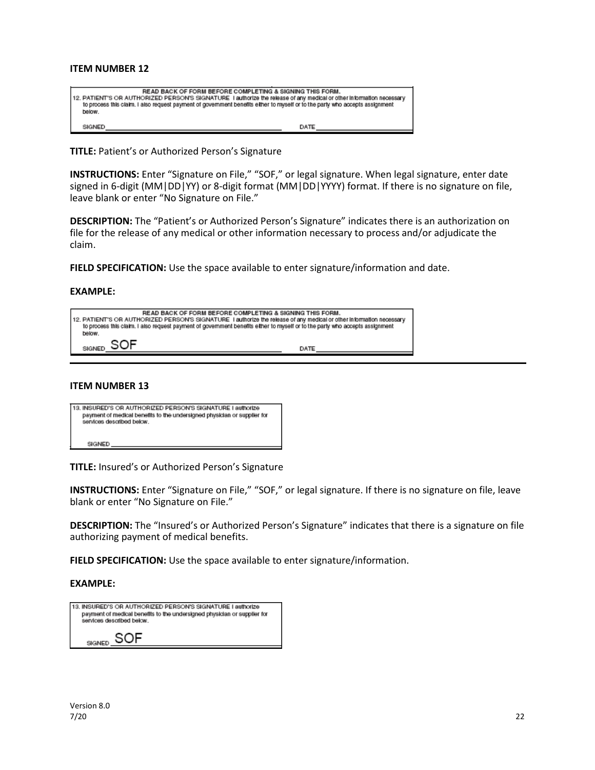**ITEM NUMBER 12**

READ BACK OF FORM BEFORE COMPLETING & SIGNING THIS FORM.
12. PATIENT'S OR AUTHORIZED PERSON'S SIGNATURE I authorize the release of any medical or other information necessary to process this claim. I also request payment of government benefits either to myself or to the party who accepts assignment below.

SIGNED ______________________ DATE ______________

**TITLE:** Patient's or Authorized Person's Signature

**INSTRUCTIONS:** Enter "Signature on File," "SOF," or legal signature. When legal signature, enter date signed in 6-digit (MM|DD|YY) or 8-digit format (MM|DD|YYYY) format. If there is no signature on file, leave blank or enter "No Signature on File."

**DESCRIPTION:** The "Patient's or Authorized Person's Signature" indicates there is an authorization on file for the release of any medical or other information necessary to process and/or adjudicate the claim.

**FIELD SPECIFICATION:** Use the space available to enter signature/information and date.

**EXAMPLE:**

READ BACK OF FORM BEFORE COMPLETING & SIGNING THIS FORM.
12. PATIENT'S OR AUTHORIZED PERSON'S SIGNATURE I authorize the release of any medical or other information necessary to process this claim. I also request payment of government benefits either to myself or to the party who accepts assignment below.

SIGNED SOF DATE ______________

---

**ITEM NUMBER 13**

13. INSURED'S OR AUTHORIZED PERSON'S SIGNATURE I authorize payment of medical benefits to the undersigned physician or supplier for services described below.

SIGNED ______________________

**TITLE:** Insured's or Authorized Person's Signature

**INSTRUCTIONS:** Enter "Signature on File," "SOF," or legal signature. If there is no signature on file, leave blank or enter "No Signature on File."

**DESCRIPTION:** The "Insured's or Authorized Person's Signature" indicates that there is a signature on file authorizing payment of medical benefits.

**FIELD SPECIFICATION:** Use the space available to enter signature/information.

**EXAMPLE:**

13. INSURED'S OR AUTHORIZED PERSON'S SIGNATURE I authorize payment of medical benefits to the undersigned physician or supplier for services described below.

SIGNED SOF

Version 8.0
7/20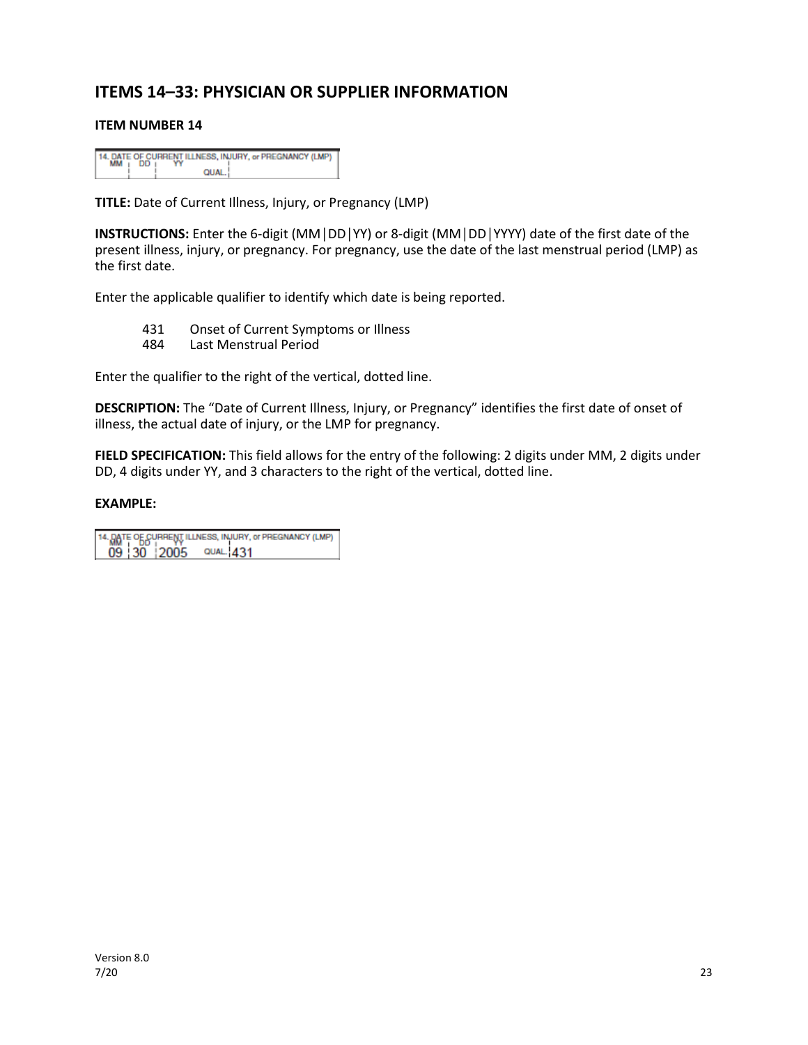## ITEMS 14–33: PHYSICIAN OR SUPPLIER INFORMATION

### ITEM NUMBER 14

**TITLE:** Date of Current Illness, Injury, or Pregnancy (LMP)

**INSTRUCTIONS:** Enter the 6-digit (MM│DD│YY) or 8-digit (MM│DD│YYYY) date of the first date of the present illness, injury, or pregnancy. For pregnancy, use the date of the last menstrual period (LMP) as the first date.

Enter the applicable qualifier to identify which date is being reported.

- 431 Onset of Current Symptoms or Illness
- 484 Last Menstrual Period

Enter the qualifier to the right of the vertical, dotted line.

**DESCRIPTION:** The "Date of Current Illness, Injury, or Pregnancy" identifies the first date of onset of illness, the actual date of injury, or the LMP for pregnancy.

**FIELD SPECIFICATION:** This field allows for the entry of the following: 2 digits under MM, 2 digits under DD, 4 digits under YY, and 3 characters to the right of the vertical, dotted line.

**EXAMPLE:**

14. DATE OF CURRENT ILLNESS, INJURY, or PREGNANCY (LMP)
MM | DD | YY
09 | 30 | 2005 QUAL. | 431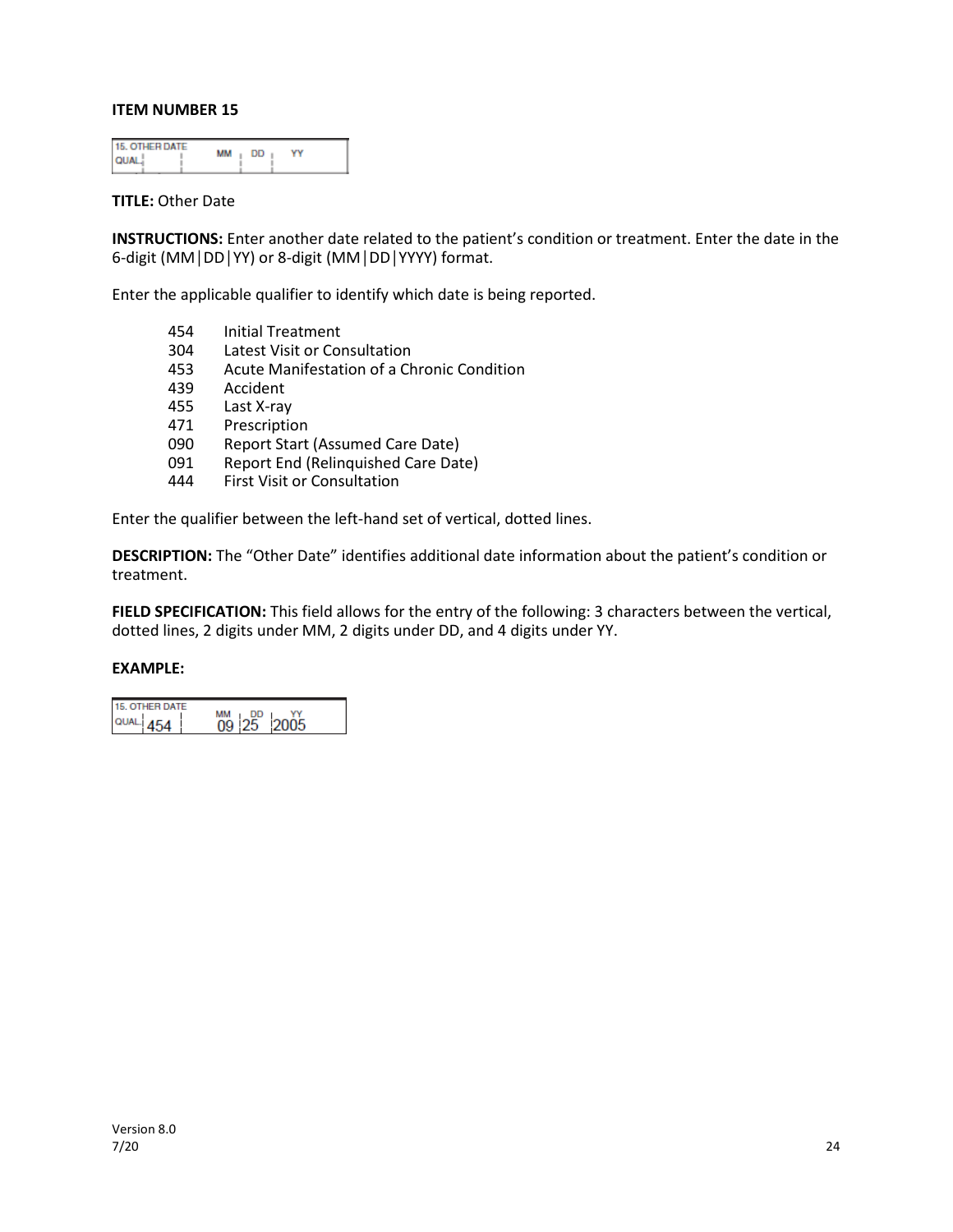**ITEM NUMBER 15**

15. OTHER DATE
QUAL. MM DD YY

**TITLE:** Other Date

**INSTRUCTIONS:** Enter another date related to the patient's condition or treatment. Enter the date in the 6-digit (MM|DD|YY) or 8-digit (MM|DD|YYYY) format.

Enter the applicable qualifier to identify which date is being reported.

| | |
|---|---|
| 454 | Initial Treatment |
| 304 | Latest Visit or Consultation |
| 453 | Acute Manifestation of a Chronic Condition |
| 439 | Accident |
| 455 | Last X-ray |
| 471 | Prescription |
| 090 | Report Start (Assumed Care Date) |
| 091 | Report End (Relinquished Care Date) |
| 444 | First Visit or Consultation |

Enter the qualifier between the left-hand set of vertical, dotted lines.

**DESCRIPTION:** The "Other Date" identifies additional date information about the patient's condition or treatment.

**FIELD SPECIFICATION:** This field allows for the entry of the following: 3 characters between the vertical, dotted lines, 2 digits under MM, 2 digits under DD, and 4 digits under YY.

**EXAMPLE:**

15. OTHER DATE
QUAL. 454 MM 09 DD 25 YY 2005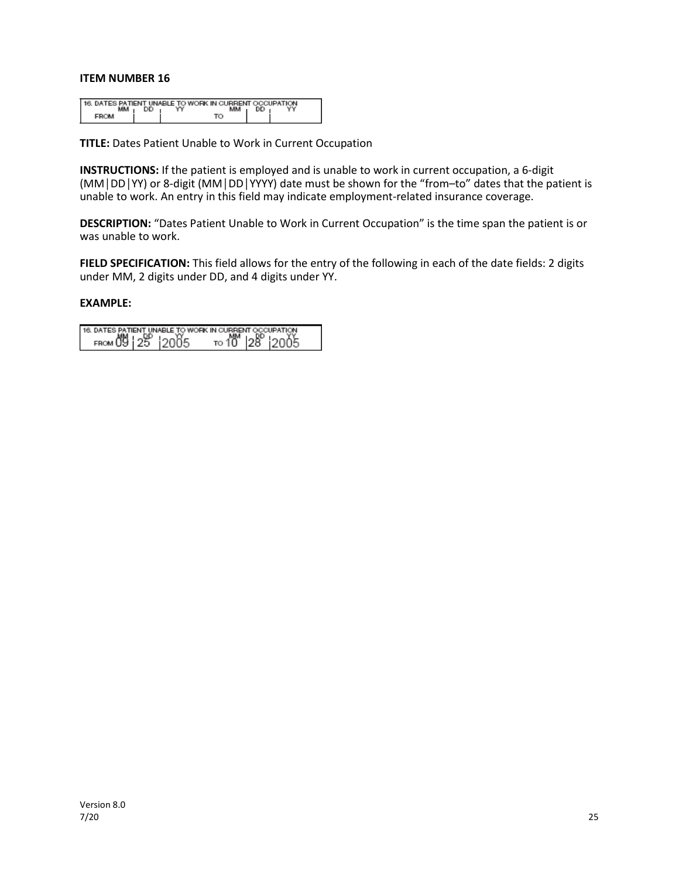**ITEM NUMBER 16**

| 16. DATES PATIENT UNABLE TO WORK IN CURRENT OCCUPATION | | | | | | |
|---|---|---|---|---|---|---|
| | MM | DD | YY | | MM | DD | YY |
| FROM | | | | TO | | | |

**TITLE:** Dates Patient Unable to Work in Current Occupation

**INSTRUCTIONS:** If the patient is employed and is unable to work in current occupation, a 6-digit (MM│DD│YY) or 8-digit (MM│DD│YYYY) date must be shown for the "from–to" dates that the patient is unable to work. An entry in this field may indicate employment-related insurance coverage.

**DESCRIPTION:** "Dates Patient Unable to Work in Current Occupation" is the time span the patient is or was unable to work.

**FIELD SPECIFICATION:** This field allows for the entry of the following in each of the date fields: 2 digits under MM, 2 digits under DD, and 4 digits under YY.

**EXAMPLE:**

| 16. DATES PATIENT UNABLE TO WORK IN CURRENT OCCUPATION | | | | | | | |
|---|---|---|---|---|---|---|---|
| | MM | DD | YY | | MM | DD | YY |
| FROM | 09 | 25 | 2005 | TO | 10 | 28 | 2005 |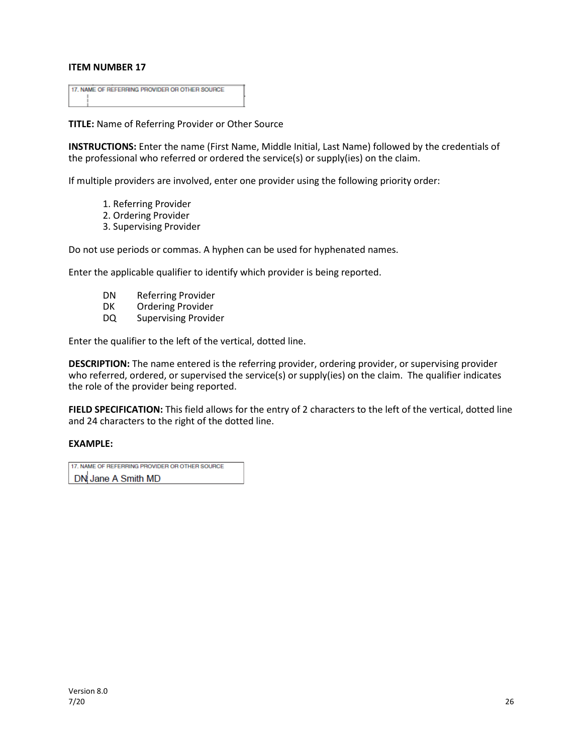**ITEM NUMBER 17**

17. NAME OF REFERRING PROVIDER OR OTHER SOURCE

**TITLE:** Name of Referring Provider or Other Source

**INSTRUCTIONS:** Enter the name (First Name, Middle Initial, Last Name) followed by the credentials of the professional who referred or ordered the service(s) or supply(ies) on the claim.

If multiple providers are involved, enter one provider using the following priority order:

1. Referring Provider
2. Ordering Provider
3. Supervising Provider

Do not use periods or commas. A hyphen can be used for hyphenated names.

Enter the applicable qualifier to identify which provider is being reported.

| | |
|---|---|
| DN | Referring Provider |
| DK | Ordering Provider |
| DQ | Supervising Provider |

Enter the qualifier to the left of the vertical, dotted line.

**DESCRIPTION:** The name entered is the referring provider, ordering provider, or supervising provider who referred, ordered, or supervised the service(s) or supply(ies) on the claim. The qualifier indicates the role of the provider being reported.

**FIELD SPECIFICATION:** This field allows for the entry of 2 characters to the left of the vertical, dotted line and 24 characters to the right of the dotted line.

**EXAMPLE:**

17. NAME OF REFERRING PROVIDER OR OTHER SOURCE
DN Jane A Smith MD

Version 8.0
7/20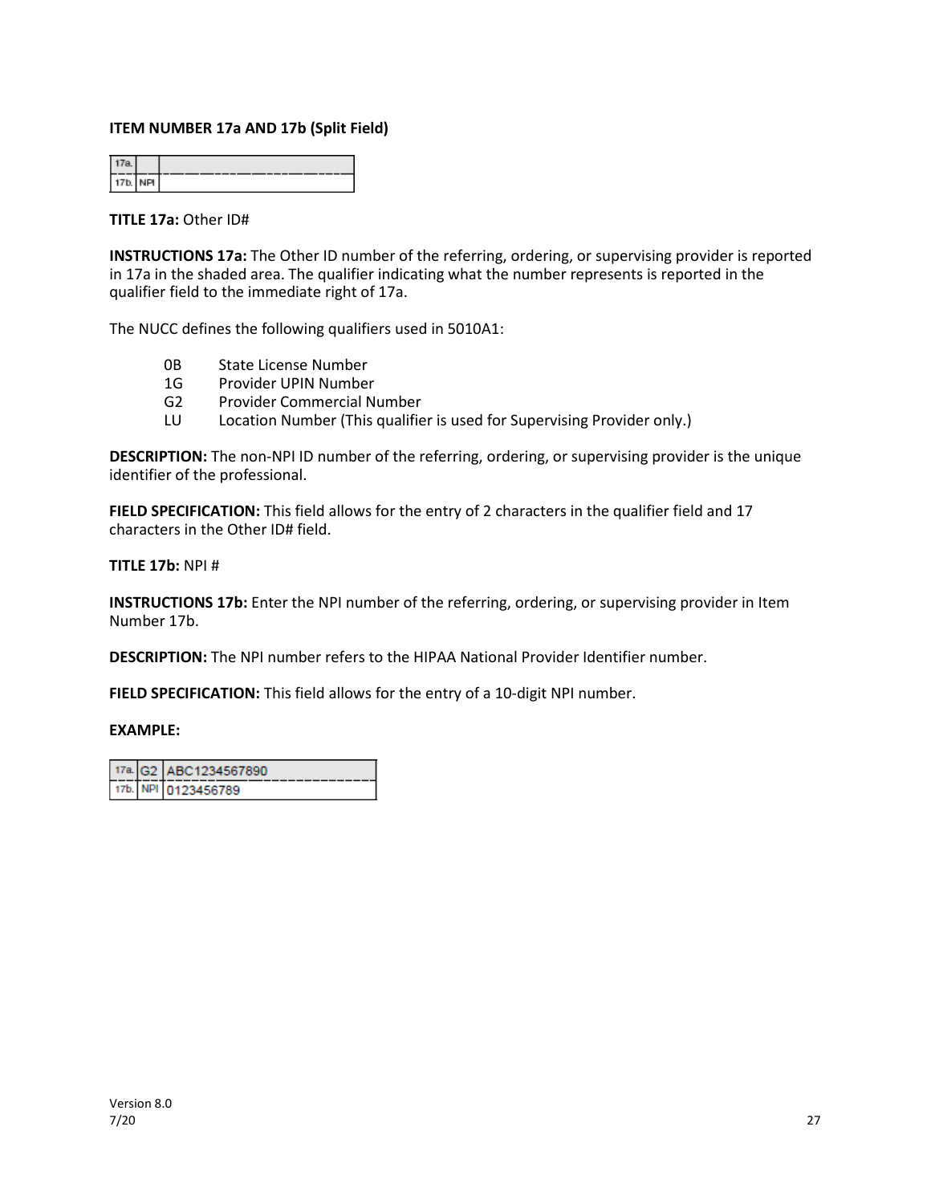**ITEM NUMBER 17a AND 17b (Split Field)**

| 17a. | | |
|---|---|---|
| 17b. | NPI | |

**TITLE 17a:** Other ID#

**INSTRUCTIONS 17a:** The Other ID number of the referring, ordering, or supervising provider is reported in 17a in the shaded area. The qualifier indicating what the number represents is reported in the qualifier field to the immediate right of 17a.

The NUCC defines the following qualifiers used in 5010A1:

- 0B State License Number
- 1G Provider UPIN Number
- G2 Provider Commercial Number
- LU Location Number (This qualifier is used for Supervising Provider only.)

**DESCRIPTION:** The non-NPI ID number of the referring, ordering, or supervising provider is the unique identifier of the professional.

**FIELD SPECIFICATION:** This field allows for the entry of 2 characters in the qualifier field and 17 characters in the Other ID# field.

**TITLE 17b:** NPI #

**INSTRUCTIONS 17b:** Enter the NPI number of the referring, ordering, or supervising provider in Item Number 17b.

**DESCRIPTION:** The NPI number refers to the HIPAA National Provider Identifier number.

**FIELD SPECIFICATION:** This field allows for the entry of a 10-digit NPI number.

**EXAMPLE:**

| 17a. | G2 | ABC1234567890 |
|---|---|---|
| 17b. | NPI | 0123456789 |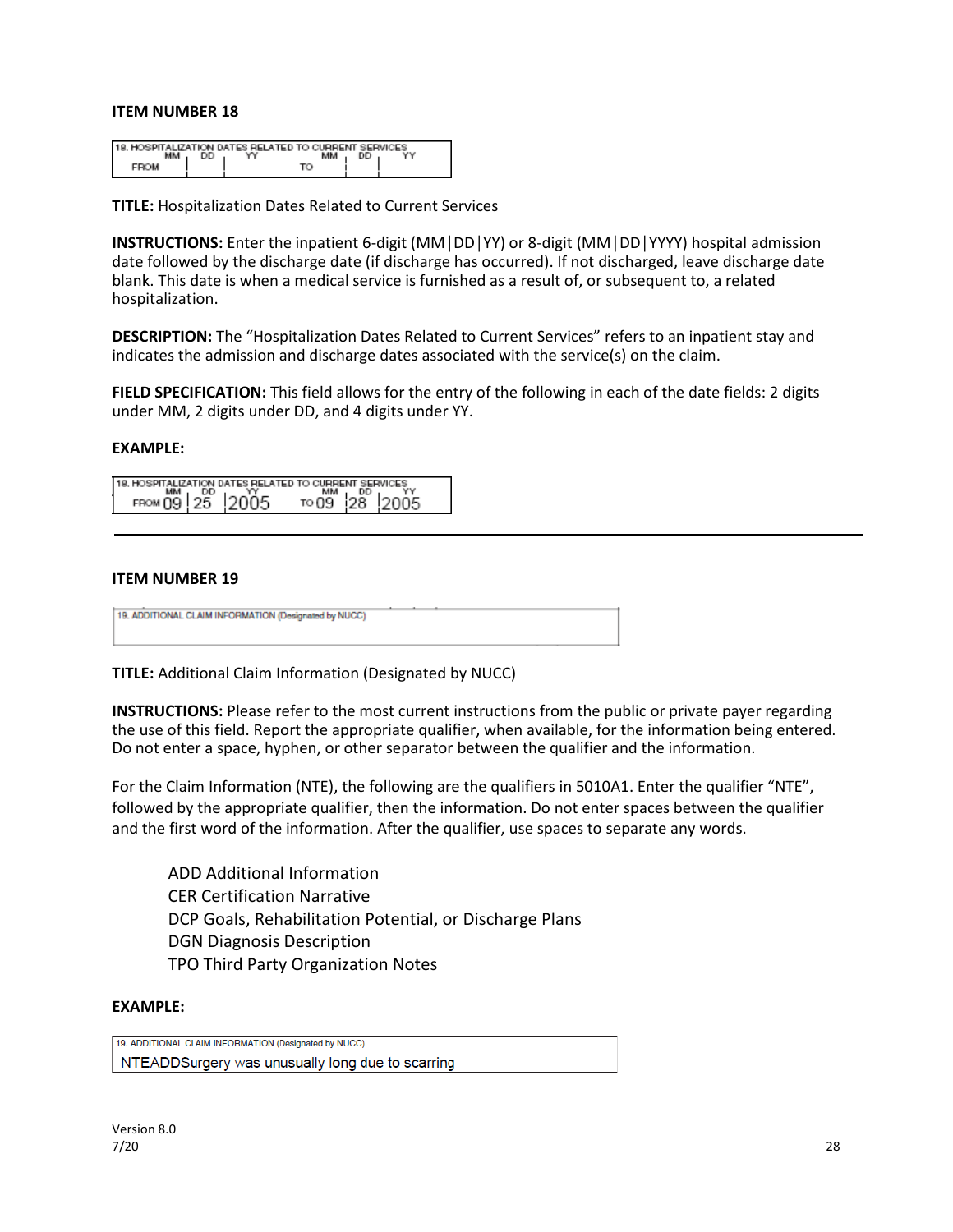**ITEM NUMBER 18**

| 18. HOSPITALIZATION DATES RELATED TO CURRENT SERVICES | | | | | | |
|---|---|---|---|---|---|---|
| | MM | DD | YY | MM | DD | YY |
| FROM | | | TO | | | |

**TITLE:** Hospitalization Dates Related to Current Services

**INSTRUCTIONS:** Enter the inpatient 6-digit (MM|DD|YY) or 8-digit (MM|DD|YYYY) hospital admission date followed by the discharge date (if discharge has occurred). If not discharged, leave discharge date blank. This date is when a medical service is furnished as a result of, or subsequent to, a related hospitalization.

**DESCRIPTION:** The "Hospitalization Dates Related to Current Services" refers to an inpatient stay and indicates the admission and discharge dates associated with the service(s) on the claim.

**FIELD SPECIFICATION:** This field allows for the entry of the following in each of the date fields: 2 digits under MM, 2 digits under DD, and 4 digits under YY.

**EXAMPLE:**

| 18. HOSPITALIZATION DATES RELATED TO CURRENT SERVICES | | | | | | |
|---|---|---|---|---|---|---|
| | MM | DD | YY | MM | DD | YY |
| FROM | 09 | 25 | 2005 TO | 09 | 28 | 2005 |

---

**ITEM NUMBER 19**

| 19. ADDITIONAL CLAIM INFORMATION (Designated by NUCC) |
|---|
| |

**TITLE:** Additional Claim Information (Designated by NUCC)

**INSTRUCTIONS:** Please refer to the most current instructions from the public or private payer regarding the use of this field. Report the appropriate qualifier, when available, for the information being entered. Do not enter a space, hyphen, or other separator between the qualifier and the information.

For the Claim Information (NTE), the following are the qualifiers in 5010A1. Enter the qualifier "NTE", followed by the appropriate qualifier, then the information. Do not enter spaces between the qualifier and the first word of the information. After the qualifier, use spaces to separate any words.

- ADD Additional Information
- CER Certification Narrative
- DCP Goals, Rehabilitation Potential, or Discharge Plans
- DGN Diagnosis Description
- TPO Third Party Organization Notes

**EXAMPLE:**

| 19. ADDITIONAL CLAIM INFORMATION (Designated by NUCC) |
|---|
| NTEADDSurgery was unusually long due to scarring |

Version 8.0
7/20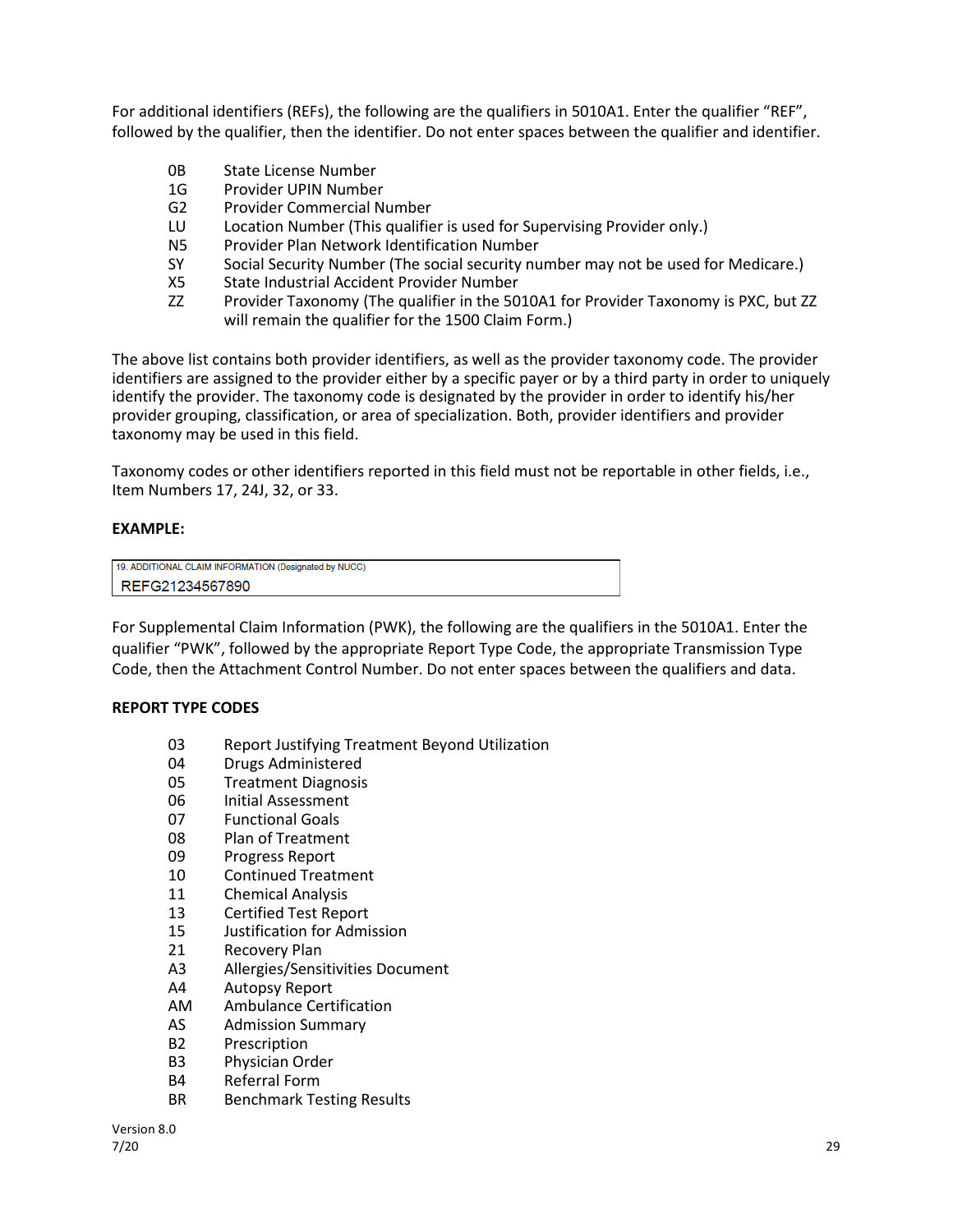For additional identifiers (REFs), the following are the qualifiers in 5010A1. Enter the qualifier "REF", followed by the qualifier, then the identifier. Do not enter spaces between the qualifier and identifier.

| | |
|---|---|
| 0B | State License Number |
| 1G | Provider UPIN Number |
| G2 | Provider Commercial Number |
| LU | Location Number (This qualifier is used for Supervising Provider only.) |
| N5 | Provider Plan Network Identification Number |
| SY | Social Security Number (The social security number may not be used for Medicare.) |
| X5 | State Industrial Accident Provider Number |
| ZZ | Provider Taxonomy (The qualifier in the 5010A1 for Provider Taxonomy is PXC, but ZZ will remain the qualifier for the 1500 Claim Form.) |

The above list contains both provider identifiers, as well as the provider taxonomy code. The provider identifiers are assigned to the provider either by a specific payer or by a third party in order to uniquely identify the provider. The taxonomy code is designated by the provider in order to identify his/her provider grouping, classification, or area of specialization. Both, provider identifiers and provider taxonomy may be used in this field.

Taxonomy codes or other identifiers reported in this field must not be reportable in other fields, i.e., Item Numbers 17, 24J, 32, or 33.

**EXAMPLE:**

| 19. ADDITIONAL CLAIM INFORMATION (Designated by NUCC) |
|---|
| REFG21234567890 |

For Supplemental Claim Information (PWK), the following are the qualifiers in the 5010A1. Enter the qualifier "PWK", followed by the appropriate Report Type Code, the appropriate Transmission Type Code, then the Attachment Control Number. Do not enter spaces between the qualifiers and data.

**REPORT TYPE CODES**

| | |
|---|---|
| 03 | Report Justifying Treatment Beyond Utilization |
| 04 | Drugs Administered |
| 05 | Treatment Diagnosis |
| 06 | Initial Assessment |
| 07 | Functional Goals |
| 08 | Plan of Treatment |
| 09 | Progress Report |
| 10 | Continued Treatment |
| 11 | Chemical Analysis |
| 13 | Certified Test Report |
| 15 | Justification for Admission |
| 21 | Recovery Plan |
| A3 | Allergies/Sensitivities Document |
| A4 | Autopsy Report |
| AM | Ambulance Certification |
| AS | Admission Summary |
| B2 | Prescription |
| B3 | Physician Order |
| B4 | Referral Form |
| BR | Benchmark Testing Results |

Version 8.0
7/20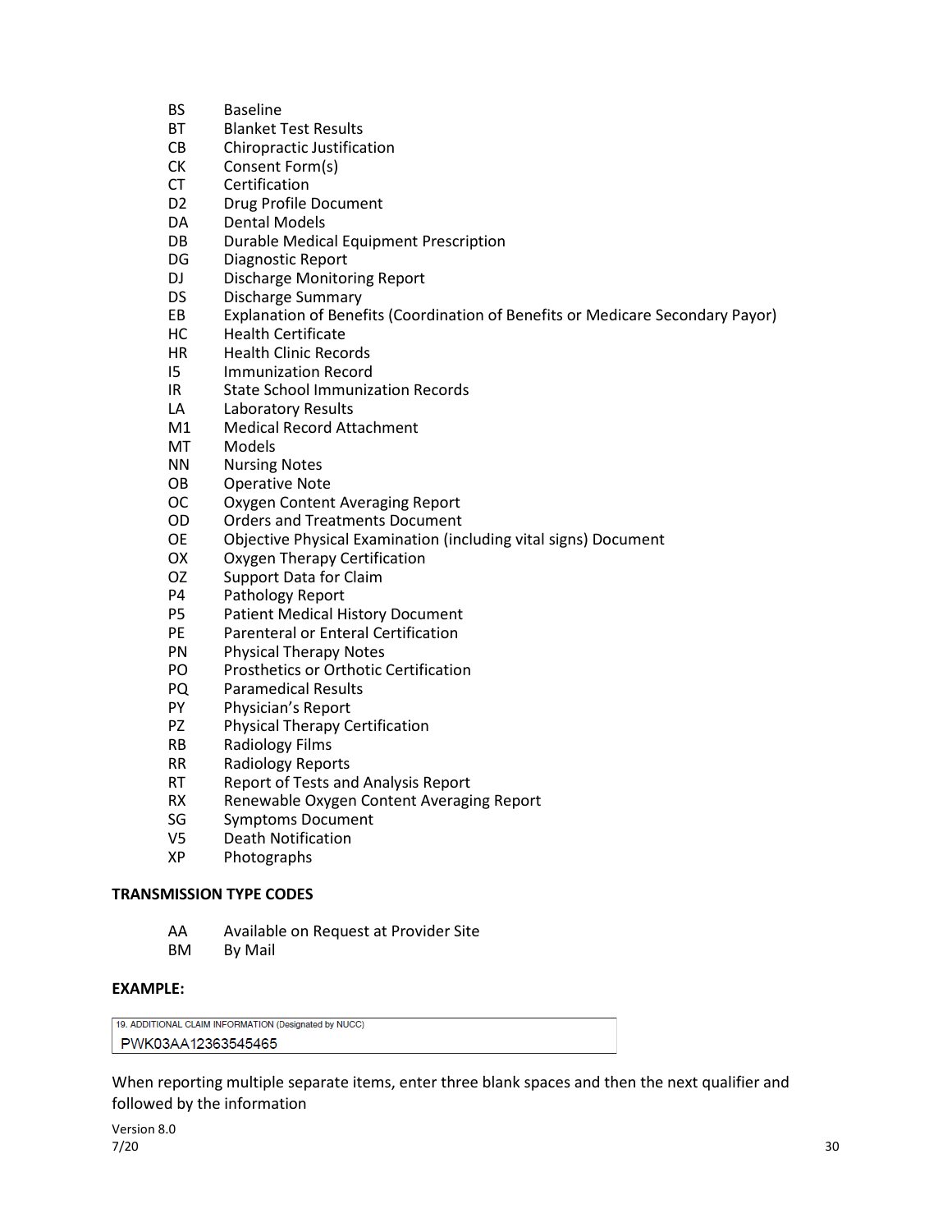BS Baseline
BT Blanket Test Results
CB Chiropractic Justification
CK Consent Form(s)
CT Certification
D2 Drug Profile Document
DA Dental Models
DB Durable Medical Equipment Prescription
DG Diagnostic Report
DJ Discharge Monitoring Report
DS Discharge Summary
EB Explanation of Benefits (Coordination of Benefits or Medicare Secondary Payor)
HC Health Certificate
HR Health Clinic Records
I5 Immunization Record
IR State School Immunization Records
LA Laboratory Results
M1 Medical Record Attachment
MT Models
NN Nursing Notes
OB Operative Note
OC Oxygen Content Averaging Report
OD Orders and Treatments Document
OE Objective Physical Examination (including vital signs) Document
OX Oxygen Therapy Certification
OZ Support Data for Claim
P4 Pathology Report
P5 Patient Medical History Document
PE Parenteral or Enteral Certification
PN Physical Therapy Notes
PO Prosthetics or Orthotic Certification
PQ Paramedical Results
PY Physician's Report
PZ Physical Therapy Certification
RB Radiology Films
RR Radiology Reports
RT Report of Tests and Analysis Report
RX Renewable Oxygen Content Averaging Report
SG Symptoms Document
V5 Death Notification
XP Photographs

**TRANSMISSION TYPE CODES**

AA Available on Request at Provider Site
BM By Mail

**EXAMPLE:**

| 19. ADDITIONAL CLAIM INFORMATION (Designated by NUCC) |
| --- |
| PWK03AA12363545465 |

When reporting multiple separate items, enter three blank spaces and then the next qualifier and followed by the information

Version 8.0
7/20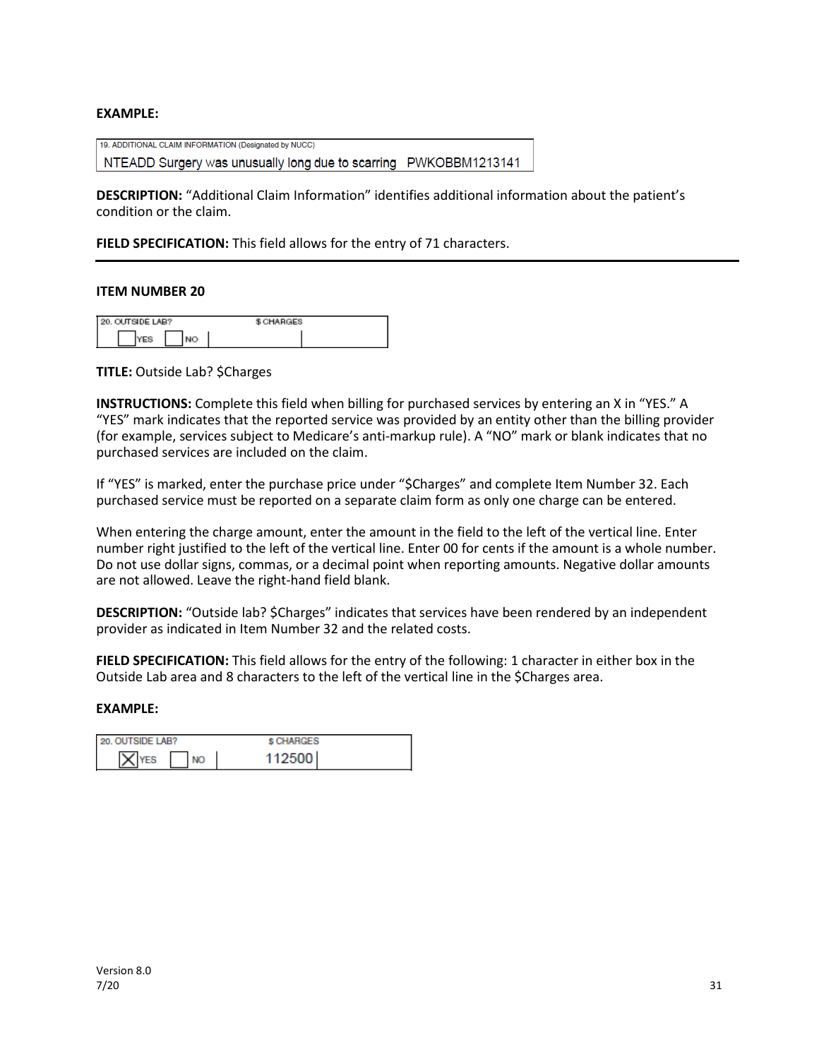**EXAMPLE:**

| 19. ADDITIONAL CLAIM INFORMATION (Designated by NUCC) |
|---|
| NTEADD Surgery was unusually long due to scarring   PWKOBBM1213141 |

**DESCRIPTION:** "Additional Claim Information" identifies additional information about the patient's condition or the claim.

**FIELD SPECIFICATION:** This field allows for the entry of 71 characters.

---

**ITEM NUMBER 20**

| 20. OUTSIDE LAB? | $ CHARGES |
|---|---|
| ☐ YES ☐ NO | |

**TITLE:** Outside Lab? $Charges

**INSTRUCTIONS:** Complete this field when billing for purchased services by entering an X in "YES." A "YES" mark indicates that the reported service was provided by an entity other than the billing provider (for example, services subject to Medicare's anti-markup rule). A "NO" mark or blank indicates that no purchased services are included on the claim.

If "YES" is marked, enter the purchase price under "$Charges" and complete Item Number 32. Each purchased service must be reported on a separate claim form as only one charge can be entered.

When entering the charge amount, enter the amount in the field to the left of the vertical line. Enter number right justified to the left of the vertical line. Enter 00 for cents if the amount is a whole number. Do not use dollar signs, commas, or a decimal point when reporting amounts. Negative dollar amounts are not allowed. Leave the right-hand field blank.

**DESCRIPTION:** "Outside lab? $Charges" indicates that services have been rendered by an independent provider as indicated in Item Number 32 and the related costs.

**FIELD SPECIFICATION:** This field allows for the entry of the following: 1 character in either box in the Outside Lab area and 8 characters to the left of the vertical line in the $Charges area.

**EXAMPLE:**

| 20. OUTSIDE LAB? | $ CHARGES |
|---|---|
| ☒ YES ☐ NO | 112500 |

Version 8.0
7/20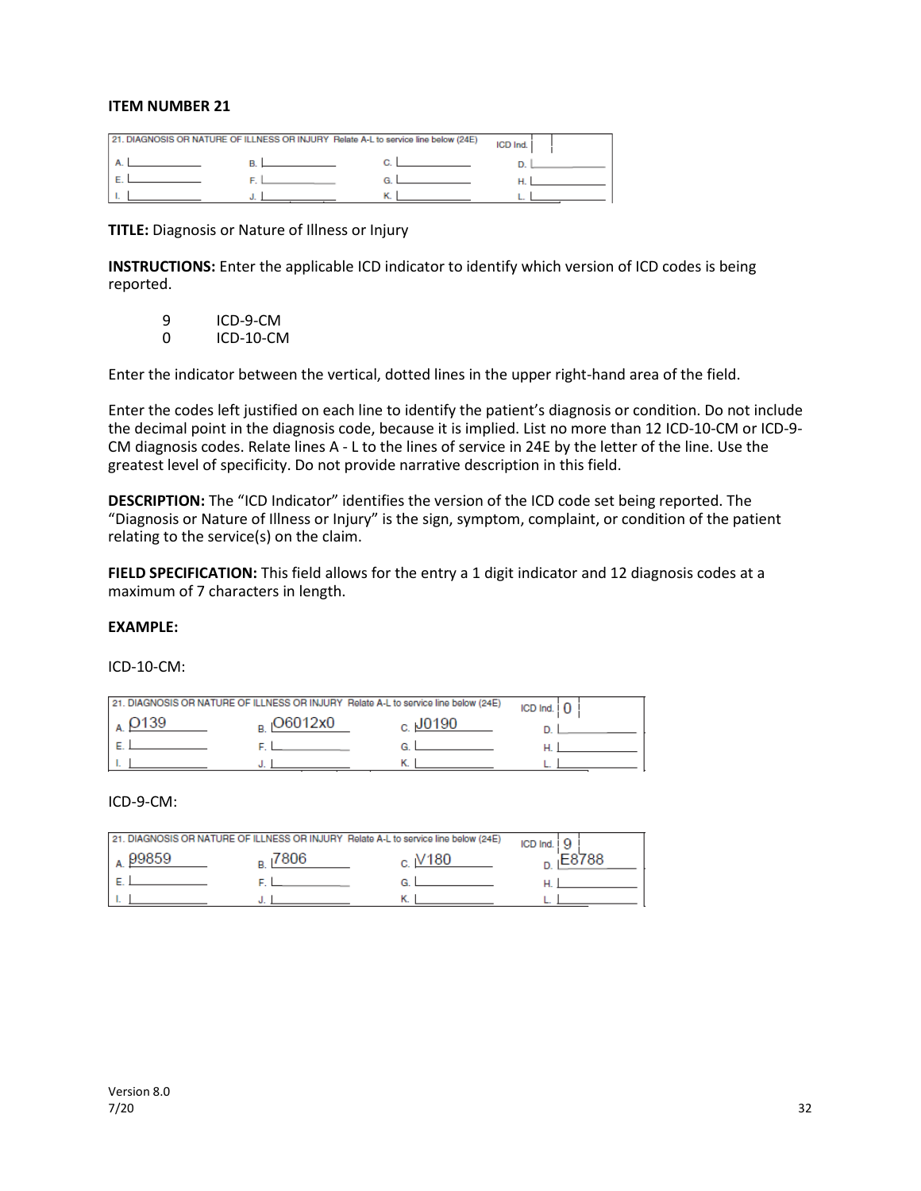**ITEM NUMBER 21**

| 21. DIAGNOSIS OR NATURE OF ILLNESS OR INJURY Relate A-L to service line below (24E) | | | ICD Ind. |
|---|---|---|---|
| A. | B. | C. | D. |
| E. | F. | G. | H. |
| I. | J. | K. | L. |

**TITLE:** Diagnosis or Nature of Illness or Injury

**INSTRUCTIONS:** Enter the applicable ICD indicator to identify which version of ICD codes is being reported.

| | |
|---|---|
| 9 | ICD-9-CM |
| 0 | ICD-10-CM |

Enter the indicator between the vertical, dotted lines in the upper right-hand area of the field.

Enter the codes left justified on each line to identify the patient's diagnosis or condition. Do not include the decimal point in the diagnosis code, because it is implied. List no more than 12 ICD-10-CM or ICD-9-CM diagnosis codes. Relate lines A - L to the lines of service in 24E by the letter of the line. Use the greatest level of specificity. Do not provide narrative description in this field.

**DESCRIPTION:** The "ICD Indicator" identifies the version of the ICD code set being reported. The "Diagnosis or Nature of Illness or Injury" is the sign, symptom, complaint, or condition of the patient relating to the service(s) on the claim.

**FIELD SPECIFICATION:** This field allows for the entry a 1 digit indicator and 12 diagnosis codes at a maximum of 7 characters in length.

**EXAMPLE:**

ICD-10-CM:

| 21. DIAGNOSIS OR NATURE OF ILLNESS OR INJURY Relate A-L to service line below (24E) | | | ICD Ind. 0 |
|---|---|---|---|
| A. O139 | B. O6012x0 | C. J0190 | D. |
| E. | F. | G. | H. |
| I. | J. | K. | L. |

ICD-9-CM:

| 21. DIAGNOSIS OR NATURE OF ILLNESS OR INJURY Relate A-L to service line below (24E) | | | ICD Ind. 9 |
|---|---|---|---|
| A. 99859 | B. 7806 | C. V180 | D. E8788 |
| E. | F. | G. | H. |
| I. | J. | K. | L. |

Version 8.0
7/20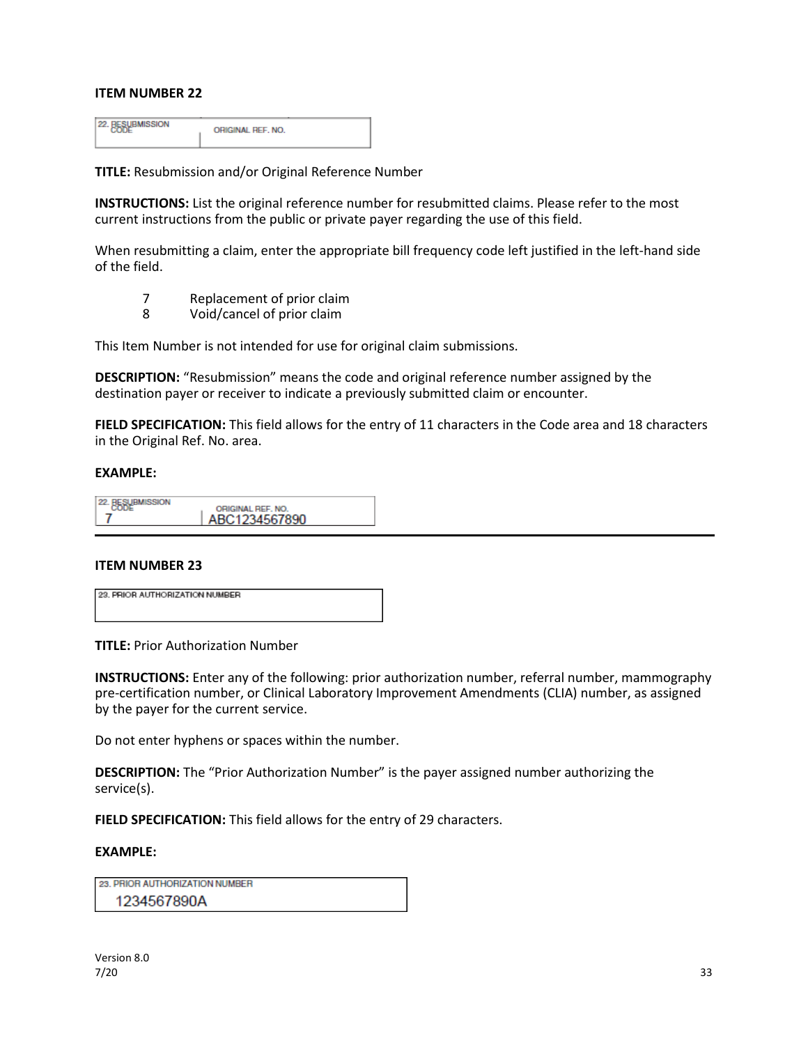### ITEM NUMBER 22

| 22. RESUBMISSION CODE | ORIGINAL REF. NO. |
|---|---|
| | |

**TITLE:** Resubmission and/or Original Reference Number

**INSTRUCTIONS:** List the original reference number for resubmitted claims. Please refer to the most current instructions from the public or private payer regarding the use of this field.

When resubmitting a claim, enter the appropriate bill frequency code left justified in the left-hand side of the field.

- 7 Replacement of prior claim
- 8 Void/cancel of prior claim

This Item Number is not intended for use for original claim submissions.

**DESCRIPTION:** "Resubmission" means the code and original reference number assigned by the destination payer or receiver to indicate a previously submitted claim or encounter.

**FIELD SPECIFICATION:** This field allows for the entry of 11 characters in the Code area and 18 characters in the Original Ref. No. area.

**EXAMPLE:**

| 22. RESUBMISSION CODE | ORIGINAL REF. NO. |
|---|---|
| 7 | ABC1234567890 |

---

### ITEM NUMBER 23

| 23. PRIOR AUTHORIZATION NUMBER |
|---|
| |

**TITLE:** Prior Authorization Number

**INSTRUCTIONS:** Enter any of the following: prior authorization number, referral number, mammography pre-certification number, or Clinical Laboratory Improvement Amendments (CLIA) number, as assigned by the payer for the current service.

Do not enter hyphens or spaces within the number.

**DESCRIPTION:** The "Prior Authorization Number" is the payer assigned number authorizing the service(s).

**FIELD SPECIFICATION:** This field allows for the entry of 29 characters.

**EXAMPLE:**

| 23. PRIOR AUTHORIZATION NUMBER |
|---|
| 1234567890A |

Version 8.0
7/20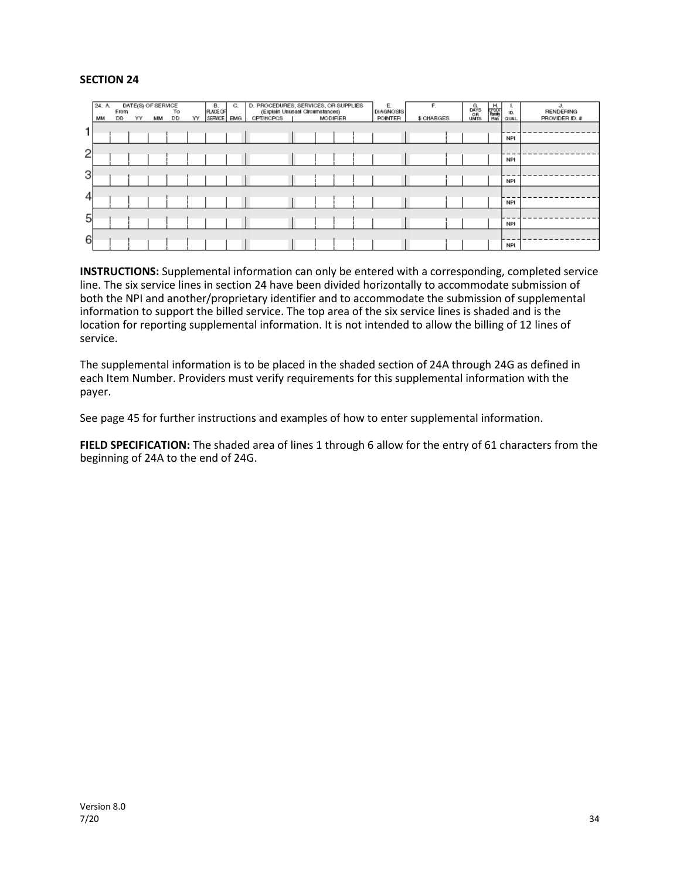**SECTION 24**

| 24. A. DATE(S) OF SERVICE From MM DD YY | To MM DD YY | B. PLACE OF SERVICE | C. EMG | D. PROCEDURES, SERVICES, OR SUPPLIES (Explain Unusual Circumstances) CPT/HCPCS | MODIFIER | E. DIAGNOSIS POINTER | F. $ CHARGES | G. DAYS OR UNITS | H. EPSDT Family Plan | I. ID. QUAL. | J. RENDERING PROVIDER ID. # |
|---|---|---|---|---|---|---|---|---|---|---|---|
| 1 | | | | | | | | | | | |
| | | | | | | | | | | NPI | |
| 2 | | | | | | | | | | | |
| | | | | | | | | | | NPI | |
| 3 | | | | | | | | | | | |
| | | | | | | | | | | NPI | |
| 4 | | | | | | | | | | | |
| | | | | | | | | | | NPI | |
| 5 | | | | | | | | | | | |
| | | | | | | | | | | NPI | |
| 6 | | | | | | | | | | | |
| | | | | | | | | | | NPI | |

**INSTRUCTIONS:** Supplemental information can only be entered with a corresponding, completed service line. The six service lines in section 24 have been divided horizontally to accommodate submission of both the NPI and another/proprietary identifier and to accommodate the submission of supplemental information to support the billed service. The top area of the six service lines is shaded and is the location for reporting supplemental information. It is not intended to allow the billing of 12 lines of service.

The supplemental information is to be placed in the shaded section of 24A through 24G as defined in each Item Number. Providers must verify requirements for this supplemental information with the payer.

See page 45 for further instructions and examples of how to enter supplemental information.

**FIELD SPECIFICATION:** The shaded area of lines 1 through 6 allow for the entry of 61 characters from the beginning of 24A to the end of 24G.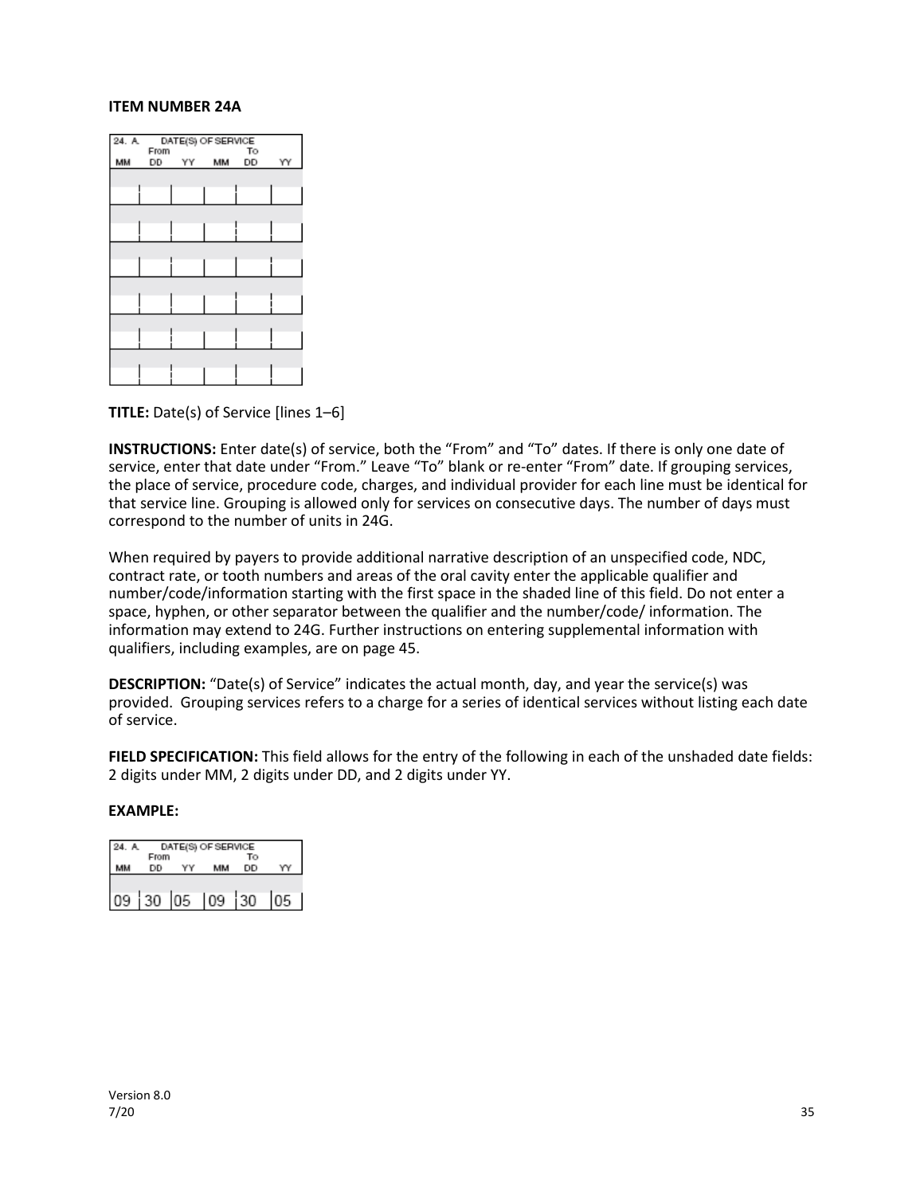**ITEM NUMBER 24A**

| 24. A. DATE(S) OF SERVICE | | | | | |
|---|---|---|---|---|---|
| From | | | To | | |
| MM | DD | YY | MM | DD | YY |
| | | | | | |
| | | | | | |
| | | | | | |
| | | | | | |
| | | | | | |
| | | | | | |

**TITLE:** Date(s) of Service [lines 1–6]

**INSTRUCTIONS:** Enter date(s) of service, both the "From" and "To" dates. If there is only one date of service, enter that date under "From." Leave "To" blank or re-enter "From" date. If grouping services, the place of service, procedure code, charges, and individual provider for each line must be identical for that service line. Grouping is allowed only for services on consecutive days. The number of days must correspond to the number of units in 24G.

When required by payers to provide additional narrative description of an unspecified code, NDC, contract rate, or tooth numbers and areas of the oral cavity enter the applicable qualifier and number/code/information starting with the first space in the shaded line of this field. Do not enter a space, hyphen, or other separator between the qualifier and the number/code/ information. The information may extend to 24G. Further instructions on entering supplemental information with qualifiers, including examples, are on page 45.

**DESCRIPTION:** "Date(s) of Service" indicates the actual month, day, and year the service(s) was provided. Grouping services refers to a charge for a series of identical services without listing each date of service.

**FIELD SPECIFICATION:** This field allows for the entry of the following in each of the unshaded date fields: 2 digits under MM, 2 digits under DD, and 2 digits under YY.

**EXAMPLE:**

| 24. A. DATE(S) OF SERVICE | | | | | |
|---|---|---|---|---|---|
| From | | | To | | |
| MM | DD | YY | MM | DD | YY |
| 09 | 30 | 05 | 09 | 30 | 05 |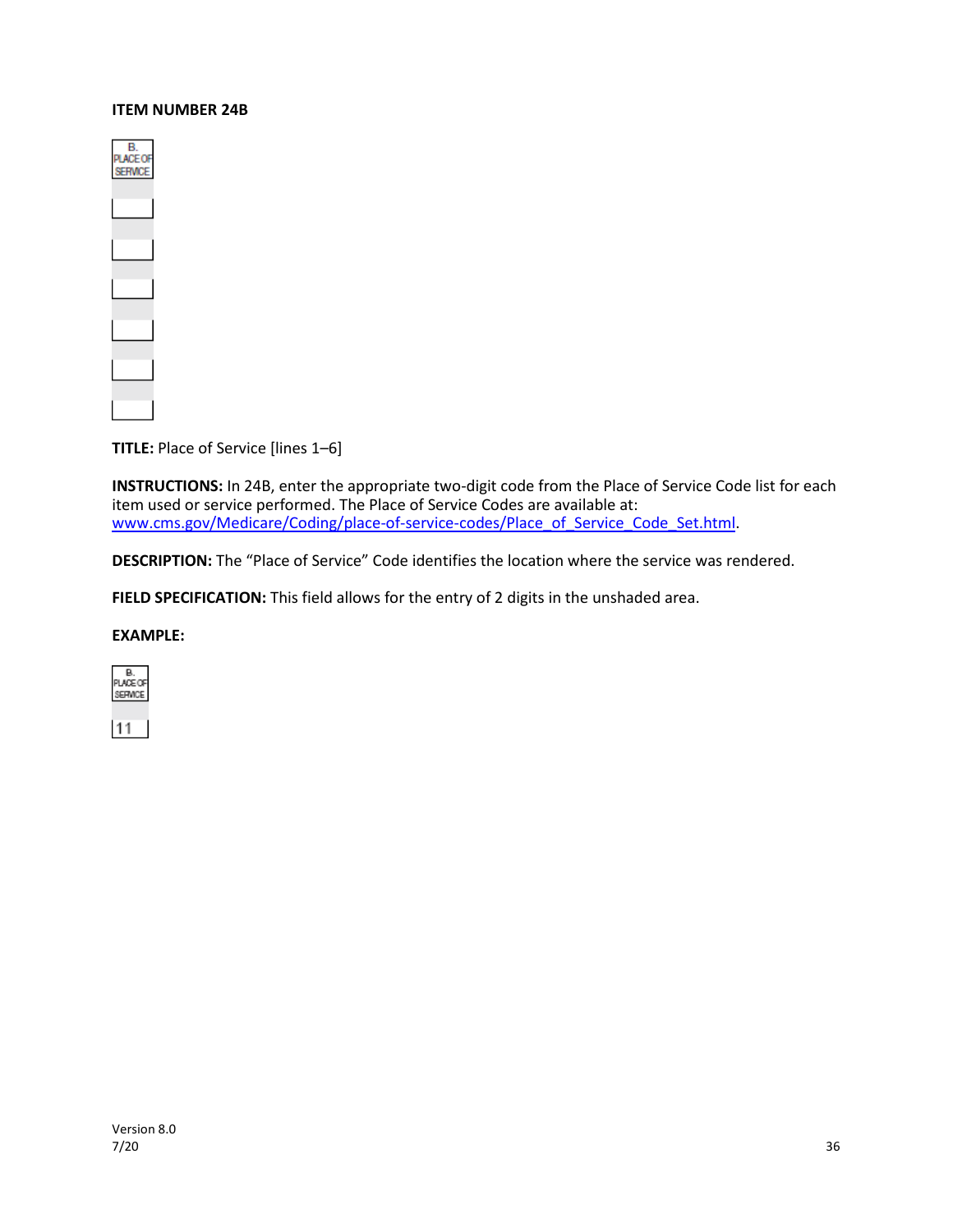**ITEM NUMBER 24B**

B.
PLACE OF
SERVICE

**TITLE:** Place of Service [lines 1–6]

**INSTRUCTIONS:** In 24B, enter the appropriate two-digit code from the Place of Service Code list for each item used or service performed. The Place of Service Codes are available at: [www.cms.gov/Medicare/Coding/place-of-service-codes/Place_of_Service_Code_Set.html](http://www.cms.gov/Medicare/Coding/place-of-service-codes/Place_of_Service_Code_Set.html).

**DESCRIPTION:** The "Place of Service" Code identifies the location where the service was rendered.

**FIELD SPECIFICATION:** This field allows for the entry of 2 digits in the unshaded area.

**EXAMPLE:**

B.
PLACE OF
SERVICE

11

Version 8.0
7/20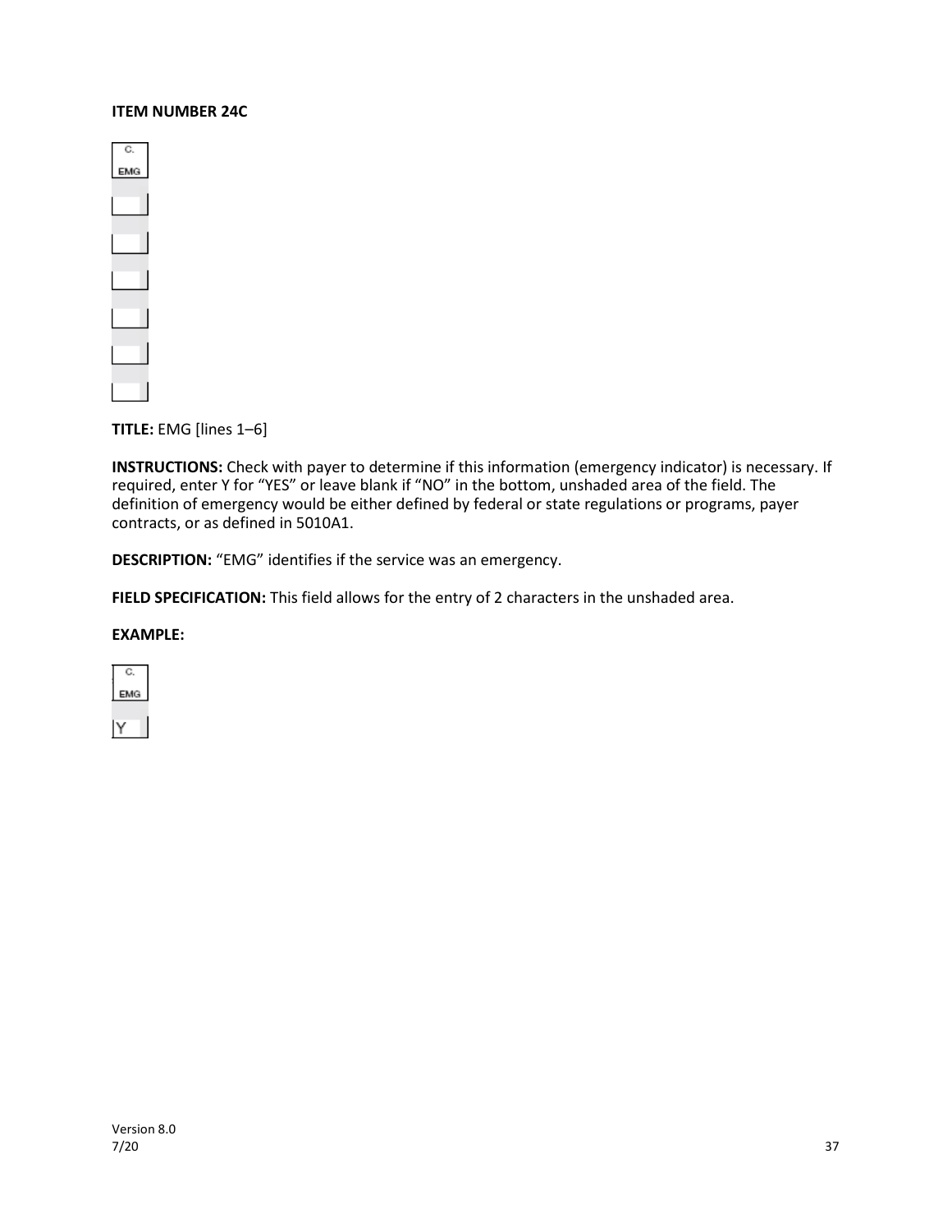**ITEM NUMBER 24C**

**TITLE:** EMG [lines 1–6]

**INSTRUCTIONS:** Check with payer to determine if this information (emergency indicator) is necessary. If required, enter Y for “YES” or leave blank if “NO” in the bottom, unshaded area of the field. The definition of emergency would be either defined by federal or state regulations or programs, payer contracts, or as defined in 5010A1.

**DESCRIPTION:** “EMG” identifies if the service was an emergency.

**FIELD SPECIFICATION:** This field allows for the entry of 2 characters in the unshaded area.

**EXAMPLE:**

| C. EMG |
| --- |
| Y |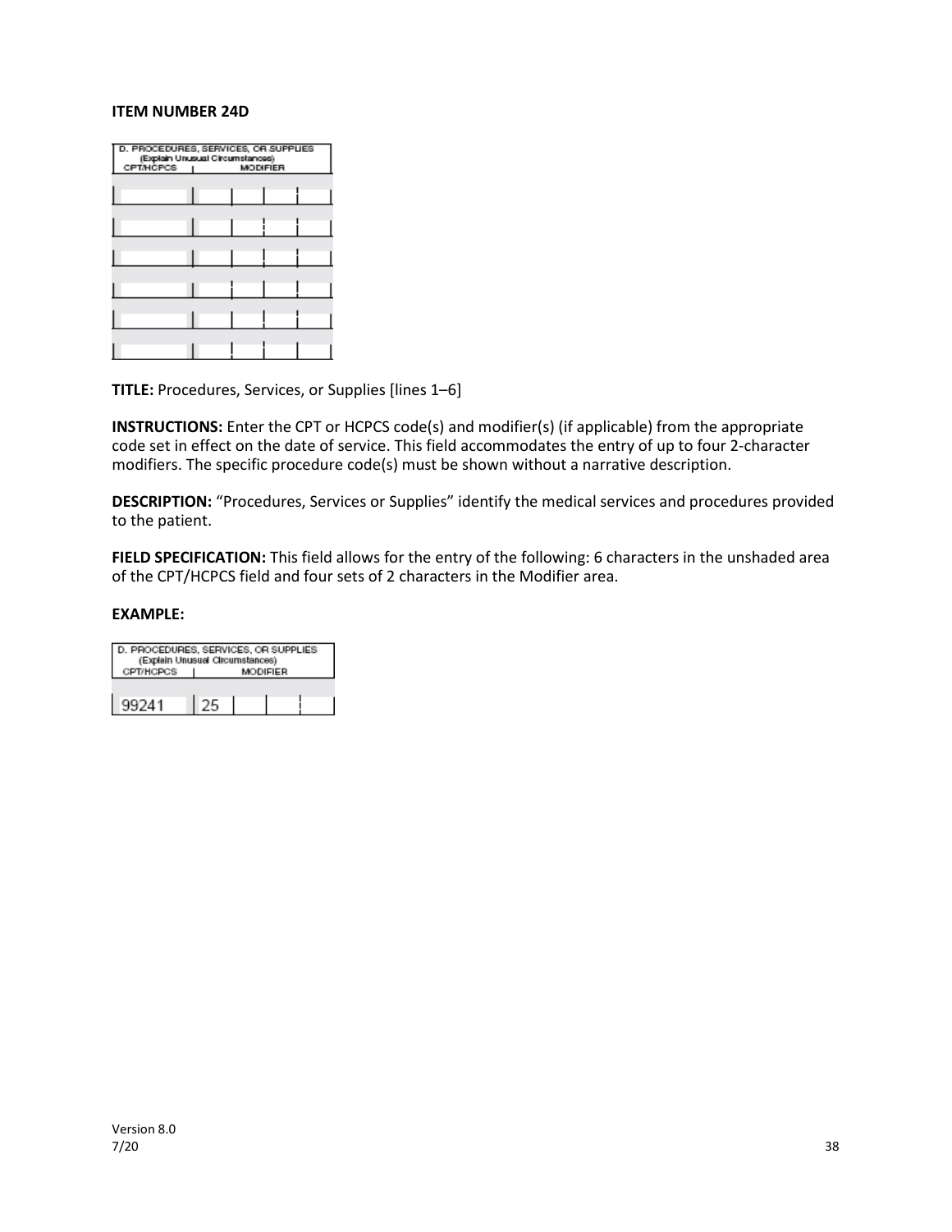**ITEM NUMBER 24D**

| D. PROCEDURES, SERVICES, OR SUPPLIES (Explain Unusual Circumstances) | | | | |
|---|---|---|---|---|
| CPT/HCPCS | MODIFIER | | | |
| | | | | |
| | | | | |
| | | | | |
| | | | | |
| | | | | |
| | | | | |

**TITLE:** Procedures, Services, or Supplies [lines 1–6]

**INSTRUCTIONS:** Enter the CPT or HCPCS code(s) and modifier(s) (if applicable) from the appropriate code set in effect on the date of service. This field accommodates the entry of up to four 2-character modifiers. The specific procedure code(s) must be shown without a narrative description.

**DESCRIPTION:** "Procedures, Services or Supplies" identify the medical services and procedures provided to the patient.

**FIELD SPECIFICATION:** This field allows for the entry of the following: 6 characters in the unshaded area of the CPT/HCPCS field and four sets of 2 characters in the Modifier area.

**EXAMPLE:**

| D. PROCEDURES, SERVICES, OR SUPPLIES (Explain Unusual Circumstances) | | | | |
|---|---|---|---|---|
| CPT/HCPCS | MODIFIER | | | |
| 99241 | 25 | | | |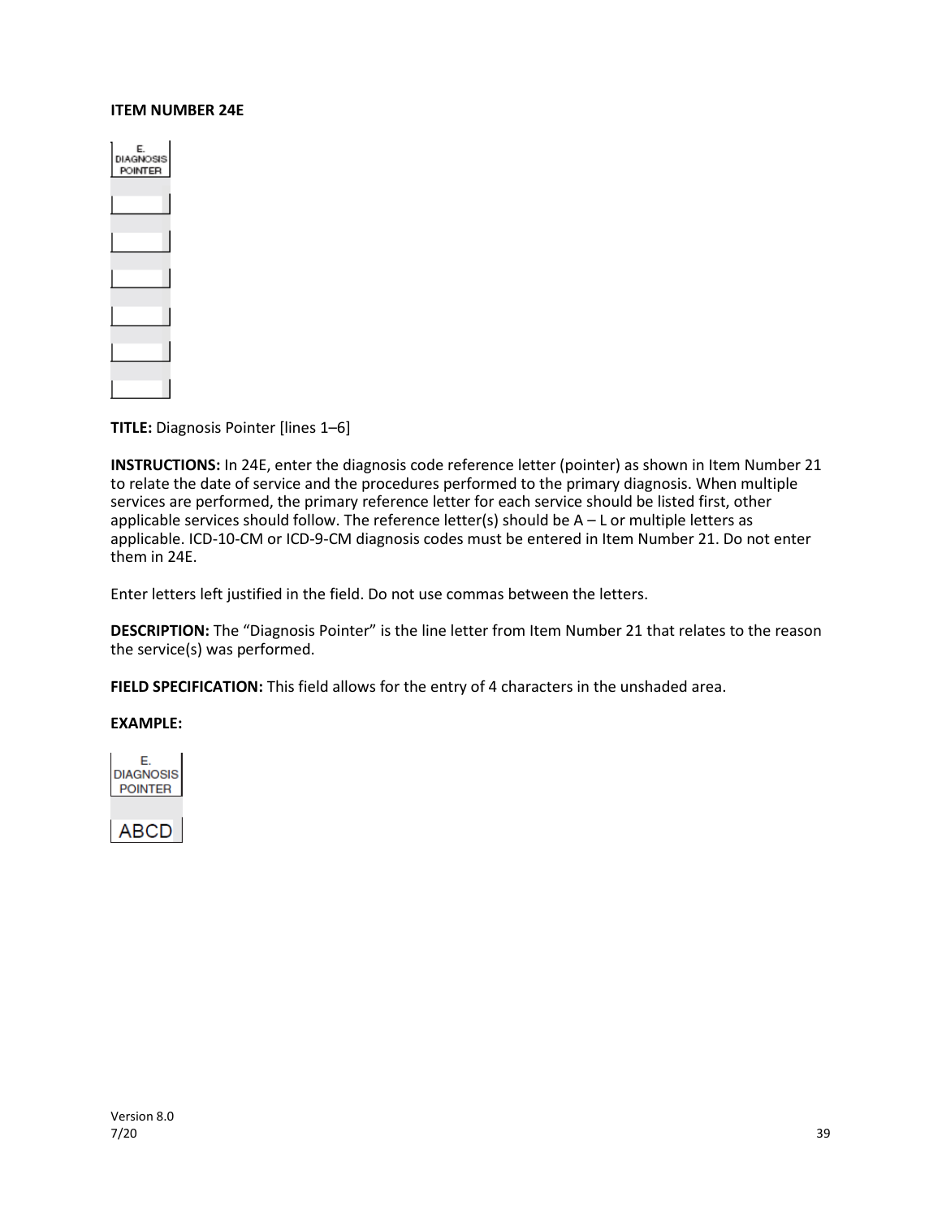**ITEM NUMBER 24E**

E.
DIAGNOSIS
POINTER

**TITLE:** Diagnosis Pointer [lines 1–6]

**INSTRUCTIONS:** In 24E, enter the diagnosis code reference letter (pointer) as shown in Item Number 21 to relate the date of service and the procedures performed to the primary diagnosis. When multiple services are performed, the primary reference letter for each service should be listed first, other applicable services should follow. The reference letter(s) should be A – L or multiple letters as applicable. ICD-10-CM or ICD-9-CM diagnosis codes must be entered in Item Number 21. Do not enter them in 24E.

Enter letters left justified in the field. Do not use commas between the letters.

**DESCRIPTION:** The "Diagnosis Pointer" is the line letter from Item Number 21 that relates to the reason the service(s) was performed.

**FIELD SPECIFICATION:** This field allows for the entry of 4 characters in the unshaded area.

**EXAMPLE:**

E.
DIAGNOSIS
POINTER

ABCD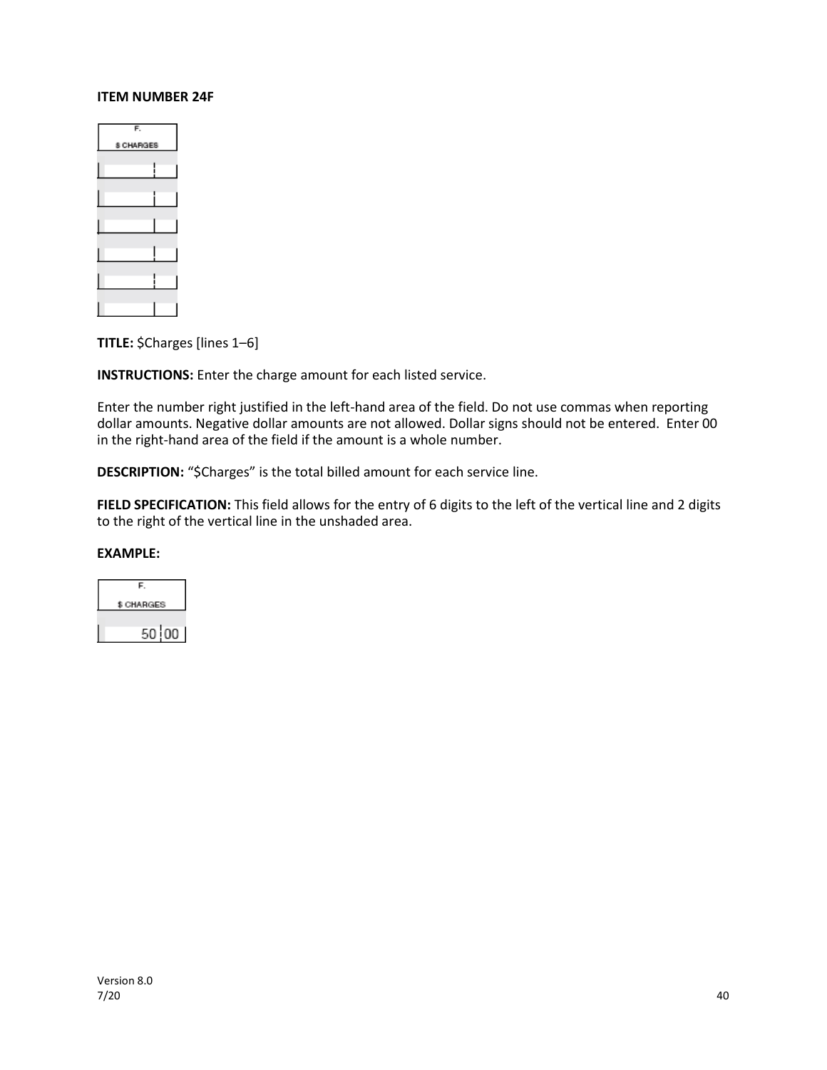**ITEM NUMBER 24F**

**TITLE:** $Charges [lines 1–6]

**INSTRUCTIONS:** Enter the charge amount for each listed service.

Enter the number right justified in the left-hand area of the field. Do not use commas when reporting dollar amounts. Negative dollar amounts are not allowed. Dollar signs should not be entered. Enter 00 in the right-hand area of the field if the amount is a whole number.

**DESCRIPTION:** "$Charges" is the total billed amount for each service line.

**FIELD SPECIFICATION:** This field allows for the entry of 6 digits to the left of the vertical line and 2 digits to the right of the vertical line in the unshaded area.

**EXAMPLE:**

| F. | |
|---|---|
| $ CHARGES | |
| 50 | 00 |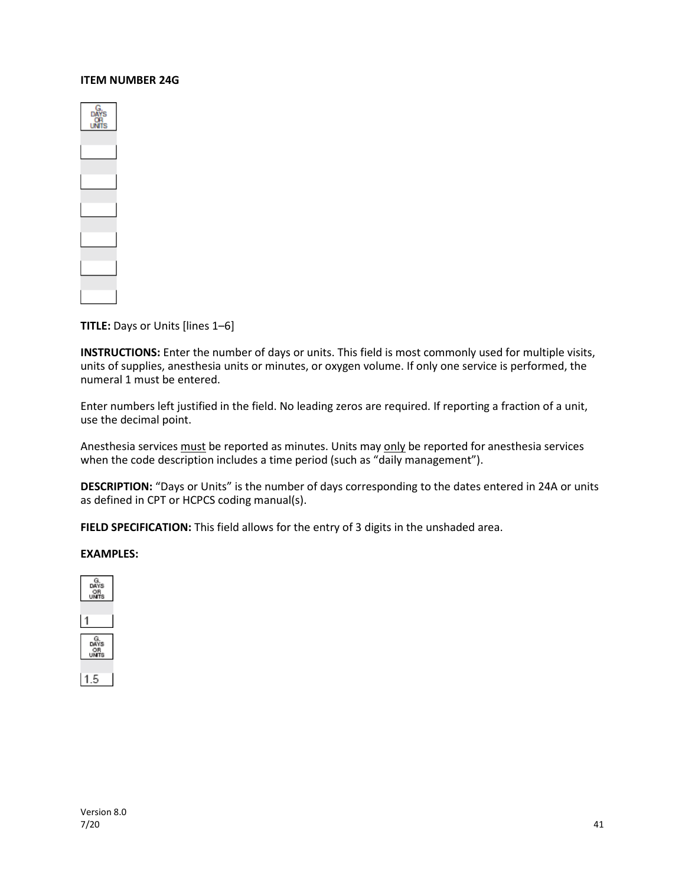**ITEM NUMBER 24G**

**TITLE:** Days or Units [lines 1–6]

**INSTRUCTIONS:** Enter the number of days or units. This field is most commonly used for multiple visits, units of supplies, anesthesia units or minutes, or oxygen volume. If only one service is performed, the numeral 1 must be entered.

Enter numbers left justified in the field. No leading zeros are required. If reporting a fraction of a unit, use the decimal point.

Anesthesia services must be reported as minutes. Units may only be reported for anesthesia services when the code description includes a time period (such as "daily management").

**DESCRIPTION:** "Days or Units" is the number of days corresponding to the dates entered in 24A or units as defined in CPT or HCPCS coding manual(s).

**FIELD SPECIFICATION:** This field allows for the entry of 3 digits in the unshaded area.

**EXAMPLES:**

| G. DAYS OR UNITS |
|---|
| 1 |

| G. DAYS OR UNITS |
|---|
| 1.5 |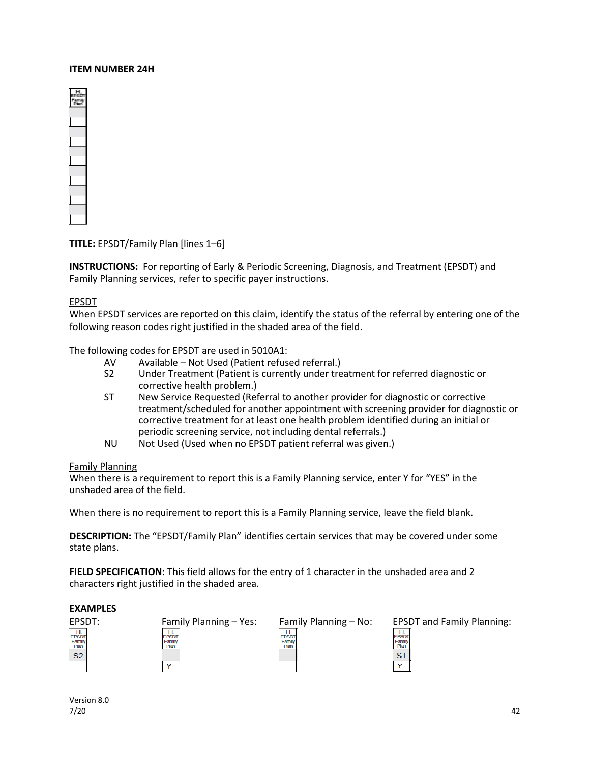**ITEM NUMBER 24H**

**TITLE:** EPSDT/Family Plan [lines 1–6]

**INSTRUCTIONS:** For reporting of Early & Periodic Screening, Diagnosis, and Treatment (EPSDT) and Family Planning services, refer to specific payer instructions.

EPSDT

When EPSDT services are reported on this claim, identify the status of the referral by entering one of the following reason codes right justified in the shaded area of the field.

The following codes for EPSDT are used in 5010A1:

- AV  Available – Not Used (Patient refused referral.)
- S2  Under Treatment (Patient is currently under treatment for referred diagnostic or corrective health problem.)
- ST  New Service Requested (Referral to another provider for diagnostic or corrective treatment/scheduled for another appointment with screening provider for diagnostic or corrective treatment for at least one health problem identified during an initial or periodic screening service, not including dental referrals.)
- NU  Not Used (Used when no EPSDT patient referral was given.)

Family Planning

When there is a requirement to report this is a Family Planning service, enter Y for “YES” in the unshaded area of the field.

When there is no requirement to report this is a Family Planning service, leave the field blank.

**DESCRIPTION:** The “EPSDT/Family Plan” identifies certain services that may be covered under some state plans.

**FIELD SPECIFICATION:** This field allows for the entry of 1 character in the unshaded area and 2 characters right justified in the shaded area.

**EXAMPLES**

| EPSDT: | Family Planning – Yes: | Family Planning – No: | EPSDT and Family Planning: |
|---|---|---|---|
| S2 | | | ST |
| | Y | | Y |

Version 8.0
7/20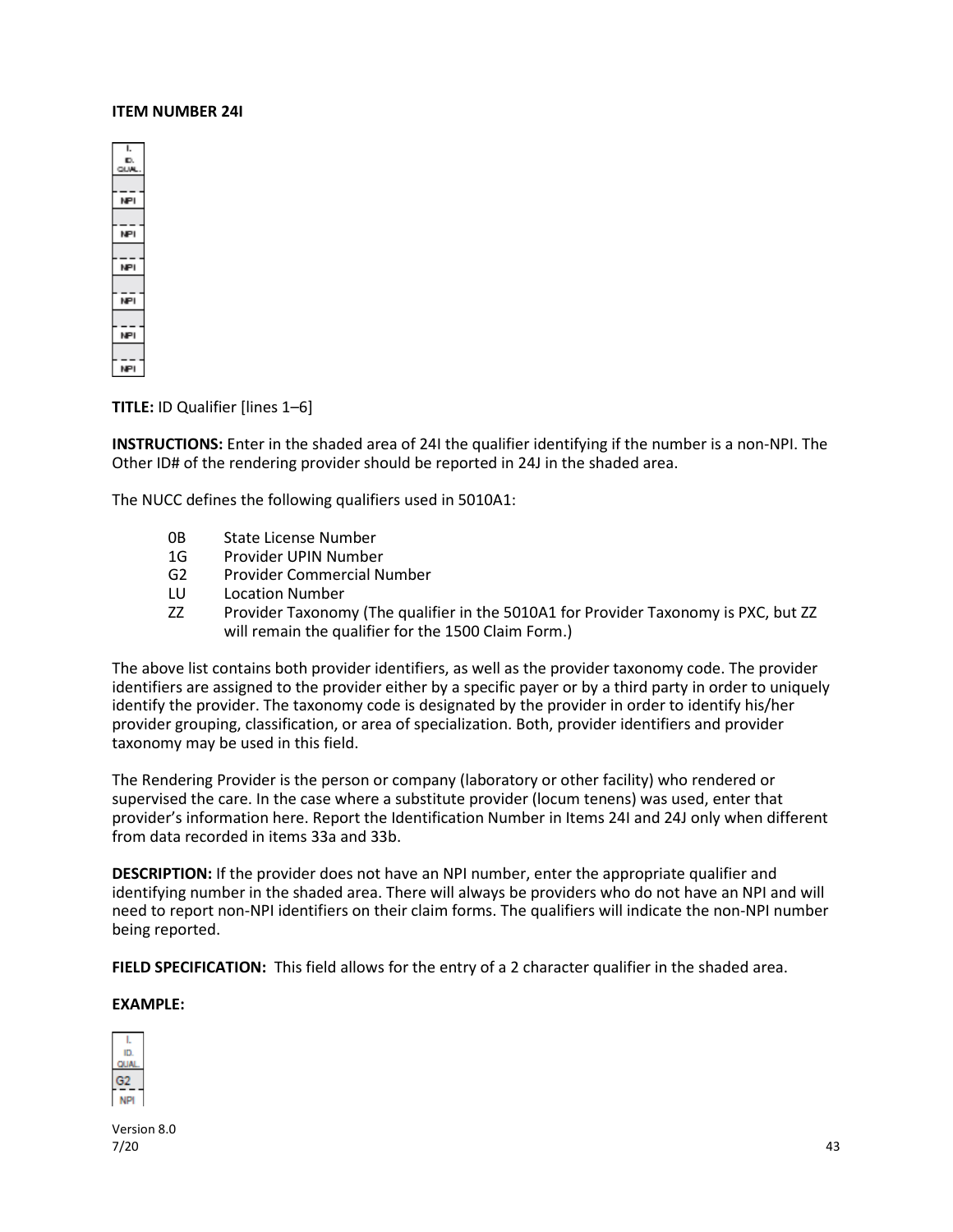**ITEM NUMBER 24I**

**TITLE:** ID Qualifier [lines 1–6]

**INSTRUCTIONS:** Enter in the shaded area of 24I the qualifier identifying if the number is a non-NPI. The Other ID# of the rendering provider should be reported in 24J in the shaded area.

The NUCC defines the following qualifiers used in 5010A1:

- 0B State License Number
- 1G Provider UPIN Number
- G2 Provider Commercial Number
- LU Location Number
- ZZ Provider Taxonomy (The qualifier in the 5010A1 for Provider Taxonomy is PXC, but ZZ will remain the qualifier for the 1500 Claim Form.)

The above list contains both provider identifiers, as well as the provider taxonomy code. The provider identifiers are assigned to the provider either by a specific payer or by a third party in order to uniquely identify the provider. The taxonomy code is designated by the provider in order to identify his/her provider grouping, classification, or area of specialization. Both, provider identifiers and provider taxonomy may be used in this field.

The Rendering Provider is the person or company (laboratory or other facility) who rendered or supervised the care. In the case where a substitute provider (locum tenens) was used, enter that provider's information here. Report the Identification Number in Items 24I and 24J only when different from data recorded in items 33a and 33b.

**DESCRIPTION:** If the provider does not have an NPI number, enter the appropriate qualifier and identifying number in the shaded area. There will always be providers who do not have an NPI and will need to report non-NPI identifiers on their claim forms. The qualifiers will indicate the non-NPI number being reported.

**FIELD SPECIFICATION:** This field allows for the entry of a 2 character qualifier in the shaded area.

**EXAMPLE:**

| I. ID. QUAL. |
|---|
| G2 |
| NPI |

Version 8.0
7/20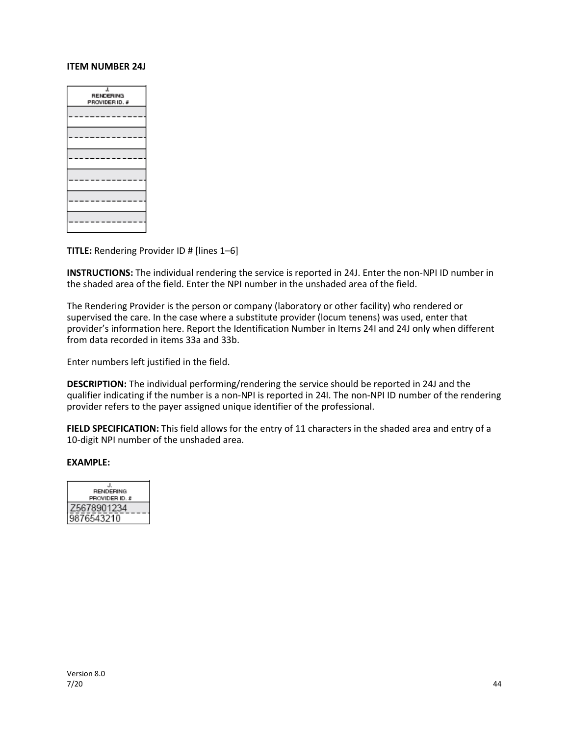**ITEM NUMBER 24J**

| J. RENDERING PROVIDER ID. # |
|---|
| |
| |
| |
| |
| |
| |
| |
| |
| |
| |
| |
| |

**TITLE:** Rendering Provider ID # [lines 1–6]

**INSTRUCTIONS:** The individual rendering the service is reported in 24J. Enter the non-NPI ID number in the shaded area of the field. Enter the NPI number in the unshaded area of the field.

The Rendering Provider is the person or company (laboratory or other facility) who rendered or supervised the care. In the case where a substitute provider (locum tenens) was used, enter that provider's information here. Report the Identification Number in Items 24I and 24J only when different from data recorded in items 33a and 33b.

Enter numbers left justified in the field.

**DESCRIPTION:** The individual performing/rendering the service should be reported in 24J and the qualifier indicating if the number is a non-NPI is reported in 24I. The non-NPI ID number of the rendering provider refers to the payer assigned unique identifier of the professional.

**FIELD SPECIFICATION:** This field allows for the entry of 11 characters in the shaded area and entry of a 10-digit NPI number of the unshaded area.

**EXAMPLE:**

| J. RENDERING PROVIDER ID. # |
|---|
| Z5678901234 |
| 9876543210 |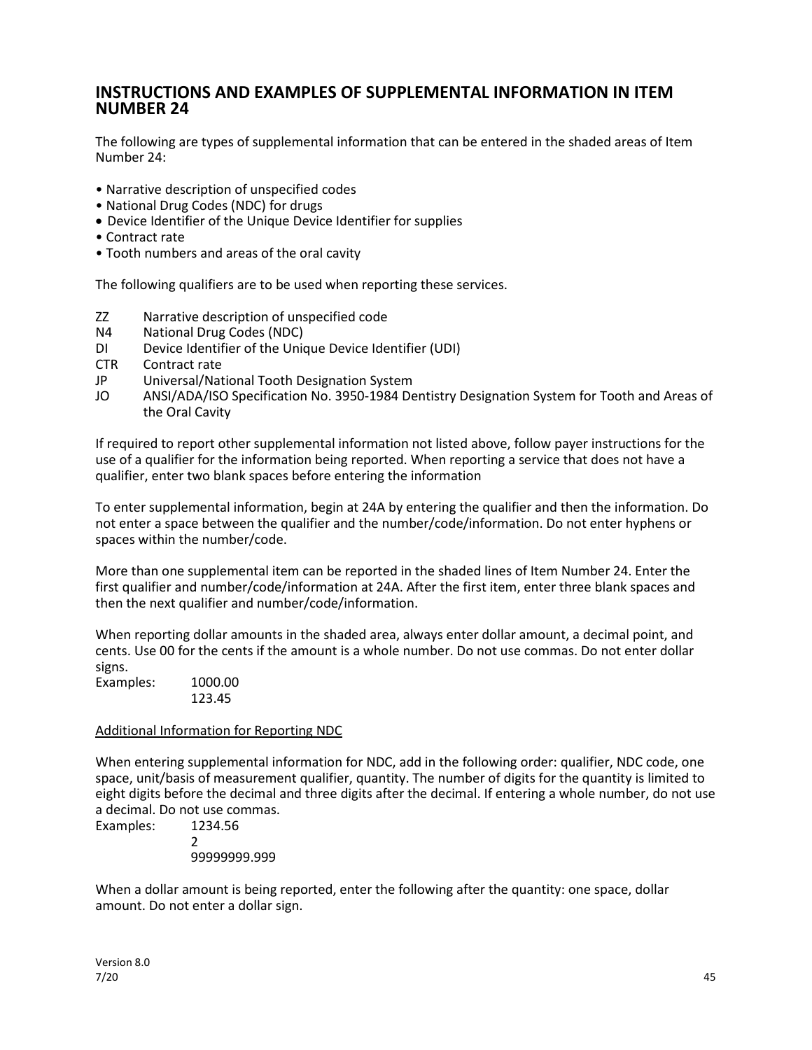## INSTRUCTIONS AND EXAMPLES OF SUPPLEMENTAL INFORMATION IN ITEM NUMBER 24

The following are types of supplemental information that can be entered in the shaded areas of Item Number 24:

- Narrative description of unspecified codes
- National Drug Codes (NDC) for drugs
- Device Identifier of the Unique Device Identifier for supplies
- Contract rate
- Tooth numbers and areas of the oral cavity

The following qualifiers are to be used when reporting these services.

| | |
|---|---|
| ZZ | Narrative description of unspecified code |
| N4 | National Drug Codes (NDC) |
| DI | Device Identifier of the Unique Device Identifier (UDI) |
| CTR | Contract rate |
| JP | Universal/National Tooth Designation System |
| JO | ANSI/ADA/ISO Specification No. 3950-1984 Dentistry Designation System for Tooth and Areas of the Oral Cavity |

If required to report other supplemental information not listed above, follow payer instructions for the use of a qualifier for the information being reported. When reporting a service that does not have a qualifier, enter two blank spaces before entering the information

To enter supplemental information, begin at 24A by entering the qualifier and then the information. Do not enter a space between the qualifier and the number/code/information. Do not enter hyphens or spaces within the number/code.

More than one supplemental item can be reported in the shaded lines of Item Number 24. Enter the first qualifier and number/code/information at 24A. After the first item, enter three blank spaces and then the next qualifier and number/code/information.

When reporting dollar amounts in the shaded area, always enter dollar amount, a decimal point, and cents. Use 00 for the cents if the amount is a whole number. Do not use commas. Do not enter dollar signs.

Examples: 1000.00
123.45

Additional Information for Reporting NDC

When entering supplemental information for NDC, add in the following order: qualifier, NDC code, one space, unit/basis of measurement qualifier, quantity. The number of digits for the quantity is limited to eight digits before the decimal and three digits after the decimal. If entering a whole number, do not use a decimal. Do not use commas.

Examples: 1234.56
2
99999999.999

When a dollar amount is being reported, enter the following after the quantity: one space, dollar amount. Do not enter a dollar sign.

Version 8.0
7/20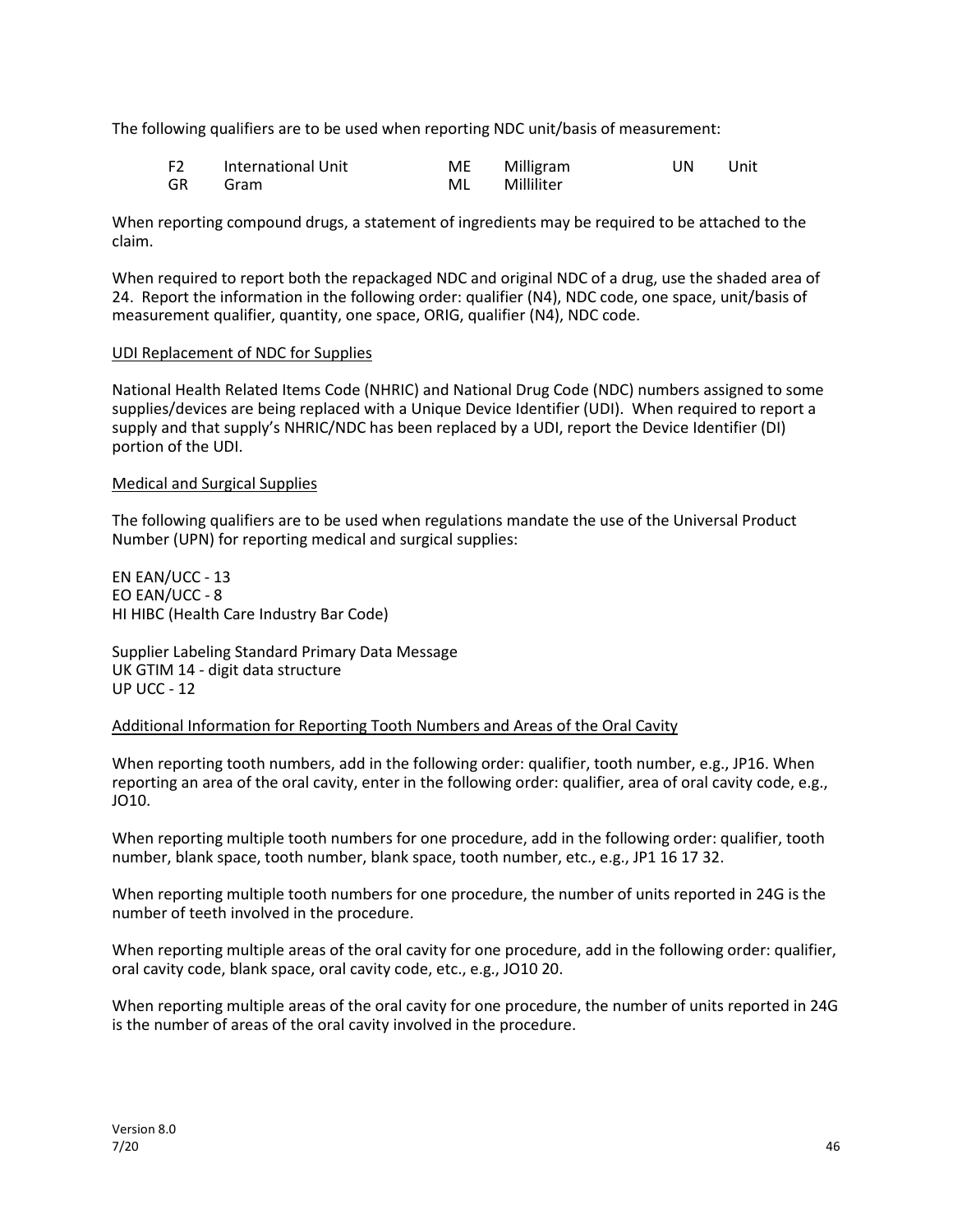The following qualifiers are to be used when reporting NDC unit/basis of measurement:

| | | | | | |
|---|---|---|---|---|---|
| F2 | International Unit | ME | Milligram | UN | Unit |
| GR | Gram | ML | Milliliter | | |

When reporting compound drugs, a statement of ingredients may be required to be attached to the claim.

When required to report both the repackaged NDC and original NDC of a drug, use the shaded area of 24. Report the information in the following order: qualifier (N4), NDC code, one space, unit/basis of measurement qualifier, quantity, one space, ORIG, qualifier (N4), NDC code.

<u>UDI Replacement of NDC for Supplies</u>

National Health Related Items Code (NHRIC) and National Drug Code (NDC) numbers assigned to some supplies/devices are being replaced with a Unique Device Identifier (UDI). When required to report a supply and that supply's NHRIC/NDC has been replaced by a UDI, report the Device Identifier (DI) portion of the UDI.

<u>Medical and Surgical Supplies</u>

The following qualifiers are to be used when regulations mandate the use of the Universal Product Number (UPN) for reporting medical and surgical supplies:

EN EAN/UCC - 13
EO EAN/UCC - 8
HI HIBC (Health Care Industry Bar Code)

Supplier Labeling Standard Primary Data Message
UK GTIM 14 - digit data structure
UP UCC - 12

<u>Additional Information for Reporting Tooth Numbers and Areas of the Oral Cavity</u>

When reporting tooth numbers, add in the following order: qualifier, tooth number, e.g., JP16. When reporting an area of the oral cavity, enter in the following order: qualifier, area of oral cavity code, e.g., JO10.

When reporting multiple tooth numbers for one procedure, add in the following order: qualifier, tooth number, blank space, tooth number, blank space, tooth number, etc., e.g., JP1 16 17 32.

When reporting multiple tooth numbers for one procedure, the number of units reported in 24G is the number of teeth involved in the procedure.

When reporting multiple areas of the oral cavity for one procedure, add in the following order: qualifier, oral cavity code, blank space, oral cavity code, etc., e.g., JO10 20.

When reporting multiple areas of the oral cavity for one procedure, the number of units reported in 24G is the number of areas of the oral cavity involved in the procedure.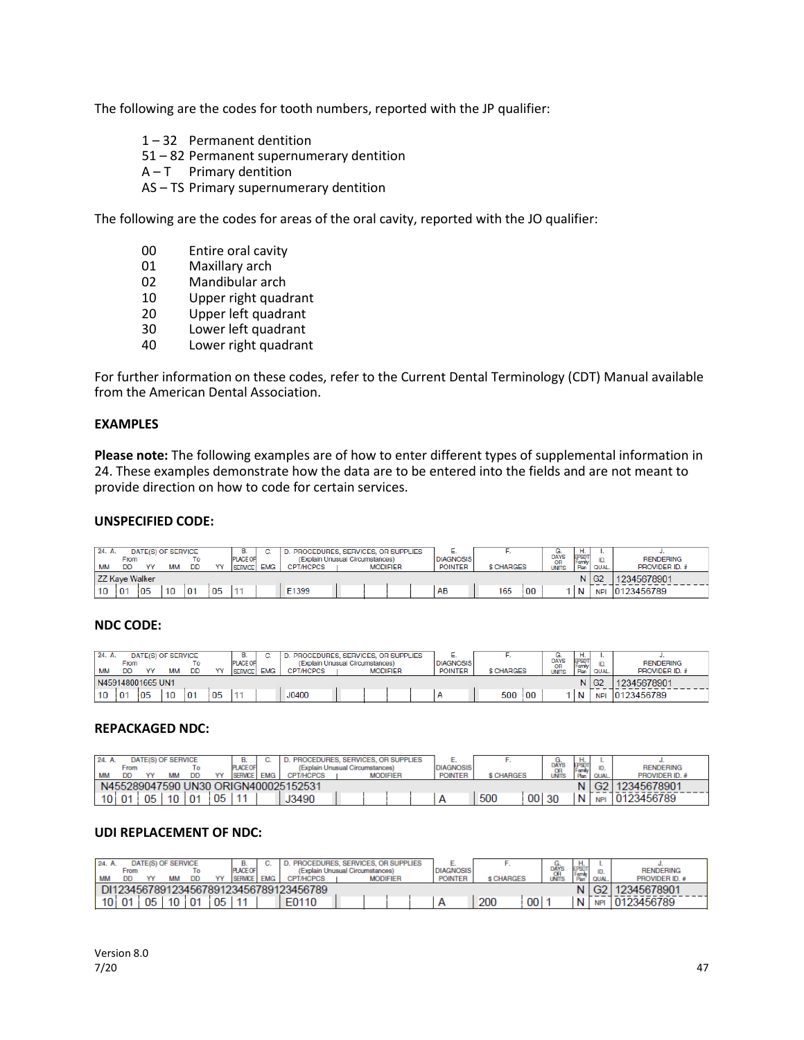The following are the codes for tooth numbers, reported with the JP qualifier:

- 1 – 32 Permanent dentition
- 51 – 82 Permanent supernumerary dentition
- A – T Primary dentition
- AS – TS Primary supernumerary dentition

The following are the codes for areas of the oral cavity, reported with the JO qualifier:

- 00 Entire oral cavity
- 01 Maxillary arch
- 02 Mandibular arch
- 10 Upper right quadrant
- 20 Upper left quadrant
- 30 Lower left quadrant
- 40 Lower right quadrant

For further information on these codes, refer to the Current Dental Terminology (CDT) Manual available from the American Dental Association.

**EXAMPLES**

**Please note:** The following examples are of how to enter different types of supplemental information in 24. These examples demonstrate how the data are to be entered into the fields and are not meant to provide direction on how to code for certain services.

**UNSPECIFIED CODE:**

| 24. A. From MM | DD | YY | To MM | DD | YY | B. PLACE OF SERVICE | C. EMG | D. CPT/HCPCS | MODIFIER | | | | E. DIAGNOSIS POINTER | F. $ CHARGES | | G. DAYS OR UNITS | H. EPSDT Family Plan | I. ID. QUAL. | J. RENDERING PROVIDER ID. # |
|---|---|---|---|---|---|---|---|---|---|---|---|---|---|---|---|---|---|---|---|
| ZZ Kaye Walker | | | | | | | | | | | | | | | | | N | G2 | 12345678901 |
| 10 | 01 | 05 | 10 | 01 | 05 | 11 | | E1399 | | | | | AB | 165 | 00 | 1 | N | NPI | 0123456789 |

**NDC CODE:**

| 24. A. From MM | DD | YY | To MM | DD | YY | B. PLACE OF SERVICE | C. EMG | D. CPT/HCPCS | MODIFIER | | | | E. DIAGNOSIS POINTER | F. $ CHARGES | | G. DAYS OR UNITS | H. EPSDT Family Plan | I. ID. QUAL. | J. RENDERING PROVIDER ID. # |
|---|---|---|---|---|---|---|---|---|---|---|---|---|---|---|---|---|---|---|---|
| N459148001665 UN1 | | | | | | | | | | | | | | | | | N | G2 | 12345678901 |
| 10 | 01 | 05 | 10 | 01 | 05 | 11 | | J0400 | | | | | A | 500 | 00 | 1 | N | NPI | 0123456789 |

**REPACKAGED NDC:**

| 24. A. From MM | DD | YY | To MM | DD | YY | B. PLACE OF SERVICE | C. EMG | D. CPT/HCPCS | MODIFIER | | | | E. DIAGNOSIS POINTER | F. $ CHARGES | | G. DAYS OR UNITS | H. EPSDT Family Plan | I. ID. QUAL. | J. RENDERING PROVIDER ID. # |
|---|---|---|---|---|---|---|---|---|---|---|---|---|---|---|---|---|---|---|---|
| N455289047590 UN30 ORIGN400025152531 | | | | | | | | | | | | | | | | | N | G2 | 12345678901 |
| 10 | 01 | 05 | 10 | 01 | 05 | 11 | | J3490 | | | | | A | 500 | 00 | 30 | N | NPI | 0123456789 |

**UDI REPLACEMENT OF NDC:**

| 24. A. From MM | DD | YY | To MM | DD | YY | B. PLACE OF SERVICE | C. EMG | D. CPT/HCPCS | MODIFIER | | | | E. DIAGNOSIS POINTER | F. $ CHARGES | | G. DAYS OR UNITS | H. EPSDT Family Plan | I. ID. QUAL. | J. RENDERING PROVIDER ID. # |
|---|---|---|---|---|---|---|---|---|---|---|---|---|---|---|---|---|---|---|---|
| DI12345678912345678912345678912345678​9 | | | | | | | | | | | | | | | | | N | G2 | 12345678901 |
| 10 | 01 | 05 | 10 | 01 | 05 | 11 | | E0110 | | | | | A | 200 | 00 | 1 | N | NPI | 0123456789 |

Version 8.0
7/20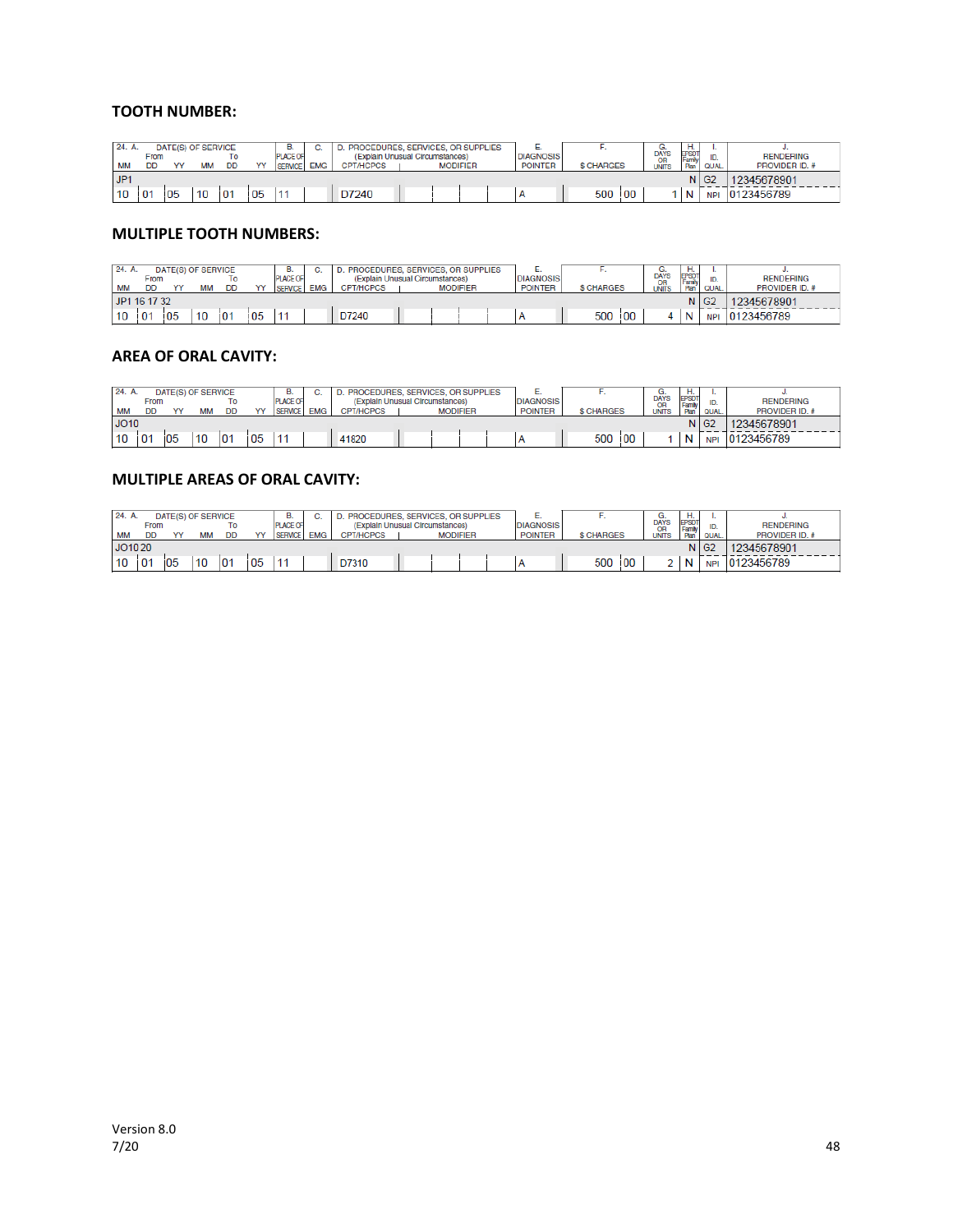**TOOTH NUMBER:**

| 24. A. DATE(S) OF SERVICE From MM | DD | YY | To MM | DD | YY | B. PLACE OF SERVICE | C. EMG | D. PROCEDURES, SERVICES, OR SUPPLIES (Explain Unusual Circumstances) CPT/HCPCS | MODIFIER | | | | E. DIAGNOSIS POINTER | F. $ CHARGES | | G. DAYS OR UNITS | H. EPSDT Family Plan | I. ID. QUAL. | J. RENDERING PROVIDER ID. # |
|---|---|---|---|---|---|---|---|---|---|---|---|---|---|---|---|---|---|---|---|
| JP1 | | | | | | | | | | | | | | | | | N | G2 | 12345678901 |
| 10 | 01 | 05 | 10 | 01 | 05 | 11 | | D7240 | | | | | A | 500 | 00 | 1 | N | NPI | 0123456789 |

**MULTIPLE TOOTH NUMBERS:**

| 24. A. DATE(S) OF SERVICE From MM | DD | YY | To MM | DD | YY | B. PLACE OF SERVICE | C. EMG | D. PROCEDURES, SERVICES, OR SUPPLIES (Explain Unusual Circumstances) CPT/HCPCS | MODIFIER | | | | E. DIAGNOSIS POINTER | F. $ CHARGES | | G. DAYS OR UNITS | H. EPSDT Family Plan | I. ID. QUAL. | J. RENDERING PROVIDER ID. # |
|---|---|---|---|---|---|---|---|---|---|---|---|---|---|---|---|---|---|---|---|
| JP1 16 17 32 | | | | | | | | | | | | | | | | | N | G2 | 12345678901 |
| 10 | 01 | 05 | 10 | 01 | 05 | 11 | | D7240 | | | | | A | 500 | 00 | 4 | N | NPI | 0123456789 |

**AREA OF ORAL CAVITY:**

| 24. A. DATE(S) OF SERVICE From MM | DD | YY | To MM | DD | YY | B. PLACE OF SERVICE | C. EMG | D. PROCEDURES, SERVICES, OR SUPPLIES (Explain Unusual Circumstances) CPT/HCPCS | MODIFIER | | | | E. DIAGNOSIS POINTER | F. $ CHARGES | | G. DAYS OR UNITS | H. EPSDT Family Plan | I. ID. QUAL. | J. RENDERING PROVIDER ID. # |
|---|---|---|---|---|---|---|---|---|---|---|---|---|---|---|---|---|---|---|---|
| JO10 | | | | | | | | | | | | | | | | | N | G2 | 12345678901 |
| 10 | 01 | 05 | 10 | 01 | 05 | 11 | | 41820 | | | | | A | 500 | 00 | 1 | N | NPI | 0123456789 |

**MULTIPLE AREAS OF ORAL CAVITY:**

| 24. A. DATE(S) OF SERVICE From MM | DD | YY | To MM | DD | YY | B. PLACE OF SERVICE | C. EMG | D. PROCEDURES, SERVICES, OR SUPPLIES (Explain Unusual Circumstances) CPT/HCPCS | MODIFIER | | | | E. DIAGNOSIS POINTER | F. $ CHARGES | | G. DAYS OR UNITS | H. EPSDT Family Plan | I. ID. QUAL. | J. RENDERING PROVIDER ID. # |
|---|---|---|---|---|---|---|---|---|---|---|---|---|---|---|---|---|---|---|---|
| JO10 20 | | | | | | | | | | | | | | | | | N | G2 | 12345678901 |
| 10 | 01 | 05 | 10 | 01 | 05 | 11 | | D7310 | | | | | A | 500 | 00 | 2 | N | NPI | 0123456789 |

Version 8.0
7/20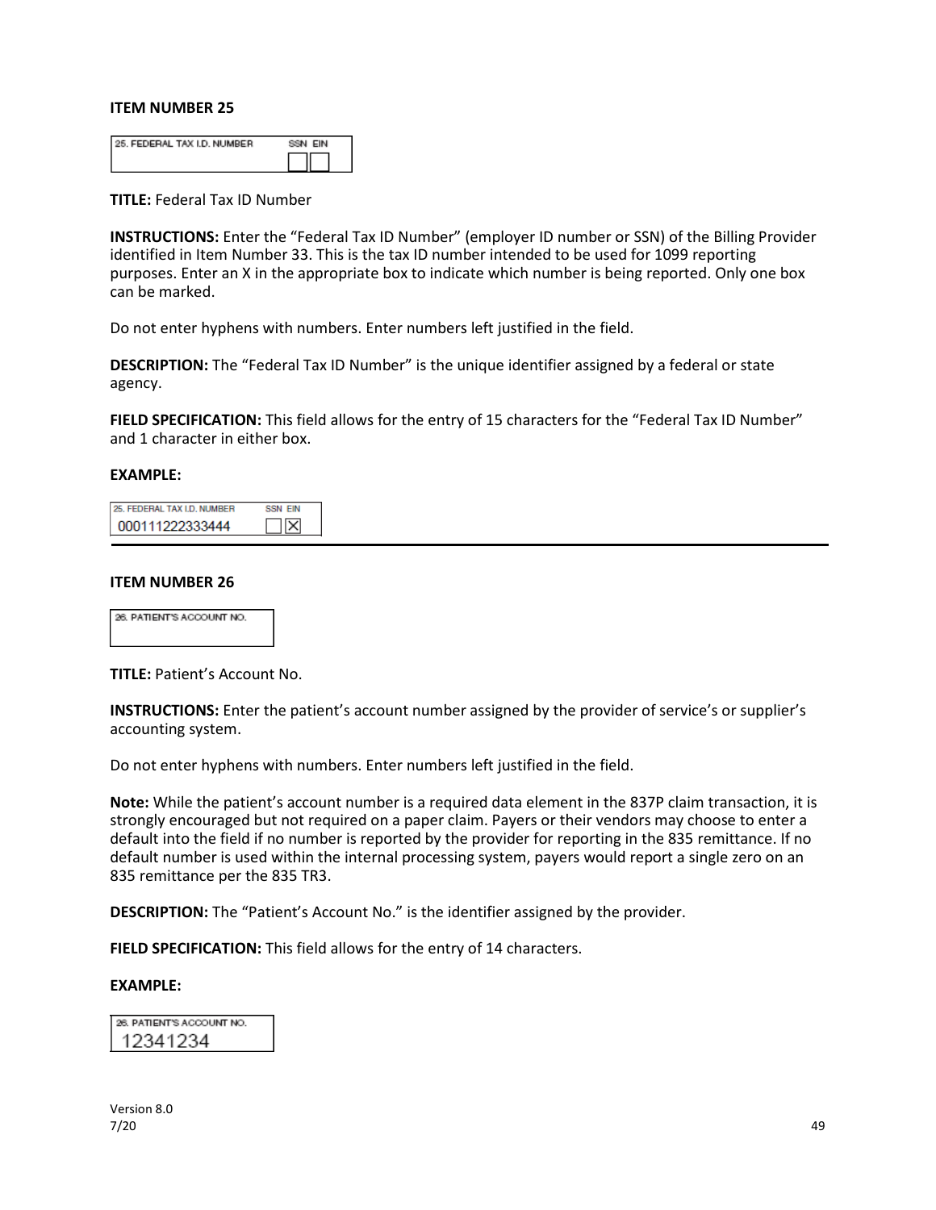### ITEM NUMBER 25

25. FEDERAL TAX I.D. NUMBER SSN EIN

**TITLE:** Federal Tax ID Number

**INSTRUCTIONS:** Enter the "Federal Tax ID Number" (employer ID number or SSN) of the Billing Provider identified in Item Number 33. This is the tax ID number intended to be used for 1099 reporting purposes. Enter an X in the appropriate box to indicate which number is being reported. Only one box can be marked.

Do not enter hyphens with numbers. Enter numbers left justified in the field.

**DESCRIPTION:** The "Federal Tax ID Number" is the unique identifier assigned by a federal or state agency.

**FIELD SPECIFICATION:** This field allows for the entry of 15 characters for the "Federal Tax ID Number" and 1 character in either box.

**EXAMPLE:**

25. FEDERAL TAX I.D. NUMBER SSN EIN
000111222333444 ☐ ☒

---

### ITEM NUMBER 26

26. PATIENT'S ACCOUNT NO.

**TITLE:** Patient's Account No.

**INSTRUCTIONS:** Enter the patient's account number assigned by the provider of service's or supplier's accounting system.

Do not enter hyphens with numbers. Enter numbers left justified in the field.

**Note:** While the patient's account number is a required data element in the 837P claim transaction, it is strongly encouraged but not required on a paper claim. Payers or their vendors may choose to enter a default into the field if no number is reported by the provider for reporting in the 835 remittance. If no default number is used within the internal processing system, payers would report a single zero on an 835 remittance per the 835 TR3.

**DESCRIPTION:** The "Patient's Account No." is the identifier assigned by the provider.

**FIELD SPECIFICATION:** This field allows for the entry of 14 characters.

**EXAMPLE:**

26. PATIENT'S ACCOUNT NO.
12341234

Version 8.0
7/20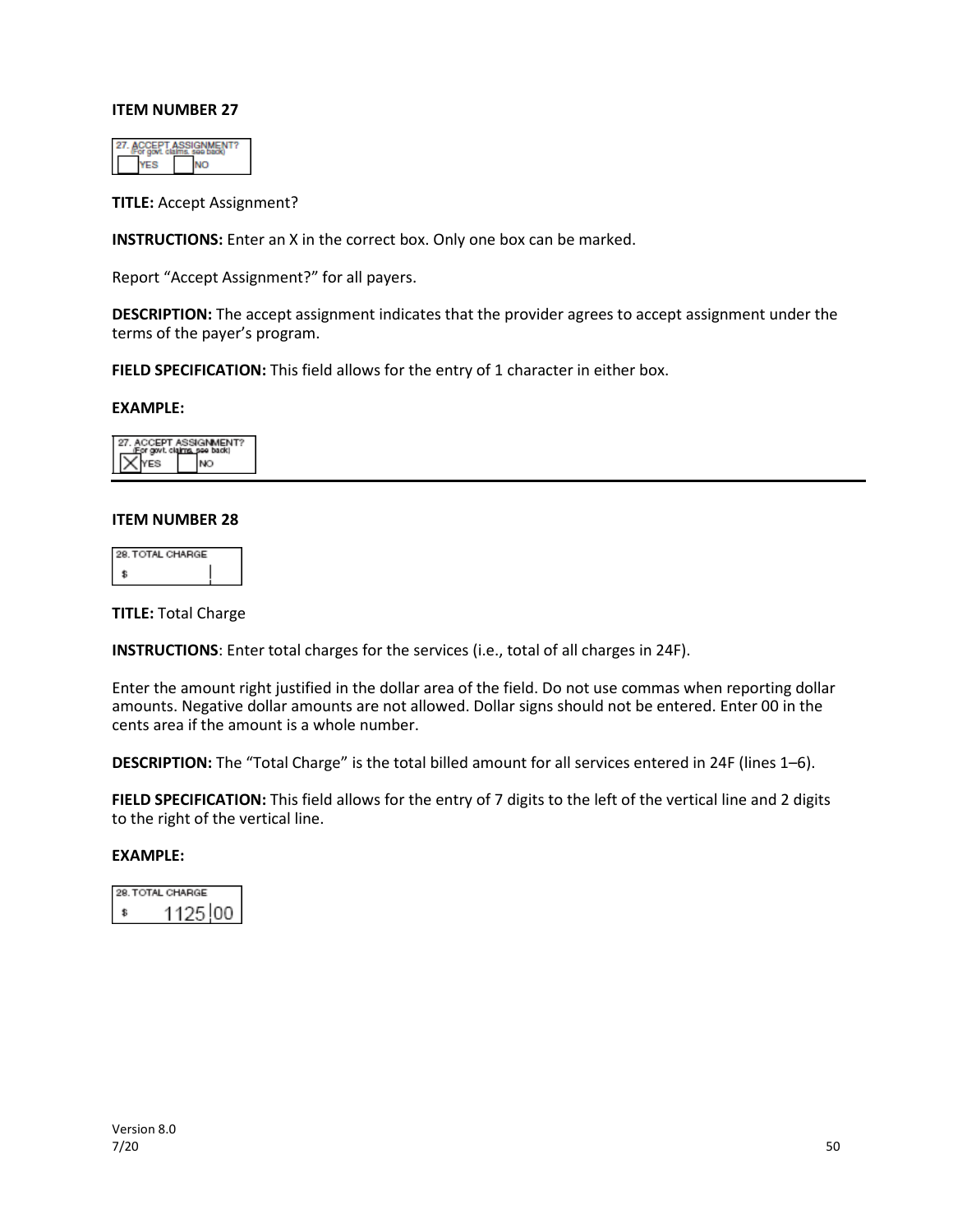**ITEM NUMBER 27**

**TITLE:** Accept Assignment?

**INSTRUCTIONS:** Enter an X in the correct box. Only one box can be marked.

Report "Accept Assignment?" for all payers.

**DESCRIPTION:** The accept assignment indicates that the provider agrees to accept assignment under the terms of the payer's program.

**FIELD SPECIFICATION:** This field allows for the entry of 1 character in either box.

**EXAMPLE:**

---

**ITEM NUMBER 28**

**TITLE:** Total Charge

**INSTRUCTIONS**: Enter total charges for the services (i.e., total of all charges in 24F).

Enter the amount right justified in the dollar area of the field. Do not use commas when reporting dollar amounts. Negative dollar amounts are not allowed. Dollar signs should not be entered. Enter 00 in the cents area if the amount is a whole number.

**DESCRIPTION:** The "Total Charge" is the total billed amount for all services entered in 24F (lines 1–6).

**FIELD SPECIFICATION:** This field allows for the entry of 7 digits to the left of the vertical line and 2 digits to the right of the vertical line.

**EXAMPLE:**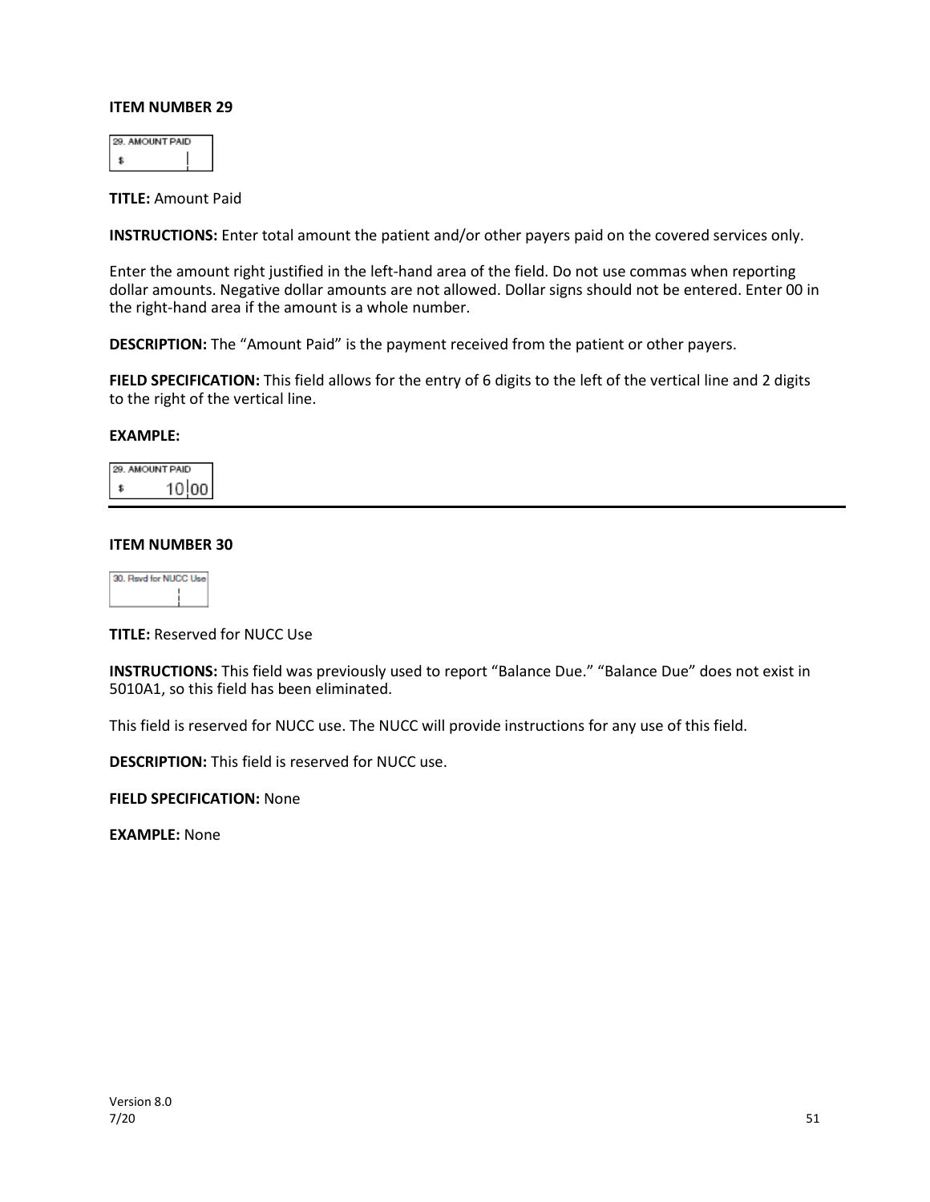**ITEM NUMBER 29**

29. AMOUNT PAID
$

**TITLE:** Amount Paid

**INSTRUCTIONS:** Enter total amount the patient and/or other payers paid on the covered services only.

Enter the amount right justified in the left-hand area of the field. Do not use commas when reporting dollar amounts. Negative dollar amounts are not allowed. Dollar signs should not be entered. Enter 00 in the right-hand area if the amount is a whole number.

**DESCRIPTION:** The "Amount Paid" is the payment received from the patient or other payers.

**FIELD SPECIFICATION:** This field allows for the entry of 6 digits to the left of the vertical line and 2 digits to the right of the vertical line.

**EXAMPLE:**

29. AMOUNT PAID
$ 10|00

---

**ITEM NUMBER 30**

30. Rsvd for NUCC Use

**TITLE:** Reserved for NUCC Use

**INSTRUCTIONS:** This field was previously used to report "Balance Due." "Balance Due" does not exist in 5010A1, so this field has been eliminated.

This field is reserved for NUCC use. The NUCC will provide instructions for any use of this field.

**DESCRIPTION:** This field is reserved for NUCC use.

**FIELD SPECIFICATION:** None

**EXAMPLE:** None

Version 8.0
7/20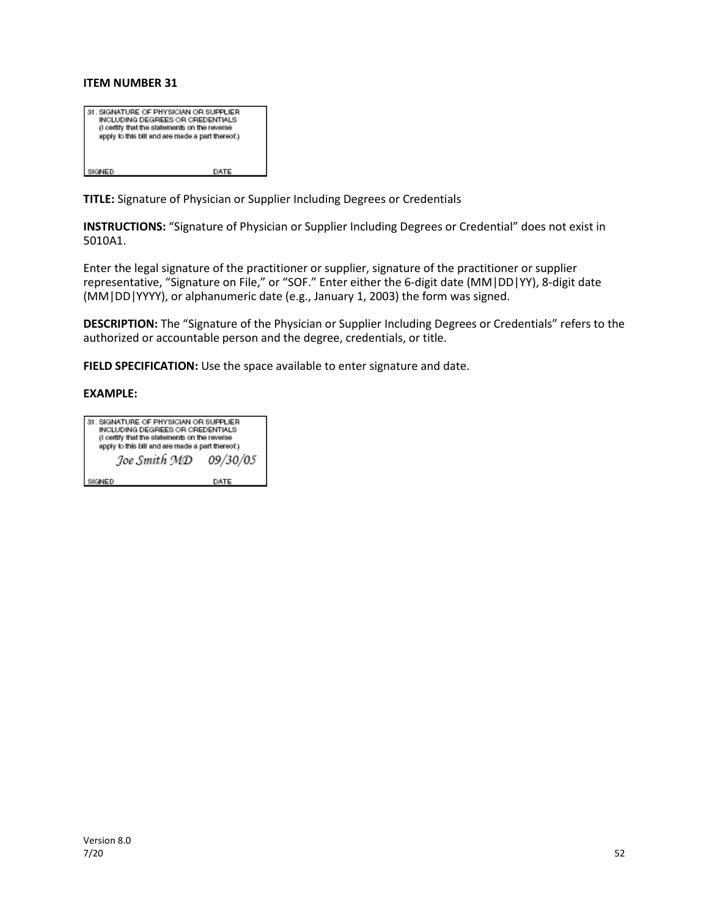**ITEM NUMBER 31**

31. SIGNATURE OF PHYSICIAN OR SUPPLIER INCLUDING DEGREES OR CREDENTIALS (I certify that the statements on the reverse apply to this bill and are made a part thereof.)

SIGNED DATE

**TITLE:** Signature of Physician or Supplier Including Degrees or Credentials

**INSTRUCTIONS:** "Signature of Physician or Supplier Including Degrees or Credential" does not exist in 5010A1.

Enter the legal signature of the practitioner or supplier, signature of the practitioner or supplier representative, "Signature on File," or "SOF." Enter either the 6-digit date (MM|DD|YY), 8-digit date (MM|DD|YYYY), or alphanumeric date (e.g., January 1, 2003) the form was signed.

**DESCRIPTION:** The "Signature of the Physician or Supplier Including Degrees or Credentials" refers to the authorized or accountable person and the degree, credentials, or title.

**FIELD SPECIFICATION:** Use the space available to enter signature and date.

**EXAMPLE:**

31. SIGNATURE OF PHYSICIAN OR SUPPLIER INCLUDING DEGREES OR CREDENTIALS (I certify that the statements on the reverse apply to this bill and are made a part thereof.)

*Joe Smith MD* *09/30/05*

SIGNED DATE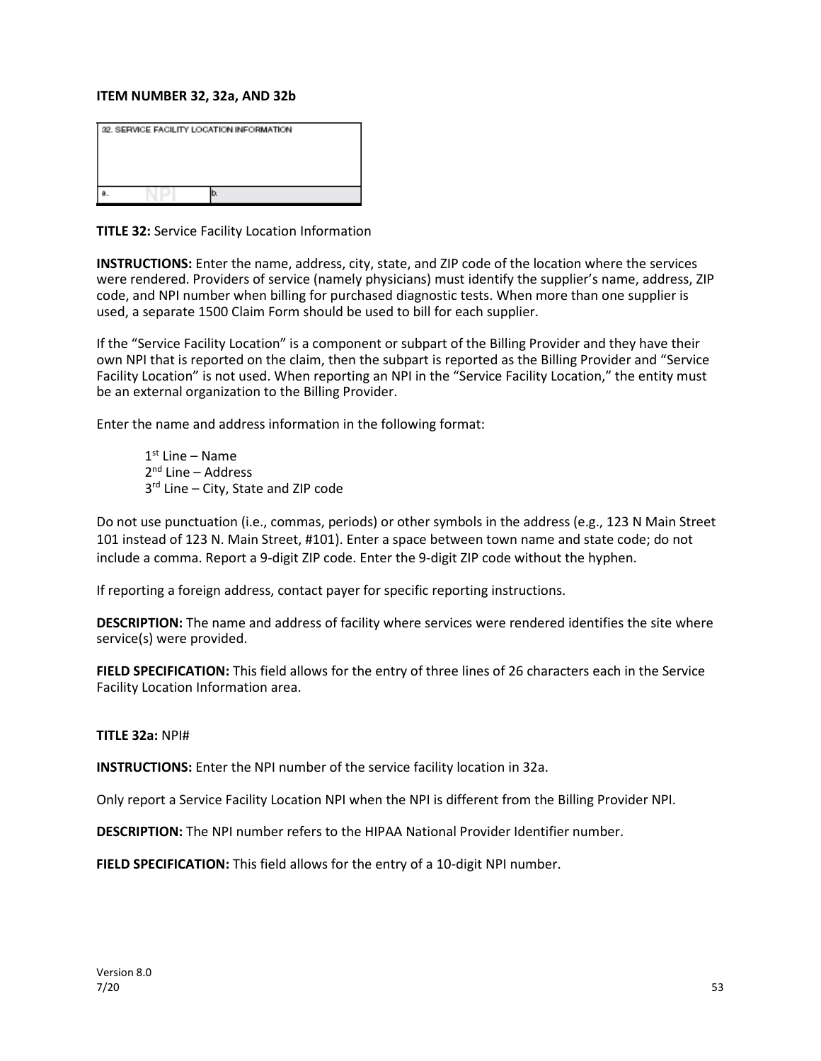**ITEM NUMBER 32, 32a, AND 32b**

| 32. SERVICE FACILITY LOCATION INFORMATION | |
|---|---|
| a. NPI | b. |

**TITLE 32:** Service Facility Location Information

**INSTRUCTIONS:** Enter the name, address, city, state, and ZIP code of the location where the services were rendered. Providers of service (namely physicians) must identify the supplier's name, address, ZIP code, and NPI number when billing for purchased diagnostic tests. When more than one supplier is used, a separate 1500 Claim Form should be used to bill for each supplier.

If the "Service Facility Location" is a component or subpart of the Billing Provider and they have their own NPI that is reported on the claim, then the subpart is reported as the Billing Provider and "Service Facility Location" is not used. When reporting an NPI in the "Service Facility Location," the entity must be an external organization to the Billing Provider.

Enter the name and address information in the following format:

1st Line – Name
2nd Line – Address
3rd Line – City, State and ZIP code

Do not use punctuation (i.e., commas, periods) or other symbols in the address (e.g., 123 N Main Street 101 instead of 123 N. Main Street, #101). Enter a space between town name and state code; do not include a comma. Report a 9-digit ZIP code. Enter the 9-digit ZIP code without the hyphen.

If reporting a foreign address, contact payer for specific reporting instructions.

**DESCRIPTION:** The name and address of facility where services were rendered identifies the site where service(s) were provided.

**FIELD SPECIFICATION:** This field allows for the entry of three lines of 26 characters each in the Service Facility Location Information area.

**TITLE 32a:** NPI#

**INSTRUCTIONS:** Enter the NPI number of the service facility location in 32a.

Only report a Service Facility Location NPI when the NPI is different from the Billing Provider NPI.

**DESCRIPTION:** The NPI number refers to the HIPAA National Provider Identifier number.

**FIELD SPECIFICATION:** This field allows for the entry of a 10-digit NPI number.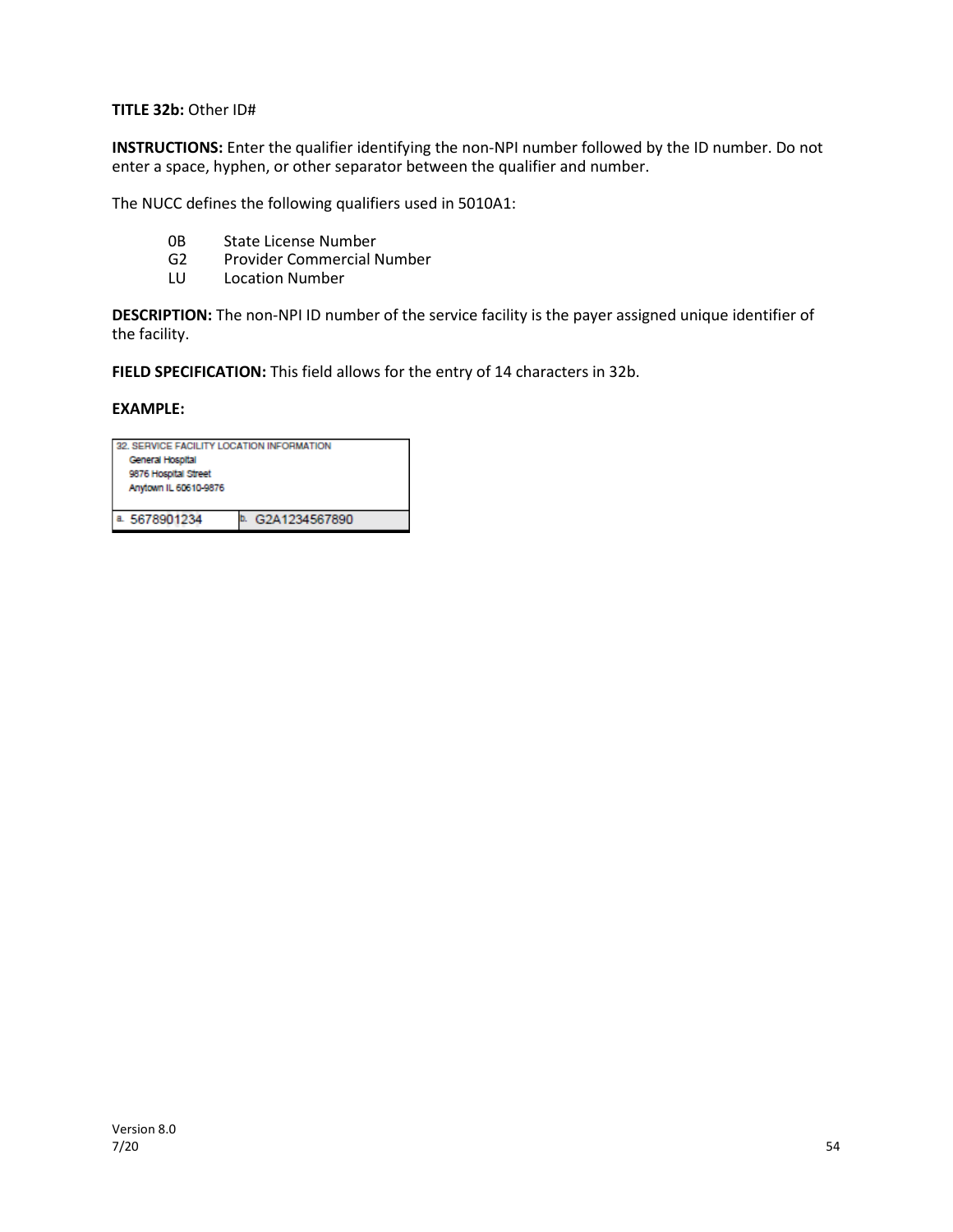**TITLE 32b:** Other ID#

**INSTRUCTIONS:** Enter the qualifier identifying the non-NPI number followed by the ID number. Do not enter a space, hyphen, or other separator between the qualifier and number.

The NUCC defines the following qualifiers used in 5010A1:

| | |
|---|---|
| 0B | State License Number |
| G2 | Provider Commercial Number |
| LU | Location Number |

**DESCRIPTION:** The non-NPI ID number of the service facility is the payer assigned unique identifier of the facility.

**FIELD SPECIFICATION:** This field allows for the entry of 14 characters in 32b.

**EXAMPLE:**

| 32. SERVICE FACILITY LOCATION INFORMATION<br>General Hospital<br>9876 Hospital Street<br>Anytown IL 60610-9876 | |
|---|---|
| a. 5678901234 | b. G2A1234567890 |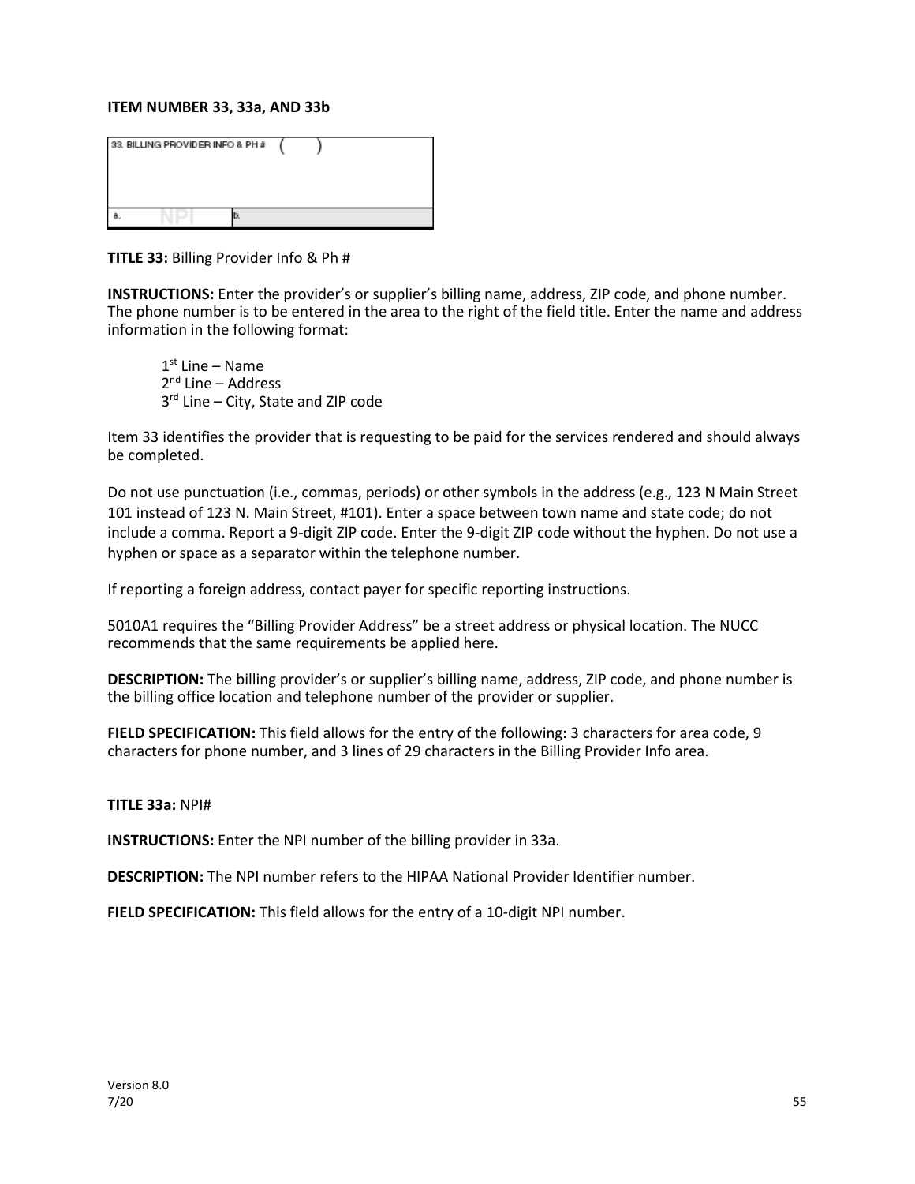**ITEM NUMBER 33, 33a, AND 33b**

**TITLE 33:** Billing Provider Info & Ph #

**INSTRUCTIONS:** Enter the provider's or supplier's billing name, address, ZIP code, and phone number. The phone number is to be entered in the area to the right of the field title. Enter the name and address information in the following format:

1st Line – Name
2nd Line – Address
3rd Line – City, State and ZIP code

Item 33 identifies the provider that is requesting to be paid for the services rendered and should always be completed.

Do not use punctuation (i.e., commas, periods) or other symbols in the address (e.g., 123 N Main Street 101 instead of 123 N. Main Street, #101). Enter a space between town name and state code; do not include a comma. Report a 9-digit ZIP code. Enter the 9-digit ZIP code without the hyphen. Do not use a hyphen or space as a separator within the telephone number.

If reporting a foreign address, contact payer for specific reporting instructions.

5010A1 requires the "Billing Provider Address" be a street address or physical location. The NUCC recommends that the same requirements be applied here.

**DESCRIPTION:** The billing provider's or supplier's billing name, address, ZIP code, and phone number is the billing office location and telephone number of the provider or supplier.

**FIELD SPECIFICATION:** This field allows for the entry of the following: 3 characters for area code, 9 characters for phone number, and 3 lines of 29 characters in the Billing Provider Info area.

**TITLE 33a:** NPI#

**INSTRUCTIONS:** Enter the NPI number of the billing provider in 33a.

**DESCRIPTION:** The NPI number refers to the HIPAA National Provider Identifier number.

**FIELD SPECIFICATION:** This field allows for the entry of a 10-digit NPI number.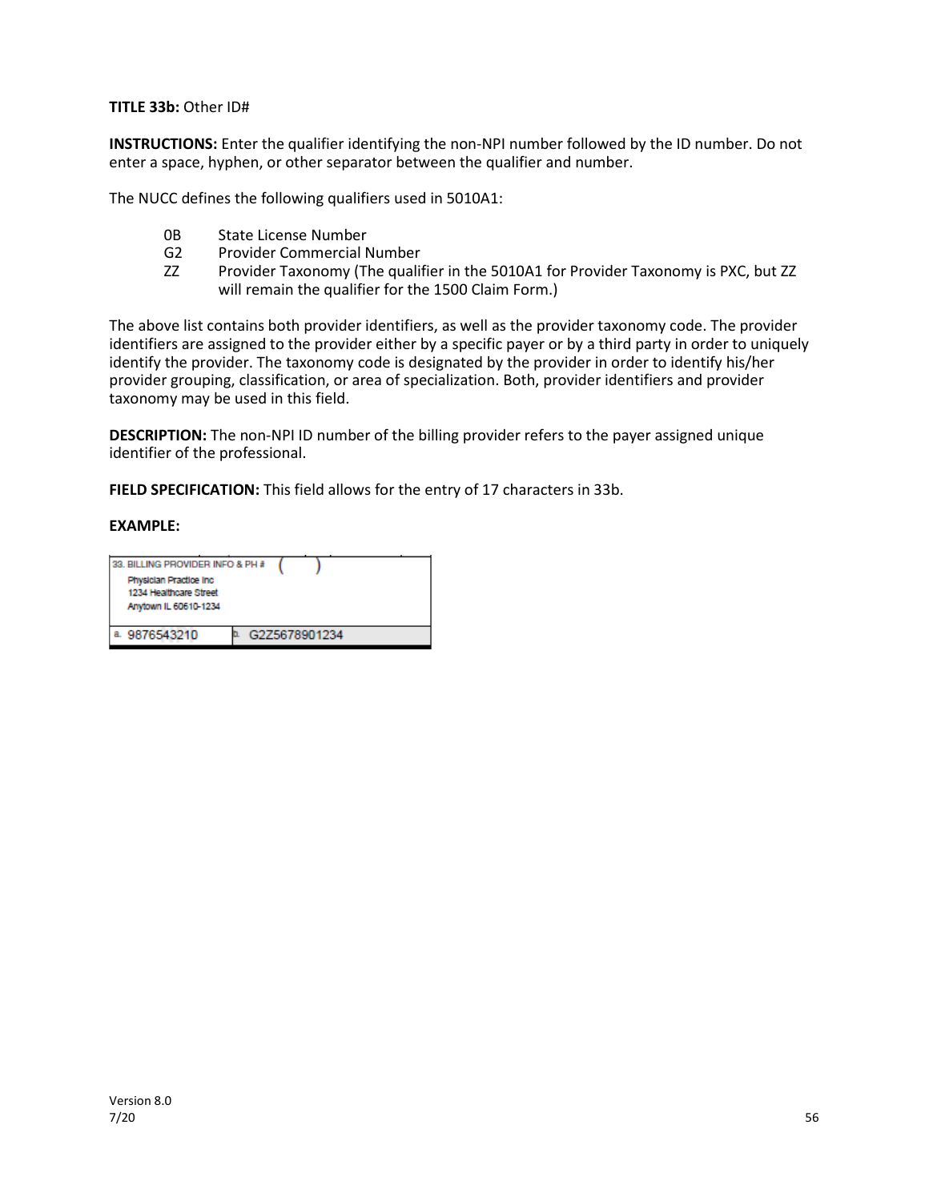**TITLE 33b:** Other ID#

**INSTRUCTIONS:** Enter the qualifier identifying the non-NPI number followed by the ID number. Do not enter a space, hyphen, or other separator between the qualifier and number.

The NUCC defines the following qualifiers used in 5010A1:

| | |
|---|---|
| 0B | State License Number |
| G2 | Provider Commercial Number |
| ZZ | Provider Taxonomy (The qualifier in the 5010A1 for Provider Taxonomy is PXC, but ZZ will remain the qualifier for the 1500 Claim Form.) |

The above list contains both provider identifiers, as well as the provider taxonomy code. The provider identifiers are assigned to the provider either by a specific payer or by a third party in order to uniquely identify the provider. The taxonomy code is designated by the provider in order to identify his/her provider grouping, classification, or area of specialization. Both, provider identifiers and provider taxonomy may be used in this field.

**DESCRIPTION:** The non-NPI ID number of the billing provider refers to the payer assigned unique identifier of the professional.

**FIELD SPECIFICATION:** This field allows for the entry of 17 characters in 33b.

**EXAMPLE:**

| 33. BILLING PROVIDER INFO & PH # ( ) | |
|---|---|
| Physician Practice Inc<br>1234 Healthcare Street<br>Anytown IL 60610-1234 | |
| a. 9876543210 | b. G2Z5678901234 |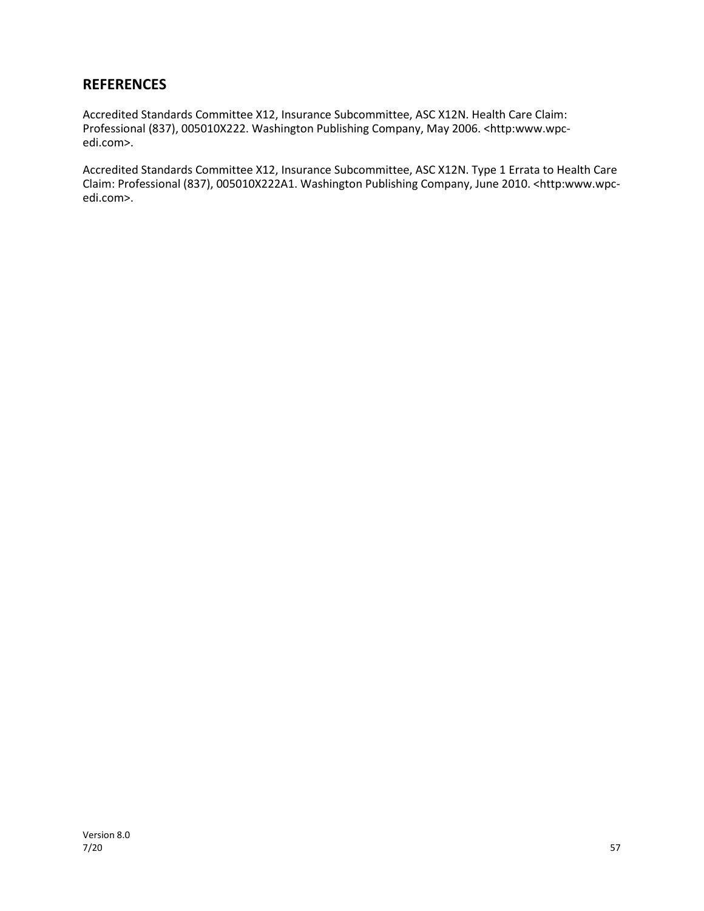## REFERENCES

Accredited Standards Committee X12, Insurance Subcommittee, ASC X12N. Health Care Claim: Professional (837), 005010X222. Washington Publishing Company, May 2006. <http:www.wpc-edi.com>.

Accredited Standards Committee X12, Insurance Subcommittee, ASC X12N. Type 1 Errata to Health Care Claim: Professional (837), 005010X222A1. Washington Publishing Company, June 2010. <http:www.wpc-edi.com>.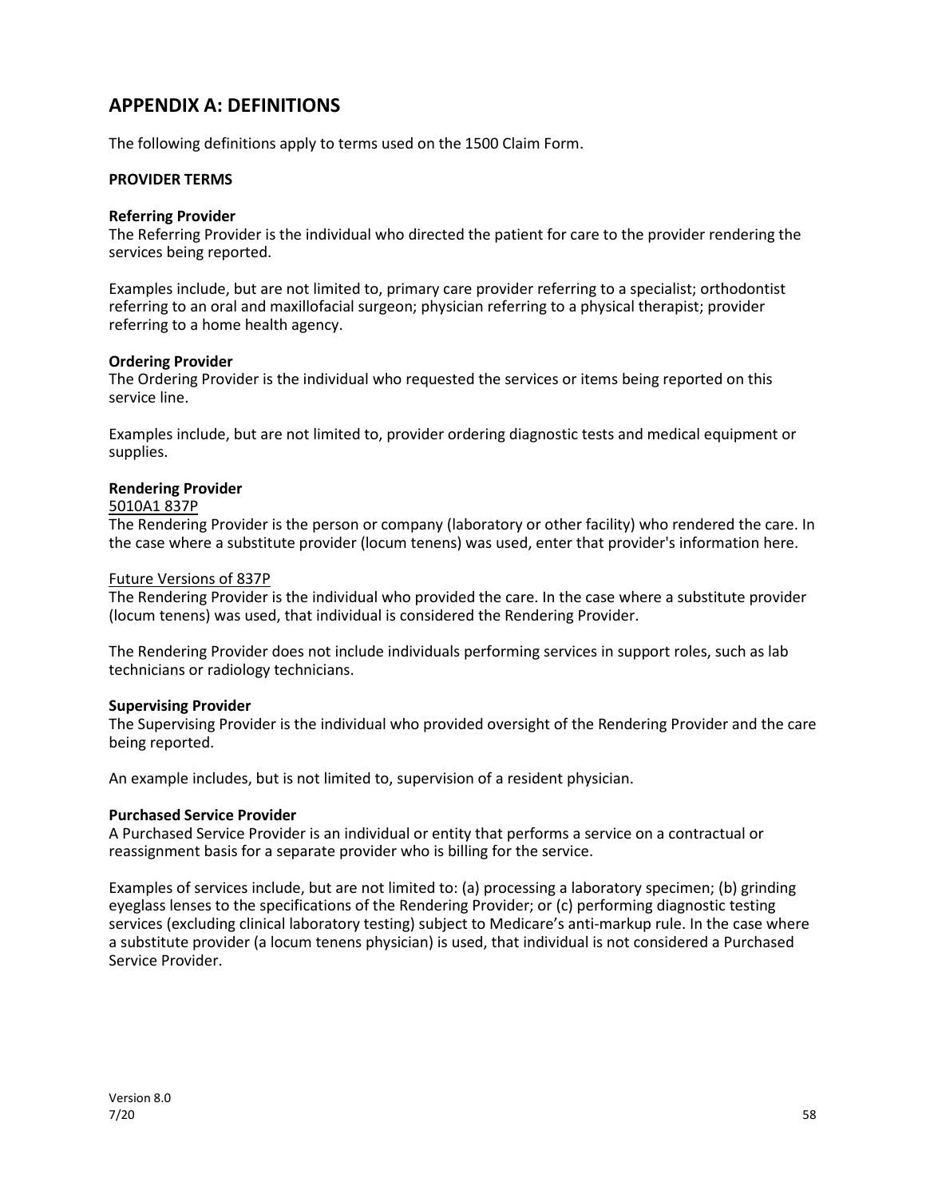## APPENDIX A: DEFINITIONS

The following definitions apply to terms used on the 1500 Claim Form.

**PROVIDER TERMS**

**Referring Provider**
The Referring Provider is the individual who directed the patient for care to the provider rendering the services being reported.

Examples include, but are not limited to, primary care provider referring to a specialist; orthodontist referring to an oral and maxillofacial surgeon; physician referring to a physical therapist; provider referring to a home health agency.

**Ordering Provider**
The Ordering Provider is the individual who requested the services or items being reported on this service line.

Examples include, but are not limited to, provider ordering diagnostic tests and medical equipment or supplies.

**Rendering Provider**

<u>5010A1 837P</u>
The Rendering Provider is the person or company (laboratory or other facility) who rendered the care. In the case where a substitute provider (locum tenens) was used, enter that provider's information here.

<u>Future Versions of 837P</u>
The Rendering Provider is the individual who provided the care. In the case where a substitute provider (locum tenens) was used, that individual is considered the Rendering Provider.

The Rendering Provider does not include individuals performing services in support roles, such as lab technicians or radiology technicians.

**Supervising Provider**
The Supervising Provider is the individual who provided oversight of the Rendering Provider and the care being reported.

An example includes, but is not limited to, supervision of a resident physician.

**Purchased Service Provider**
A Purchased Service Provider is an individual or entity that performs a service on a contractual or reassignment basis for a separate provider who is billing for the service.

Examples of services include, but are not limited to: (a) processing a laboratory specimen; (b) grinding eyeglass lenses to the specifications of the Rendering Provider; or (c) performing diagnostic testing services (excluding clinical laboratory testing) subject to Medicare's anti-markup rule. In the case where a substitute provider (a locum tenens physician) is used, that individual is not considered a Purchased Service Provider.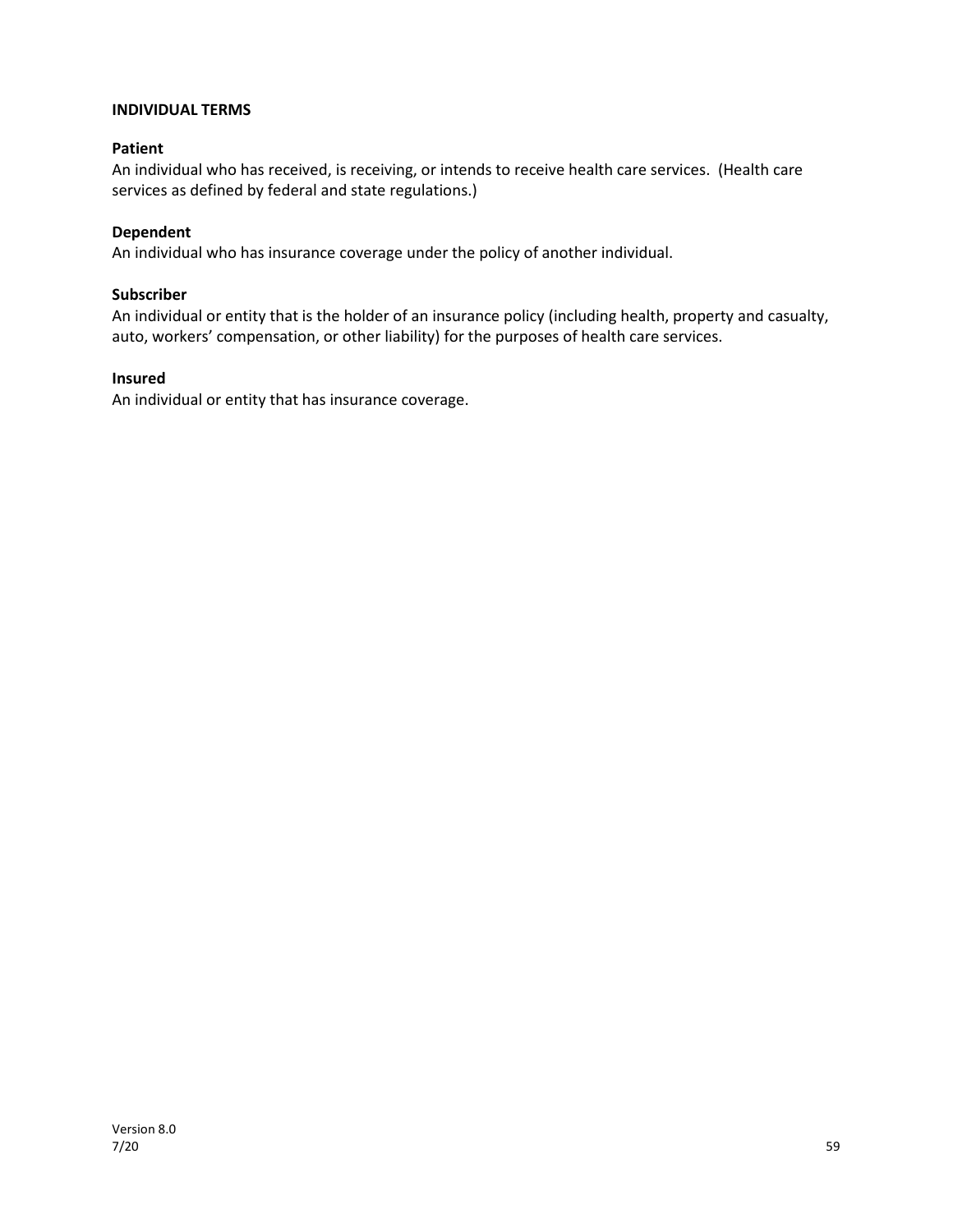## INDIVIDUAL TERMS

### Patient

An individual who has received, is receiving, or intends to receive health care services. (Health care services as defined by federal and state regulations.)

### Dependent

An individual who has insurance coverage under the policy of another individual.

### Subscriber

An individual or entity that is the holder of an insurance policy (including health, property and casualty, auto, workers' compensation, or other liability) for the purposes of health care services.

### Insured

An individual or entity that has insurance coverage.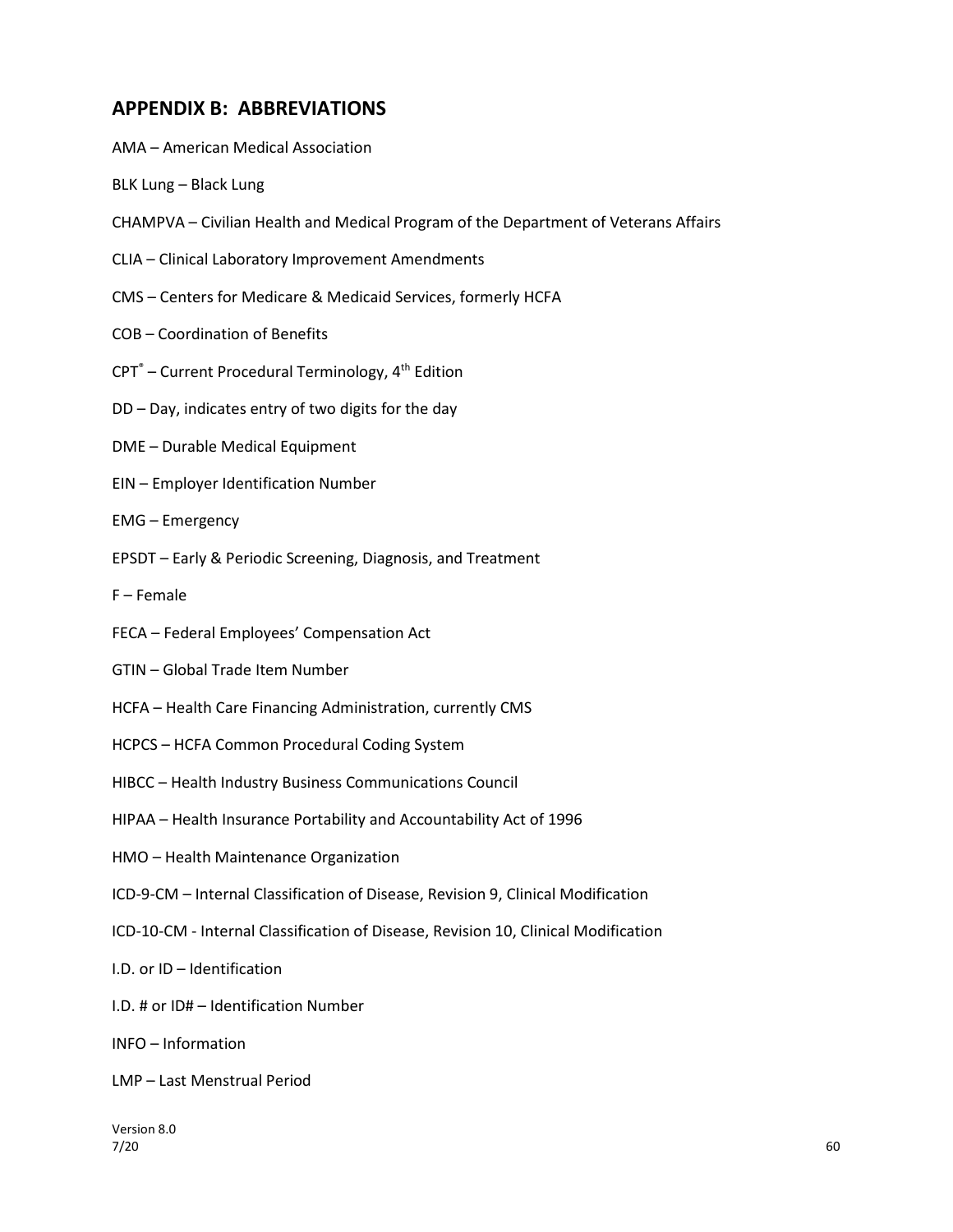## APPENDIX B: ABBREVIATIONS

AMA – American Medical Association

BLK Lung – Black Lung

CHAMPVA – Civilian Health and Medical Program of the Department of Veterans Affairs

CLIA – Clinical Laboratory Improvement Amendments

CMS – Centers for Medicare & Medicaid Services, formerly HCFA

COB – Coordination of Benefits

CPT® – Current Procedural Terminology, 4th Edition

DD – Day, indicates entry of two digits for the day

DME – Durable Medical Equipment

EIN – Employer Identification Number

EMG – Emergency

EPSDT – Early & Periodic Screening, Diagnosis, and Treatment

F – Female

FECA – Federal Employees' Compensation Act

GTIN – Global Trade Item Number

HCFA – Health Care Financing Administration, currently CMS

HCPCS – HCFA Common Procedural Coding System

HIBCC – Health Industry Business Communications Council

HIPAA – Health Insurance Portability and Accountability Act of 1996

HMO – Health Maintenance Organization

ICD-9-CM – Internal Classification of Disease, Revision 9, Clinical Modification

ICD-10-CM - Internal Classification of Disease, Revision 10, Clinical Modification

I.D. or ID – Identification

I.D. # or ID# – Identification Number

INFO – Information

LMP – Last Menstrual Period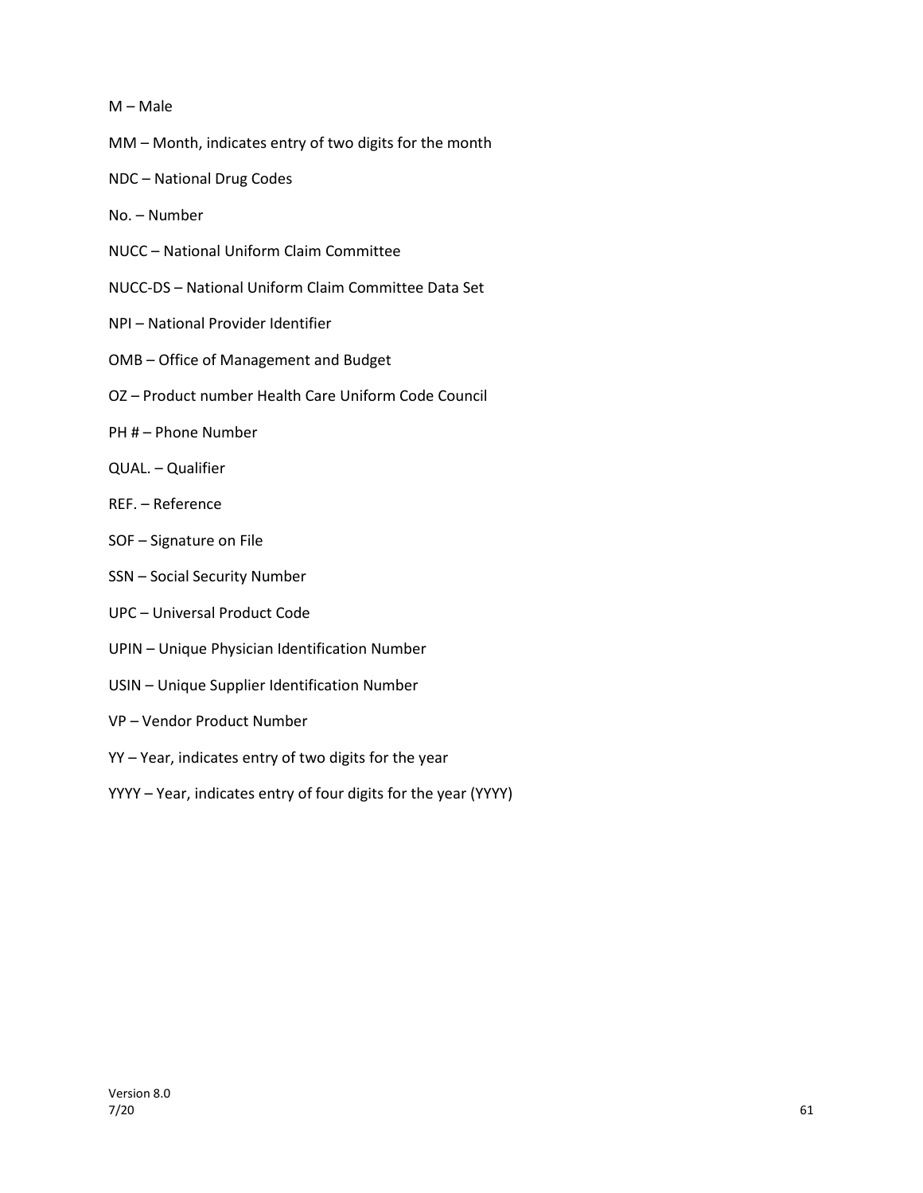M – Male

MM – Month, indicates entry of two digits for the month

NDC – National Drug Codes

No. – Number

NUCC – National Uniform Claim Committee

NUCC-DS – National Uniform Claim Committee Data Set

NPI – National Provider Identifier

OMB – Office of Management and Budget

OZ – Product number Health Care Uniform Code Council

PH # – Phone Number

QUAL. – Qualifier

REF. – Reference

SOF – Signature on File

SSN – Social Security Number

UPC – Universal Product Code

UPIN – Unique Physician Identification Number

USIN – Unique Supplier Identification Number

VP – Vendor Product Number

YY – Year, indicates entry of two digits for the year

YYYY – Year, indicates entry of four digits for the year (YYYY)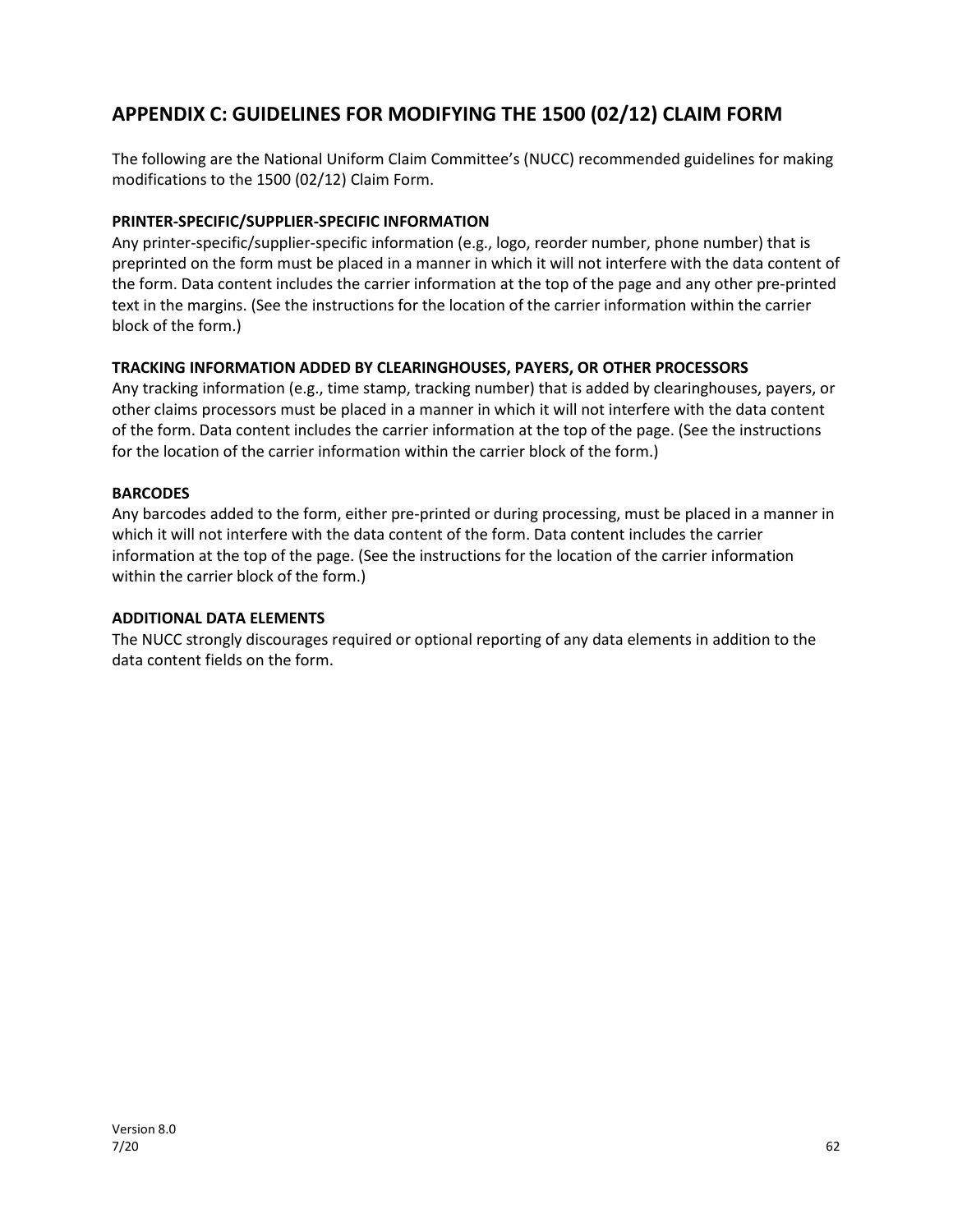## APPENDIX C: GUIDELINES FOR MODIFYING THE 1500 (02/12) CLAIM FORM

The following are the National Uniform Claim Committee's (NUCC) recommended guidelines for making modifications to the 1500 (02/12) Claim Form.

### PRINTER-SPECIFIC/SUPPLIER-SPECIFIC INFORMATION

Any printer-specific/supplier-specific information (e.g., logo, reorder number, phone number) that is preprinted on the form must be placed in a manner in which it will not interfere with the data content of the form. Data content includes the carrier information at the top of the page and any other pre-printed text in the margins. (See the instructions for the location of the carrier information within the carrier block of the form.)

### TRACKING INFORMATION ADDED BY CLEARINGHOUSES, PAYERS, OR OTHER PROCESSORS

Any tracking information (e.g., time stamp, tracking number) that is added by clearinghouses, payers, or other claims processors must be placed in a manner in which it will not interfere with the data content of the form. Data content includes the carrier information at the top of the page. (See the instructions for the location of the carrier information within the carrier block of the form.)

### BARCODES

Any barcodes added to the form, either pre-printed or during processing, must be placed in a manner in which it will not interfere with the data content of the form. Data content includes the carrier information at the top of the page. (See the instructions for the location of the carrier information within the carrier block of the form.)

### ADDITIONAL DATA ELEMENTS

The NUCC strongly discourages required or optional reporting of any data elements in addition to the data content fields on the form.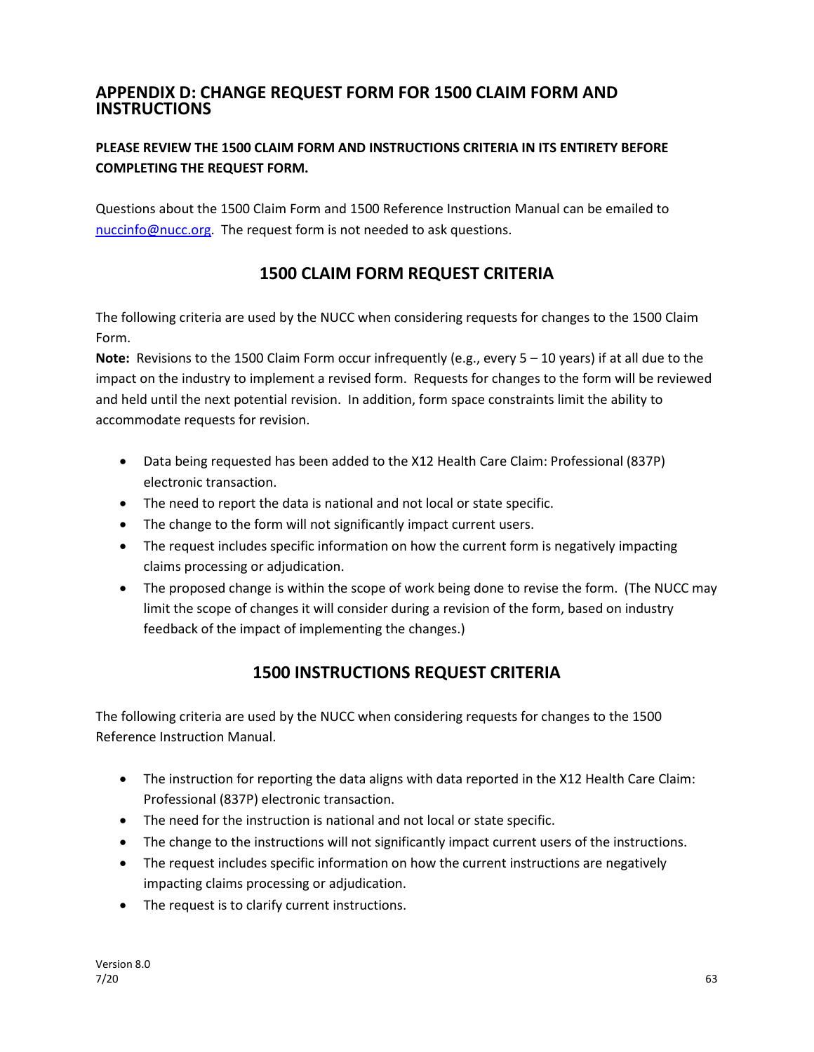## APPENDIX D: CHANGE REQUEST FORM FOR 1500 CLAIM FORM AND INSTRUCTIONS

**PLEASE REVIEW THE 1500 CLAIM FORM AND INSTRUCTIONS CRITERIA IN ITS ENTIRETY BEFORE COMPLETING THE REQUEST FORM.**

Questions about the 1500 Claim Form and 1500 Reference Instruction Manual can be emailed to nuccinfo@nucc.org. The request form is not needed to ask questions.

### 1500 CLAIM FORM REQUEST CRITERIA

The following criteria are used by the NUCC when considering requests for changes to the 1500 Claim Form.

**Note:** Revisions to the 1500 Claim Form occur infrequently (e.g., every 5 – 10 years) if at all due to the impact on the industry to implement a revised form. Requests for changes to the form will be reviewed and held until the next potential revision. In addition, form space constraints limit the ability to accommodate requests for revision.

- Data being requested has been added to the X12 Health Care Claim: Professional (837P) electronic transaction.
- The need to report the data is national and not local or state specific.
- The change to the form will not significantly impact current users.
- The request includes specific information on how the current form is negatively impacting claims processing or adjudication.
- The proposed change is within the scope of work being done to revise the form. (The NUCC may limit the scope of changes it will consider during a revision of the form, based on industry feedback of the impact of implementing the changes.)

### 1500 INSTRUCTIONS REQUEST CRITERIA

The following criteria are used by the NUCC when considering requests for changes to the 1500 Reference Instruction Manual.

- The instruction for reporting the data aligns with data reported in the X12 Health Care Claim: Professional (837P) electronic transaction.
- The need for the instruction is national and not local or state specific.
- The change to the instructions will not significantly impact current users of the instructions.
- The request includes specific information on how the current instructions are negatively impacting claims processing or adjudication.
- The request is to clarify current instructions.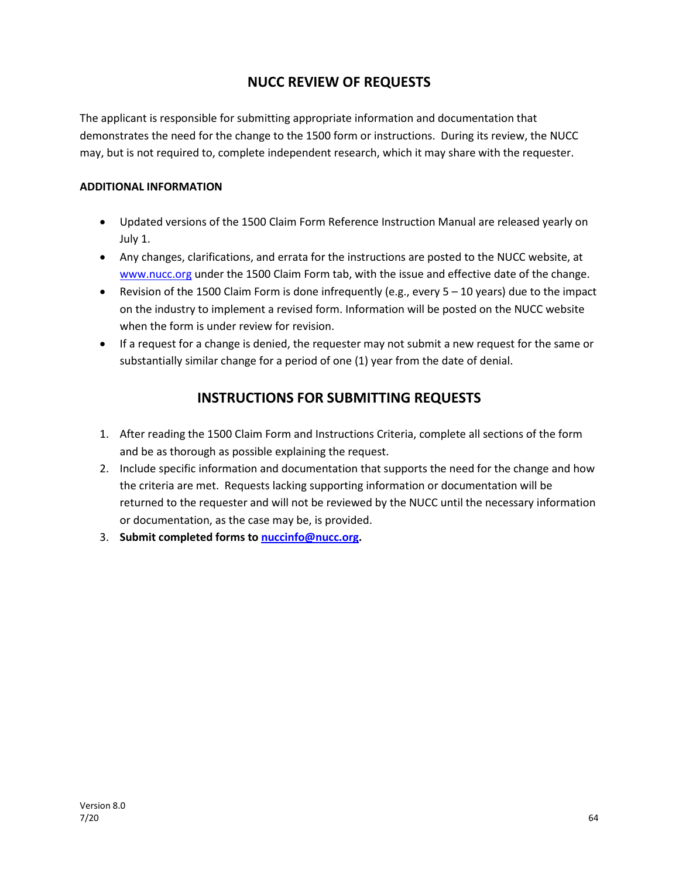## NUCC REVIEW OF REQUESTS

The applicant is responsible for submitting appropriate information and documentation that demonstrates the need for the change to the 1500 form or instructions. During its review, the NUCC may, but is not required to, complete independent research, which it may share with the requester.

**ADDITIONAL INFORMATION**

- Updated versions of the 1500 Claim Form Reference Instruction Manual are released yearly on July 1.
- Any changes, clarifications, and errata for the instructions are posted to the NUCC website, at [www.nucc.org](http://www.nucc.org) under the 1500 Claim Form tab, with the issue and effective date of the change.
- Revision of the 1500 Claim Form is done infrequently (e.g., every 5 – 10 years) due to the impact on the industry to implement a revised form. Information will be posted on the NUCC website when the form is under review for revision.
- If a request for a change is denied, the requester may not submit a new request for the same or substantially similar change for a period of one (1) year from the date of denial.

## INSTRUCTIONS FOR SUBMITTING REQUESTS

1. After reading the 1500 Claim Form and Instructions Criteria, complete all sections of the form and be as thorough as possible explaining the request.
2. Include specific information and documentation that supports the need for the change and how the criteria are met. Requests lacking supporting information or documentation will be returned to the requester and will not be reviewed by the NUCC until the necessary information or documentation, as the case may be, is provided.
3. **Submit completed forms to [nuccinfo@nucc.org](mailto:nuccinfo@nucc.org).**

Version 8.0
7/20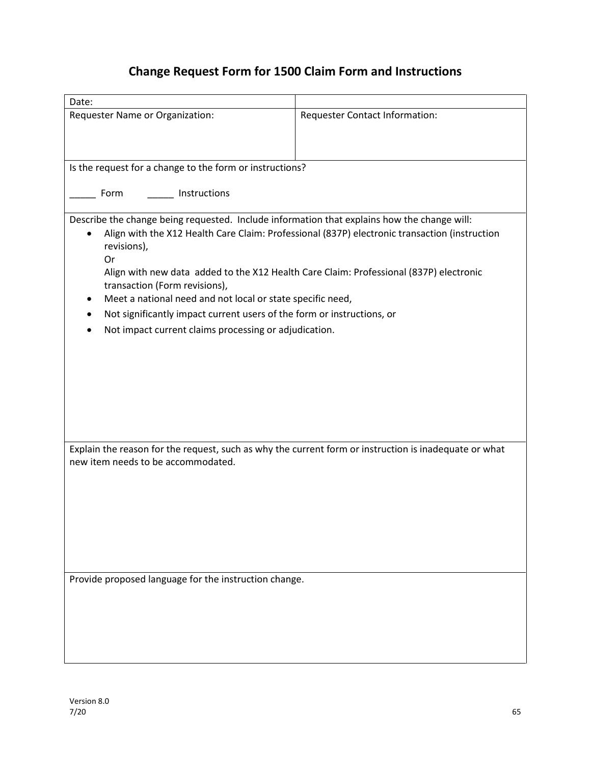# Change Request Form for 1500 Claim Form and Instructions

| | |
|---|---|
| Date: | |
| Requester Name or Organization: | Requester Contact Information: |

Is the request for a change to the form or instructions?

_____ Form        _____ Instructions

Describe the change being requested. Include information that explains how the change will:

- Align with the X12 Health Care Claim: Professional (837P) electronic transaction (instruction revisions),
  Or
  Align with new data added to the X12 Health Care Claim: Professional (837P) electronic transaction (Form revisions),
- Meet a national need and not local or state specific need,
- Not significantly impact current users of the form or instructions, or
- Not impact current claims processing or adjudication.

Explain the reason for the request, such as why the current form or instruction is inadequate or what new item needs to be accommodated.

Provide proposed language for the instruction change.

Version 8.0
7/20